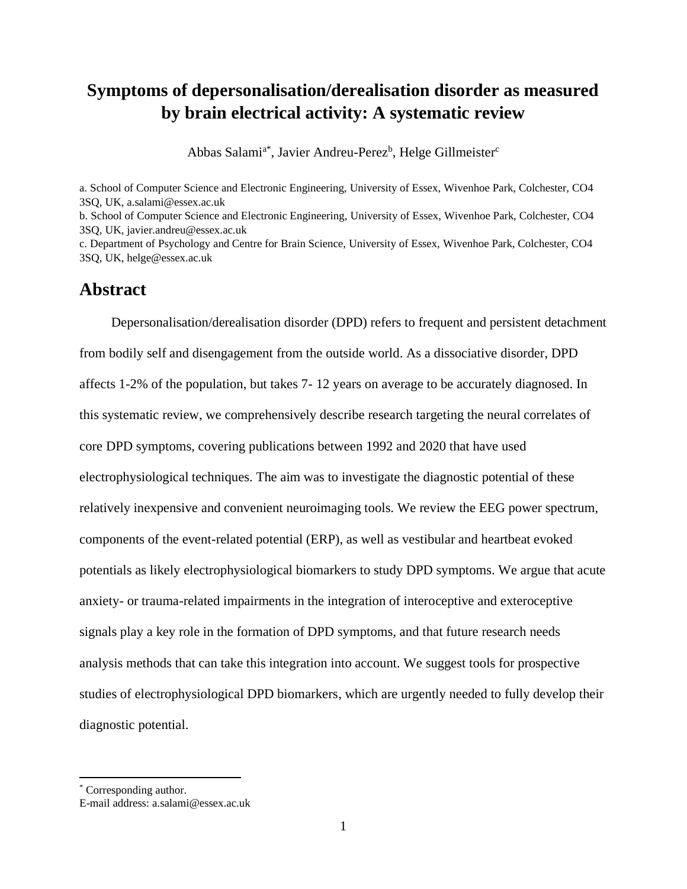# Symptoms of depersonalisation/derealisation disorder as measured by brain electrical activity: A systematic review

Abbas Salami[a*], Javier Andreu-Perez[b], Helge Gillmeister[c]

a. School of Computer Science and Electronic Engineering, University of Essex, Wivenhoe Park, Colchester, CO4 3SQ, UK, a.salami@essex.ac.uk

b. School of Computer Science and Electronic Engineering, University of Essex, Wivenhoe Park, Colchester, CO4 3SQ, UK, javier.andreu@essex.ac.uk

c. Department of Psychology and Centre for Brain Science, University of Essex, Wivenhoe Park, Colchester, CO4 3SQ, UK, helge@essex.ac.uk

## Abstract

Depersonalisation/derealisation disorder (DPD) refers to frequent and persistent detachment from bodily self and disengagement from the outside world. As a dissociative disorder, DPD affects 1-2% of the population, but takes 7- 12 years on average to be accurately diagnosed. In this systematic review, we comprehensively describe research targeting the neural correlates of core DPD symptoms, covering publications between 1992 and 2020 that have used electrophysiological techniques. The aim was to investigate the diagnostic potential of these relatively inexpensive and convenient neuroimaging tools. We review the EEG power spectrum, components of the event-related potential (ERP), as well as vestibular and heartbeat evoked potentials as likely electrophysiological biomarkers to study DPD symptoms. We argue that acute anxiety- or trauma-related impairments in the integration of interoceptive and exteroceptive signals play a key role in the formation of DPD symptoms, and that future research needs analysis methods that can take this integration into account. We suggest tools for prospective studies of electrophysiological DPD biomarkers, which are urgently needed to fully develop their diagnostic potential.

[*] Corresponding author.
E-mail address: a.salami@essex.ac.uk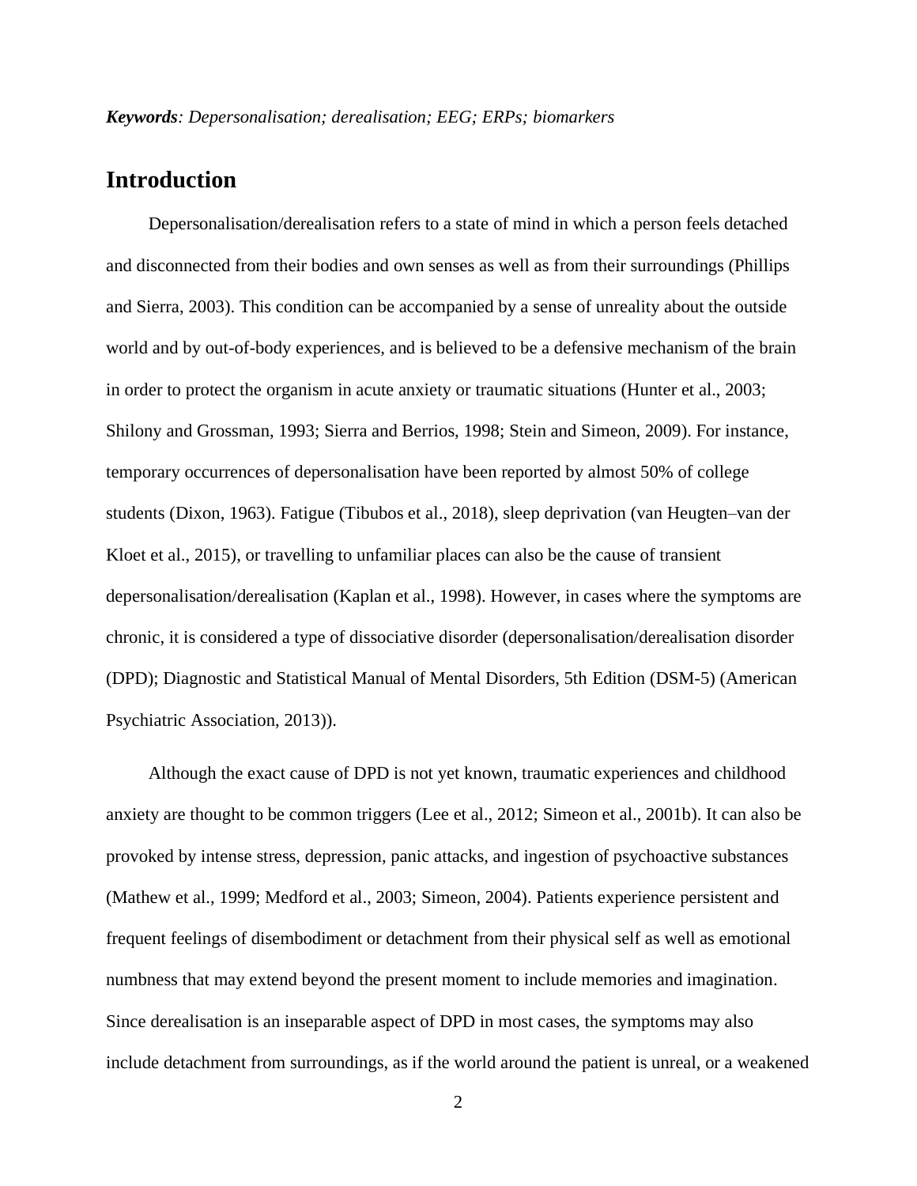***Keywords**: Depersonalisation; derealisation; EEG; ERPs; biomarkers*

## Introduction

Depersonalisation/derealisation refers to a state of mind in which a person feels detached and disconnected from their bodies and own senses as well as from their surroundings (Phillips and Sierra, 2003). This condition can be accompanied by a sense of unreality about the outside world and by out-of-body experiences, and is believed to be a defensive mechanism of the brain in order to protect the organism in acute anxiety or traumatic situations (Hunter et al., 2003; Shilony and Grossman, 1993; Sierra and Berrios, 1998; Stein and Simeon, 2009). For instance, temporary occurrences of depersonalisation have been reported by almost 50% of college students (Dixon, 1963). Fatigue (Tibubos et al., 2018), sleep deprivation (van Heugten–van der Kloet et al., 2015), or travelling to unfamiliar places can also be the cause of transient depersonalisation/derealisation (Kaplan et al., 1998). However, in cases where the symptoms are chronic, it is considered a type of dissociative disorder (depersonalisation/derealisation disorder (DPD); Diagnostic and Statistical Manual of Mental Disorders, 5th Edition (DSM-5) (American Psychiatric Association, 2013)).

Although the exact cause of DPD is not yet known, traumatic experiences and childhood anxiety are thought to be common triggers (Lee et al., 2012; Simeon et al., 2001b). It can also be provoked by intense stress, depression, panic attacks, and ingestion of psychoactive substances (Mathew et al., 1999; Medford et al., 2003; Simeon, 2004). Patients experience persistent and frequent feelings of disembodiment or detachment from their physical self as well as emotional numbness that may extend beyond the present moment to include memories and imagination. Since derealisation is an inseparable aspect of DPD in most cases, the symptoms may also include detachment from surroundings, as if the world around the patient is unreal, or a weakened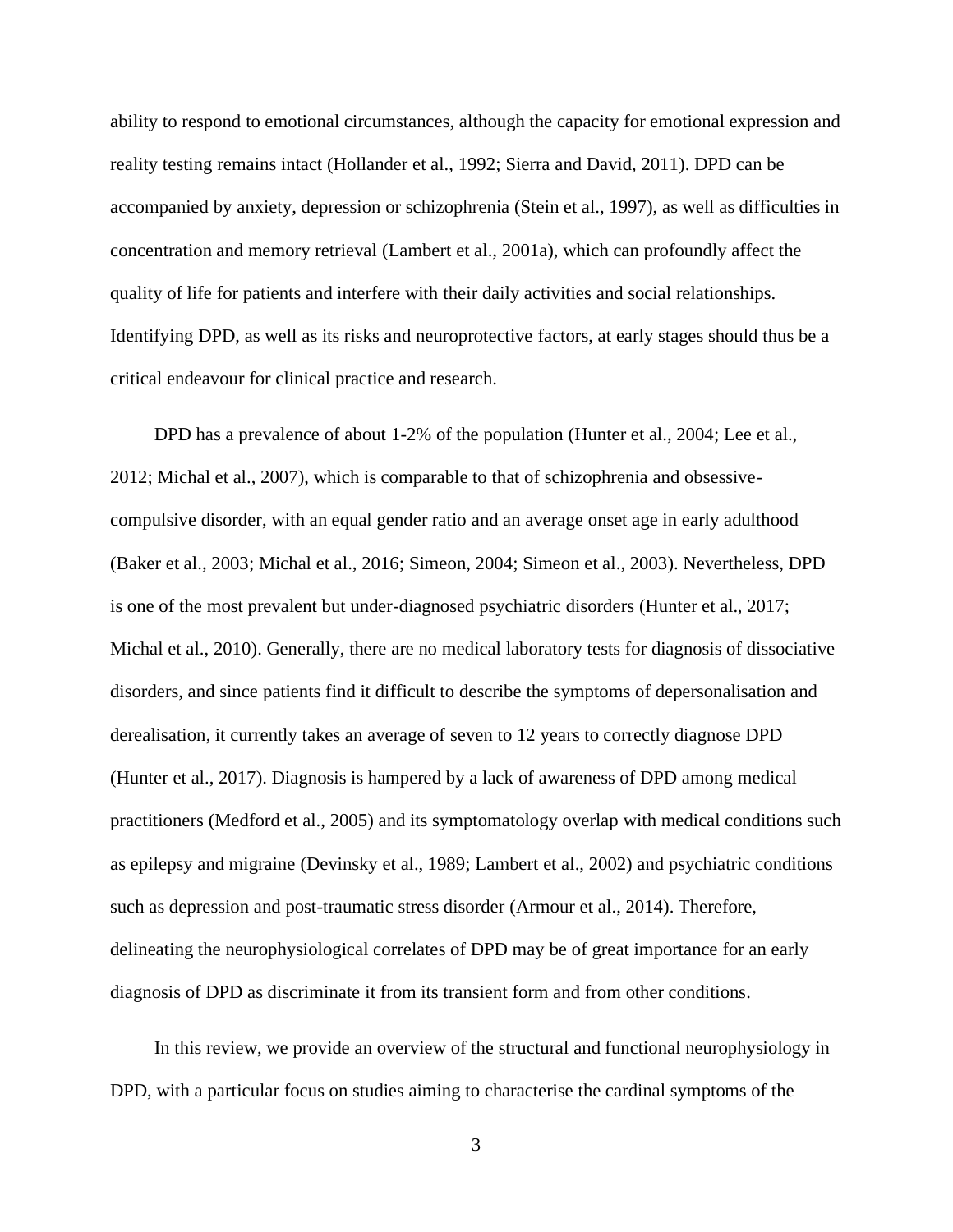ability to respond to emotional circumstances, although the capacity for emotional expression and reality testing remains intact (Hollander et al., 1992; Sierra and David, 2011). DPD can be accompanied by anxiety, depression or schizophrenia (Stein et al., 1997), as well as difficulties in concentration and memory retrieval (Lambert et al., 2001a), which can profoundly affect the quality of life for patients and interfere with their daily activities and social relationships. Identifying DPD, as well as its risks and neuroprotective factors, at early stages should thus be a critical endeavour for clinical practice and research.

DPD has a prevalence of about 1-2% of the population (Hunter et al., 2004; Lee et al., 2012; Michal et al., 2007), which is comparable to that of schizophrenia and obsessive-compulsive disorder, with an equal gender ratio and an average onset age in early adulthood (Baker et al., 2003; Michal et al., 2016; Simeon, 2004; Simeon et al., 2003). Nevertheless, DPD is one of the most prevalent but under-diagnosed psychiatric disorders (Hunter et al., 2017; Michal et al., 2010). Generally, there are no medical laboratory tests for diagnosis of dissociative disorders, and since patients find it difficult to describe the symptoms of depersonalisation and derealisation, it currently takes an average of seven to 12 years to correctly diagnose DPD (Hunter et al., 2017). Diagnosis is hampered by a lack of awareness of DPD among medical practitioners (Medford et al., 2005) and its symptomatology overlap with medical conditions such as epilepsy and migraine (Devinsky et al., 1989; Lambert et al., 2002) and psychiatric conditions such as depression and post-traumatic stress disorder (Armour et al., 2014). Therefore, delineating the neurophysiological correlates of DPD may be of great importance for an early diagnosis of DPD as discriminate it from its transient form and from other conditions.

In this review, we provide an overview of the structural and functional neurophysiology in DPD, with a particular focus on studies aiming to characterise the cardinal symptoms of the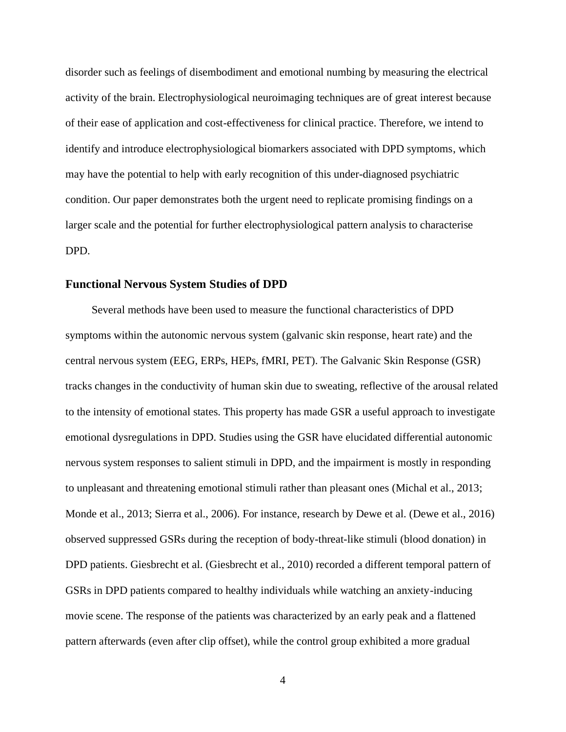disorder such as feelings of disembodiment and emotional numbing by measuring the electrical activity of the brain. Electrophysiological neuroimaging techniques are of great interest because of their ease of application and cost-effectiveness for clinical practice. Therefore, we intend to identify and introduce electrophysiological biomarkers associated with DPD symptoms, which may have the potential to help with early recognition of this under-diagnosed psychiatric condition. Our paper demonstrates both the urgent need to replicate promising findings on a larger scale and the potential for further electrophysiological pattern analysis to characterise DPD.

## Functional Nervous System Studies of DPD

Several methods have been used to measure the functional characteristics of DPD symptoms within the autonomic nervous system (galvanic skin response, heart rate) and the central nervous system (EEG, ERPs, HEPs, fMRI, PET). The Galvanic Skin Response (GSR) tracks changes in the conductivity of human skin due to sweating, reflective of the arousal related to the intensity of emotional states. This property has made GSR a useful approach to investigate emotional dysregulations in DPD. Studies using the GSR have elucidated differential autonomic nervous system responses to salient stimuli in DPD, and the impairment is mostly in responding to unpleasant and threatening emotional stimuli rather than pleasant ones (Michal et al., 2013; Monde et al., 2013; Sierra et al., 2006). For instance, research by Dewe et al. (Dewe et al., 2016) observed suppressed GSRs during the reception of body-threat-like stimuli (blood donation) in DPD patients. Giesbrecht et al. (Giesbrecht et al., 2010) recorded a different temporal pattern of GSRs in DPD patients compared to healthy individuals while watching an anxiety-inducing movie scene. The response of the patients was characterized by an early peak and a flattened pattern afterwards (even after clip offset), while the control group exhibited a more gradual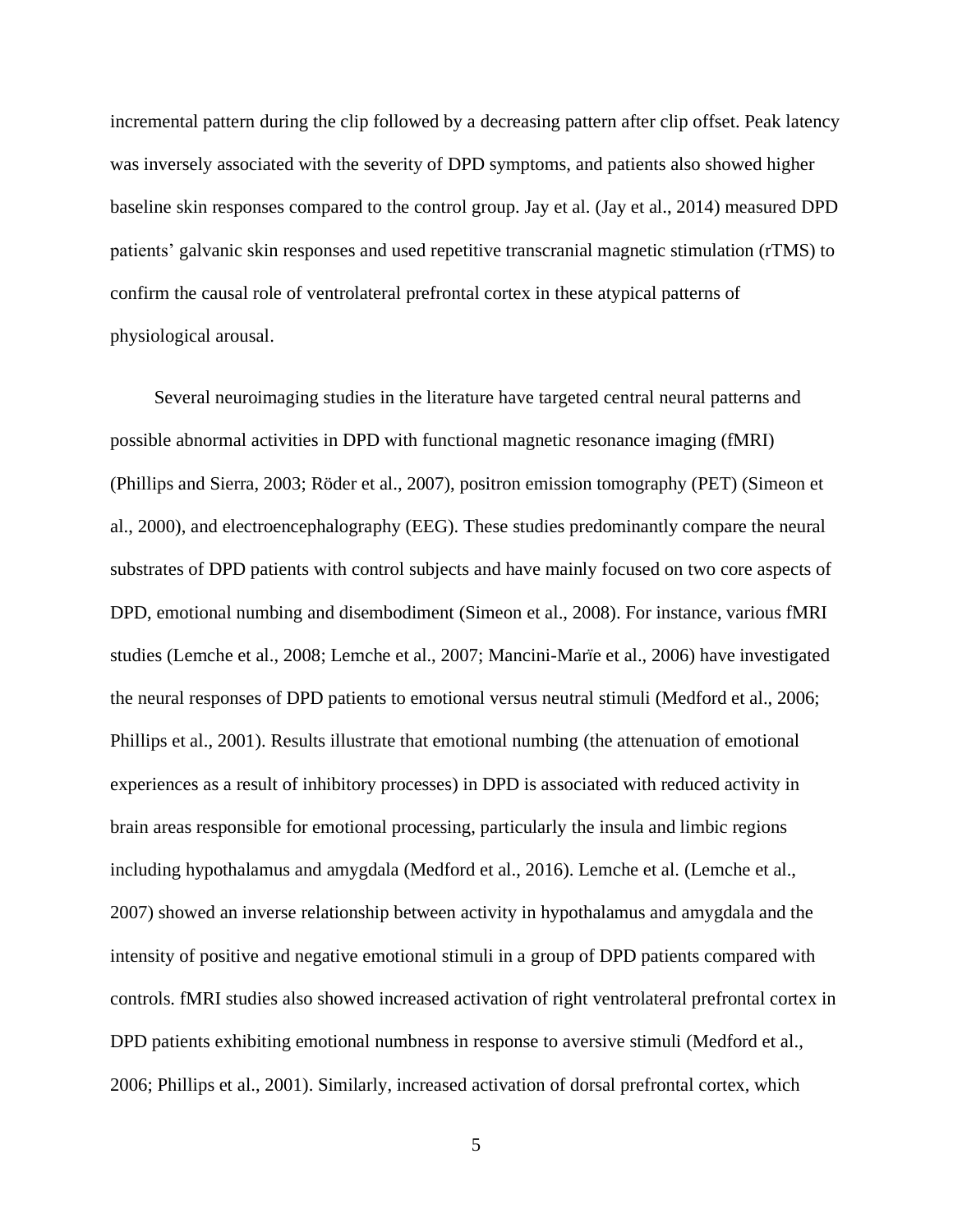incremental pattern during the clip followed by a decreasing pattern after clip offset. Peak latency was inversely associated with the severity of DPD symptoms, and patients also showed higher baseline skin responses compared to the control group. Jay et al. (Jay et al., 2014) measured DPD patients' galvanic skin responses and used repetitive transcranial magnetic stimulation (rTMS) to confirm the causal role of ventrolateral prefrontal cortex in these atypical patterns of physiological arousal.

Several neuroimaging studies in the literature have targeted central neural patterns and possible abnormal activities in DPD with functional magnetic resonance imaging (fMRI) (Phillips and Sierra, 2003; Röder et al., 2007), positron emission tomography (PET) (Simeon et al., 2000), and electroencephalography (EEG). These studies predominantly compare the neural substrates of DPD patients with control subjects and have mainly focused on two core aspects of DPD, emotional numbing and disembodiment (Simeon et al., 2008). For instance, various fMRI studies (Lemche et al., 2008; Lemche et al., 2007; Mancini-Marïe et al., 2006) have investigated the neural responses of DPD patients to emotional versus neutral stimuli (Medford et al., 2006; Phillips et al., 2001). Results illustrate that emotional numbing (the attenuation of emotional experiences as a result of inhibitory processes) in DPD is associated with reduced activity in brain areas responsible for emotional processing, particularly the insula and limbic regions including hypothalamus and amygdala (Medford et al., 2016). Lemche et al. (Lemche et al., 2007) showed an inverse relationship between activity in hypothalamus and amygdala and the intensity of positive and negative emotional stimuli in a group of DPD patients compared with controls. fMRI studies also showed increased activation of right ventrolateral prefrontal cortex in DPD patients exhibiting emotional numbness in response to aversive stimuli (Medford et al., 2006; Phillips et al., 2001). Similarly, increased activation of dorsal prefrontal cortex, which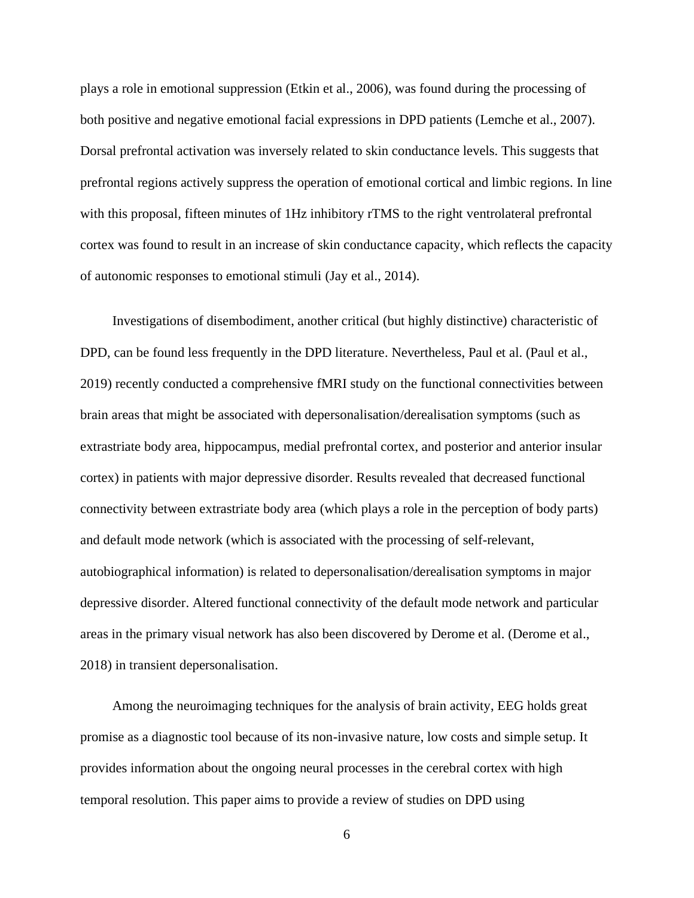plays a role in emotional suppression (Etkin et al., 2006), was found during the processing of both positive and negative emotional facial expressions in DPD patients (Lemche et al., 2007). Dorsal prefrontal activation was inversely related to skin conductance levels. This suggests that prefrontal regions actively suppress the operation of emotional cortical and limbic regions. In line with this proposal, fifteen minutes of 1Hz inhibitory rTMS to the right ventrolateral prefrontal cortex was found to result in an increase of skin conductance capacity, which reflects the capacity of autonomic responses to emotional stimuli (Jay et al., 2014).

Investigations of disembodiment, another critical (but highly distinctive) characteristic of DPD, can be found less frequently in the DPD literature. Nevertheless, Paul et al. (Paul et al., 2019) recently conducted a comprehensive fMRI study on the functional connectivities between brain areas that might be associated with depersonalisation/derealisation symptoms (such as extrastriate body area, hippocampus, medial prefrontal cortex, and posterior and anterior insular cortex) in patients with major depressive disorder. Results revealed that decreased functional connectivity between extrastriate body area (which plays a role in the perception of body parts) and default mode network (which is associated with the processing of self-relevant, autobiographical information) is related to depersonalisation/derealisation symptoms in major depressive disorder. Altered functional connectivity of the default mode network and particular areas in the primary visual network has also been discovered by Derome et al. (Derome et al., 2018) in transient depersonalisation.

Among the neuroimaging techniques for the analysis of brain activity, EEG holds great promise as a diagnostic tool because of its non-invasive nature, low costs and simple setup. It provides information about the ongoing neural processes in the cerebral cortex with high temporal resolution. This paper aims to provide a review of studies on DPD using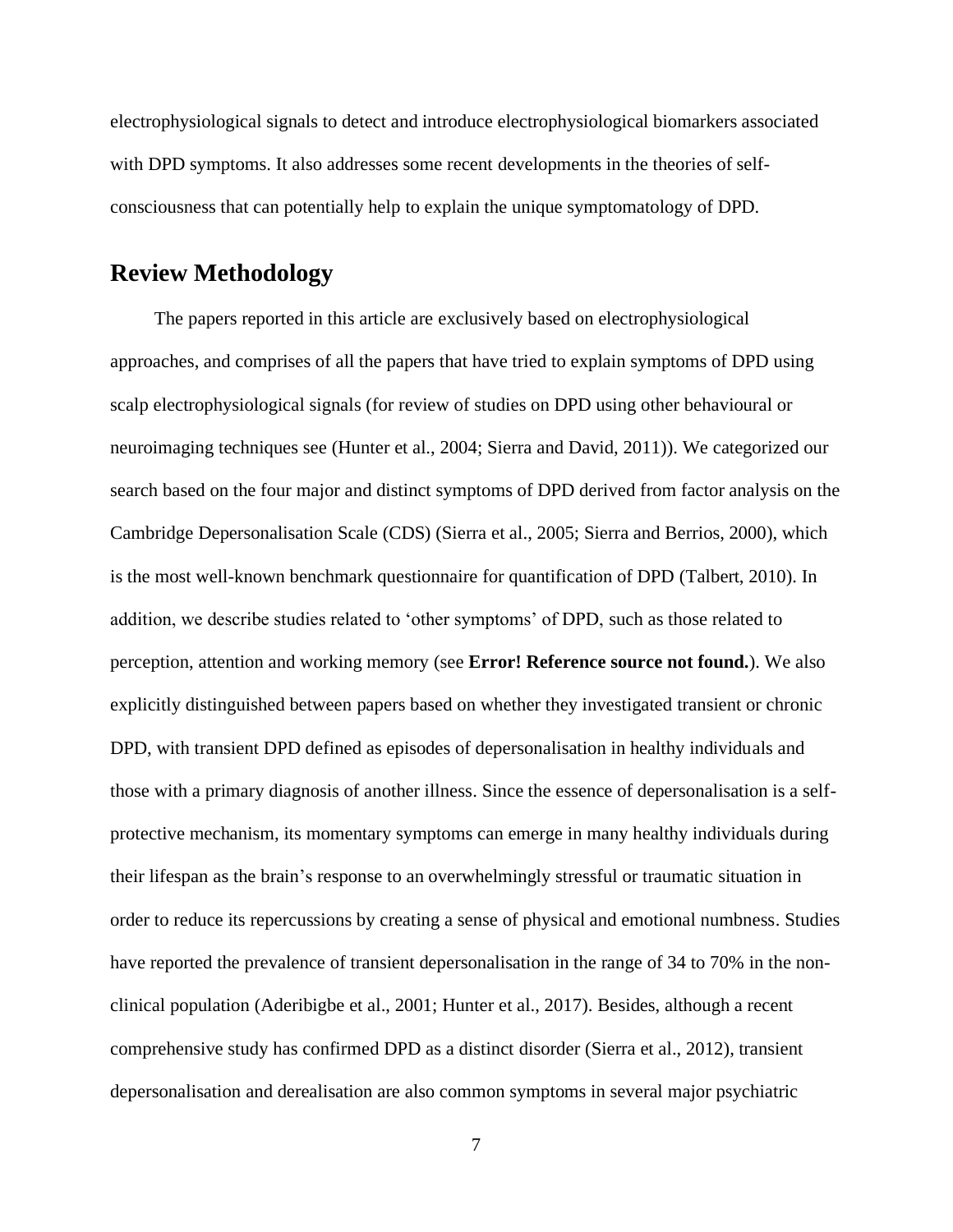electrophysiological signals to detect and introduce electrophysiological biomarkers associated with DPD symptoms. It also addresses some recent developments in the theories of self-consciousness that can potentially help to explain the unique symptomatology of DPD.

## Review Methodology

The papers reported in this article are exclusively based on electrophysiological approaches, and comprises of all the papers that have tried to explain symptoms of DPD using scalp electrophysiological signals (for review of studies on DPD using other behavioural or neuroimaging techniques see (Hunter et al., 2004; Sierra and David, 2011)). We categorized our search based on the four major and distinct symptoms of DPD derived from factor analysis on the Cambridge Depersonalisation Scale (CDS) (Sierra et al., 2005; Sierra and Berrios, 2000), which is the most well-known benchmark questionnaire for quantification of DPD (Talbert, 2010). In addition, we describe studies related to 'other symptoms' of DPD, such as those related to perception, attention and working memory (see **Error! Reference source not found.**). We also explicitly distinguished between papers based on whether they investigated transient or chronic DPD, with transient DPD defined as episodes of depersonalisation in healthy individuals and those with a primary diagnosis of another illness. Since the essence of depersonalisation is a self-protective mechanism, its momentary symptoms can emerge in many healthy individuals during their lifespan as the brain's response to an overwhelmingly stressful or traumatic situation in order to reduce its repercussions by creating a sense of physical and emotional numbness. Studies have reported the prevalence of transient depersonalisation in the range of 34 to 70% in the non-clinical population (Aderibigbe et al., 2001; Hunter et al., 2017). Besides, although a recent comprehensive study has confirmed DPD as a distinct disorder (Sierra et al., 2012), transient depersonalisation and derealisation are also common symptoms in several major psychiatric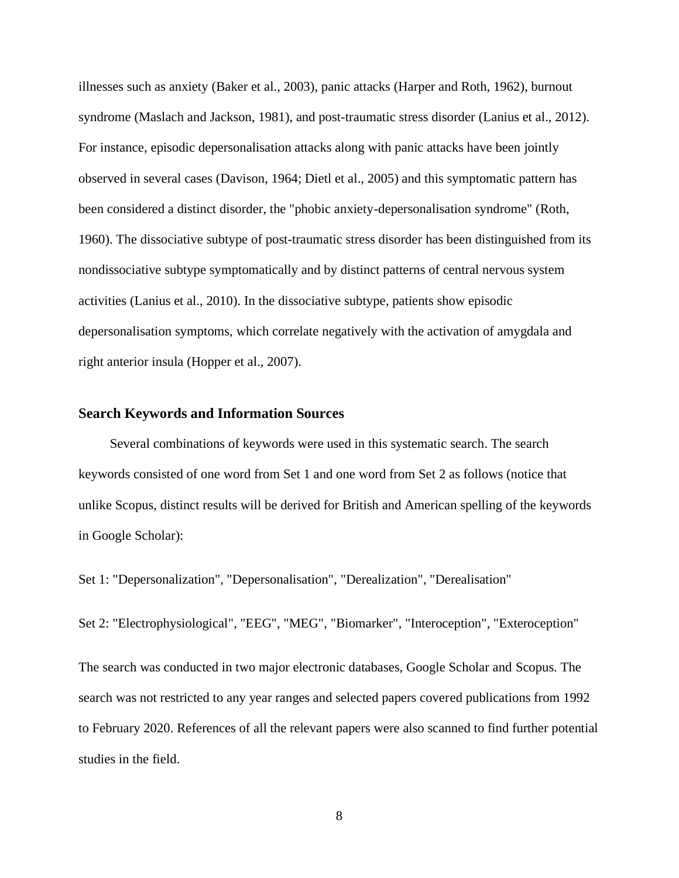illnesses such as anxiety (Baker et al., 2003), panic attacks (Harper and Roth, 1962), burnout syndrome (Maslach and Jackson, 1981), and post-traumatic stress disorder (Lanius et al., 2012). For instance, episodic depersonalisation attacks along with panic attacks have been jointly observed in several cases (Davison, 1964; Dietl et al., 2005) and this symptomatic pattern has been considered a distinct disorder, the "phobic anxiety-depersonalisation syndrome" (Roth, 1960). The dissociative subtype of post-traumatic stress disorder has been distinguished from its nondissociative subtype symptomatically and by distinct patterns of central nervous system activities (Lanius et al., 2010). In the dissociative subtype, patients show episodic depersonalisation symptoms, which correlate negatively with the activation of amygdala and right anterior insula (Hopper et al., 2007).

## Search Keywords and Information Sources

Several combinations of keywords were used in this systematic search. The search keywords consisted of one word from Set 1 and one word from Set 2 as follows (notice that unlike Scopus, distinct results will be derived for British and American spelling of the keywords in Google Scholar):

Set 1: "Depersonalization", "Depersonalisation", "Derealization", "Derealisation"

Set 2: "Electrophysiological", "EEG", "MEG", "Biomarker", "Interoception", "Exteroception"

The search was conducted in two major electronic databases, Google Scholar and Scopus. The search was not restricted to any year ranges and selected papers covered publications from 1992 to February 2020. References of all the relevant papers were also scanned to find further potential studies in the field.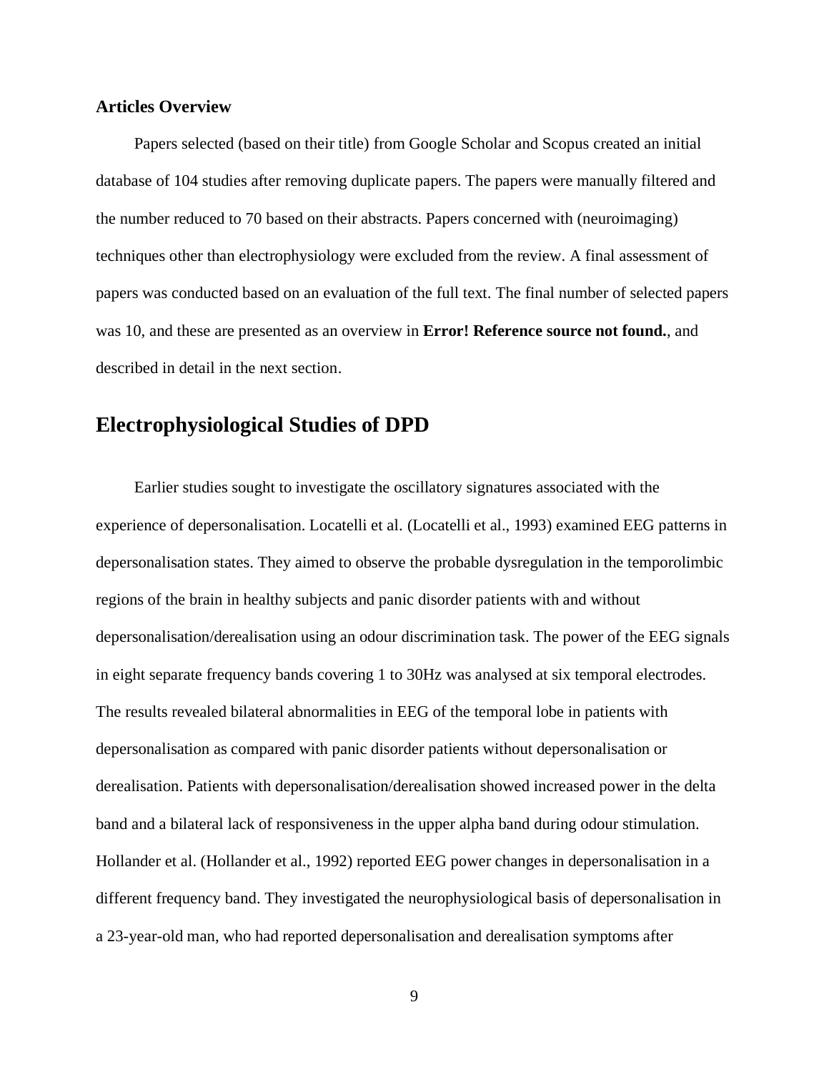**Articles Overview**

Papers selected (based on their title) from Google Scholar and Scopus created an initial database of 104 studies after removing duplicate papers. The papers were manually filtered and the number reduced to 70 based on their abstracts. Papers concerned with (neuroimaging) techniques other than electrophysiology were excluded from the review. A final assessment of papers was conducted based on an evaluation of the full text. The final number of selected papers was 10, and these are presented as an overview in **Error! Reference source not found.**, and described in detail in the next section.

## Electrophysiological Studies of DPD

Earlier studies sought to investigate the oscillatory signatures associated with the experience of depersonalisation. Locatelli et al. (Locatelli et al., 1993) examined EEG patterns in depersonalisation states. They aimed to observe the probable dysregulation in the temporolimbic regions of the brain in healthy subjects and panic disorder patients with and without depersonalisation/derealisation using an odour discrimination task. The power of the EEG signals in eight separate frequency bands covering 1 to 30Hz was analysed at six temporal electrodes. The results revealed bilateral abnormalities in EEG of the temporal lobe in patients with depersonalisation as compared with panic disorder patients without depersonalisation or derealisation. Patients with depersonalisation/derealisation showed increased power in the delta band and a bilateral lack of responsiveness in the upper alpha band during odour stimulation. Hollander et al. (Hollander et al., 1992) reported EEG power changes in depersonalisation in a different frequency band. They investigated the neurophysiological basis of depersonalisation in a 23-year-old man, who had reported depersonalisation and derealisation symptoms after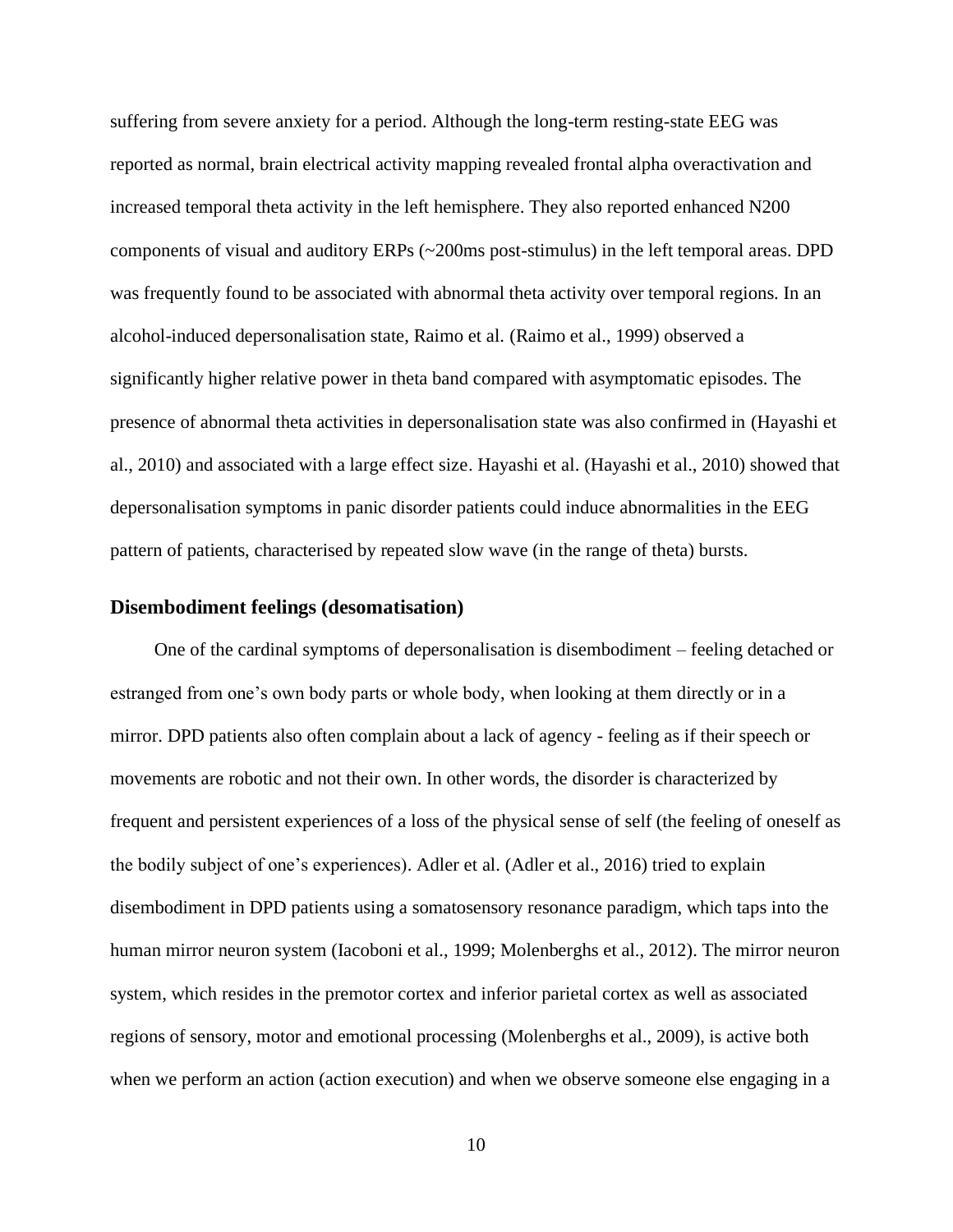suffering from severe anxiety for a period. Although the long-term resting-state EEG was reported as normal, brain electrical activity mapping revealed frontal alpha overactivation and increased temporal theta activity in the left hemisphere. They also reported enhanced N200 components of visual and auditory ERPs (~200ms post-stimulus) in the left temporal areas. DPD was frequently found to be associated with abnormal theta activity over temporal regions. In an alcohol-induced depersonalisation state, Raimo et al. (Raimo et al., 1999) observed a significantly higher relative power in theta band compared with asymptomatic episodes. The presence of abnormal theta activities in depersonalisation state was also confirmed in (Hayashi et al., 2010) and associated with a large effect size. Hayashi et al. (Hayashi et al., 2010) showed that depersonalisation symptoms in panic disorder patients could induce abnormalities in the EEG pattern of patients, characterised by repeated slow wave (in the range of theta) bursts.

## Disembodiment feelings (desomatisation)

One of the cardinal symptoms of depersonalisation is disembodiment – feeling detached or estranged from one's own body parts or whole body, when looking at them directly or in a mirror. DPD patients also often complain about a lack of agency - feeling as if their speech or movements are robotic and not their own. In other words, the disorder is characterized by frequent and persistent experiences of a loss of the physical sense of self (the feeling of oneself as the bodily subject of one's experiences). Adler et al. (Adler et al., 2016) tried to explain disembodiment in DPD patients using a somatosensory resonance paradigm, which taps into the human mirror neuron system (Iacoboni et al., 1999; Molenberghs et al., 2012). The mirror neuron system, which resides in the premotor cortex and inferior parietal cortex as well as associated regions of sensory, motor and emotional processing (Molenberghs et al., 2009), is active both when we perform an action (action execution) and when we observe someone else engaging in a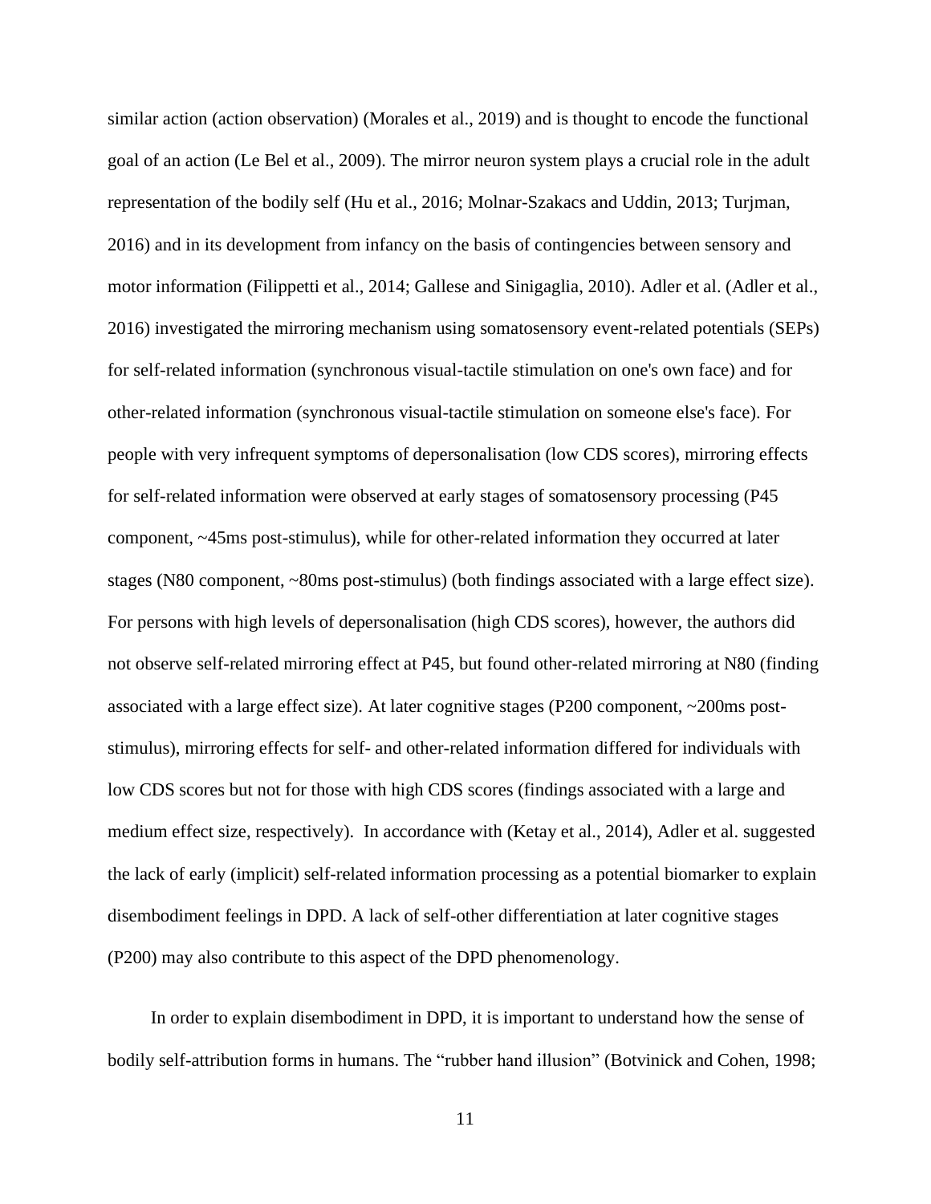similar action (action observation) (Morales et al., 2019) and is thought to encode the functional goal of an action (Le Bel et al., 2009). The mirror neuron system plays a crucial role in the adult representation of the bodily self (Hu et al., 2016; Molnar-Szakacs and Uddin, 2013; Turjman, 2016) and in its development from infancy on the basis of contingencies between sensory and motor information (Filippetti et al., 2014; Gallese and Sinigaglia, 2010). Adler et al. (Adler et al., 2016) investigated the mirroring mechanism using somatosensory event-related potentials (SEPs) for self-related information (synchronous visual-tactile stimulation on one's own face) and for other-related information (synchronous visual-tactile stimulation on someone else's face). For people with very infrequent symptoms of depersonalisation (low CDS scores), mirroring effects for self-related information were observed at early stages of somatosensory processing (P45 component, ~45ms post-stimulus), while for other-related information they occurred at later stages (N80 component, ~80ms post-stimulus) (both findings associated with a large effect size). For persons with high levels of depersonalisation (high CDS scores), however, the authors did not observe self-related mirroring effect at P45, but found other-related mirroring at N80 (finding associated with a large effect size). At later cognitive stages (P200 component, ~200ms post-stimulus), mirroring effects for self- and other-related information differed for individuals with low CDS scores but not for those with high CDS scores (findings associated with a large and medium effect size, respectively). In accordance with (Ketay et al., 2014), Adler et al. suggested the lack of early (implicit) self-related information processing as a potential biomarker to explain disembodiment feelings in DPD. A lack of self-other differentiation at later cognitive stages (P200) may also contribute to this aspect of the DPD phenomenology.

In order to explain disembodiment in DPD, it is important to understand how the sense of bodily self-attribution forms in humans. The "rubber hand illusion" (Botvinick and Cohen, 1998;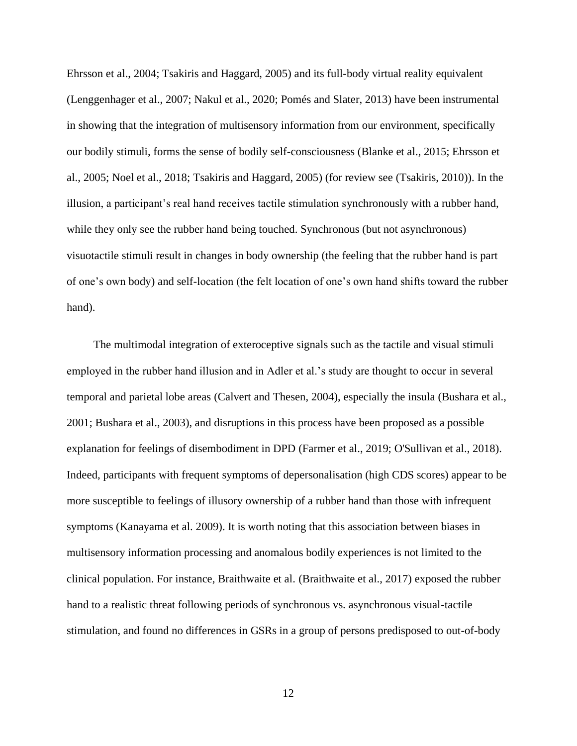Ehrsson et al., 2004; Tsakiris and Haggard, 2005) and its full-body virtual reality equivalent (Lenggenhager et al., 2007; Nakul et al., 2020; Pomés and Slater, 2013) have been instrumental in showing that the integration of multisensory information from our environment, specifically our bodily stimuli, forms the sense of bodily self-consciousness (Blanke et al., 2015; Ehrsson et al., 2005; Noel et al., 2018; Tsakiris and Haggard, 2005) (for review see (Tsakiris, 2010)). In the illusion, a participant's real hand receives tactile stimulation synchronously with a rubber hand, while they only see the rubber hand being touched. Synchronous (but not asynchronous) visuotactile stimuli result in changes in body ownership (the feeling that the rubber hand is part of one's own body) and self-location (the felt location of one's own hand shifts toward the rubber hand).

The multimodal integration of exteroceptive signals such as the tactile and visual stimuli employed in the rubber hand illusion and in Adler et al.'s study are thought to occur in several temporal and parietal lobe areas (Calvert and Thesen, 2004), especially the insula (Bushara et al., 2001; Bushara et al., 2003), and disruptions in this process have been proposed as a possible explanation for feelings of disembodiment in DPD (Farmer et al., 2019; O'Sullivan et al., 2018). Indeed, participants with frequent symptoms of depersonalisation (high CDS scores) appear to be more susceptible to feelings of illusory ownership of a rubber hand than those with infrequent symptoms (Kanayama et al. 2009). It is worth noting that this association between biases in multisensory information processing and anomalous bodily experiences is not limited to the clinical population. For instance, Braithwaite et al. (Braithwaite et al., 2017) exposed the rubber hand to a realistic threat following periods of synchronous vs. asynchronous visual-tactile stimulation, and found no differences in GSRs in a group of persons predisposed to out-of-body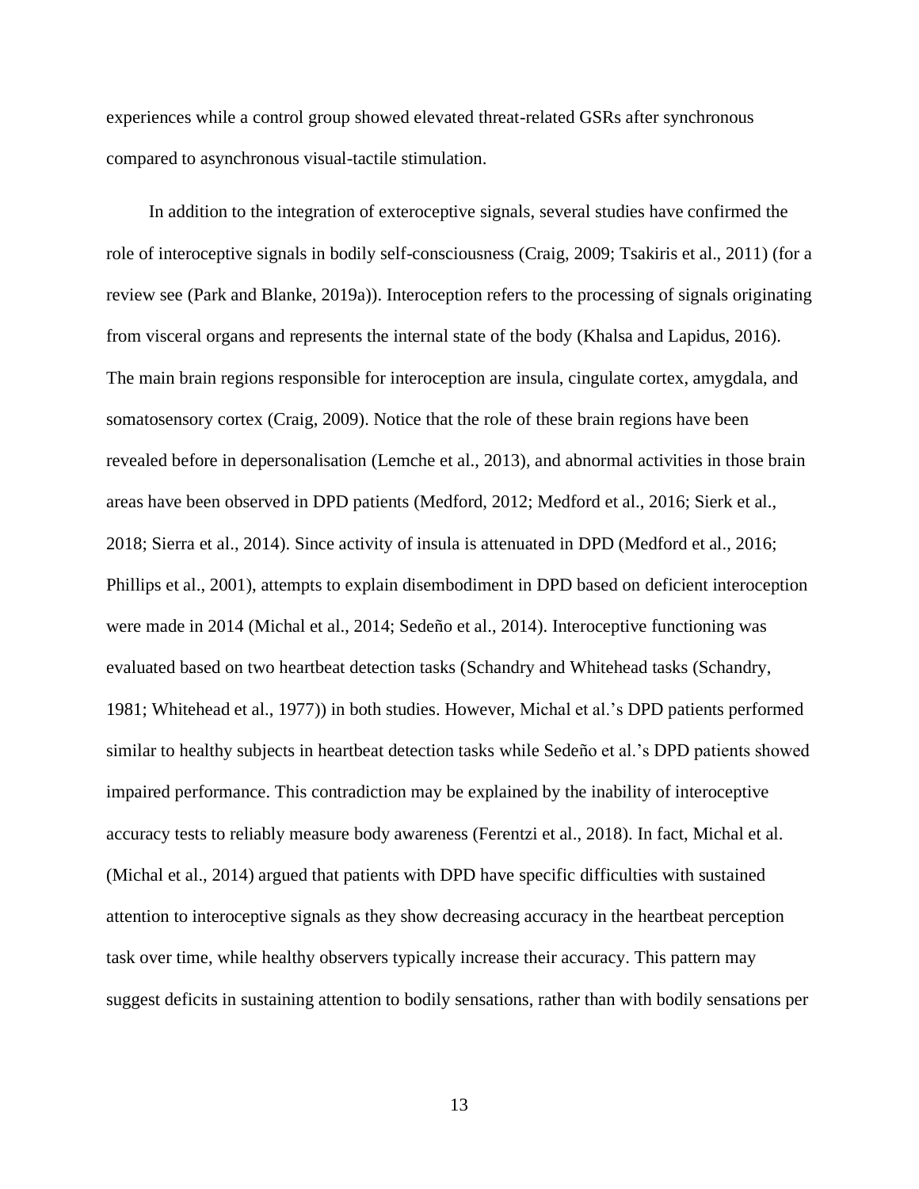experiences while a control group showed elevated threat-related GSRs after synchronous compared to asynchronous visual-tactile stimulation.

In addition to the integration of exteroceptive signals, several studies have confirmed the role of interoceptive signals in bodily self-consciousness (Craig, 2009; Tsakiris et al., 2011) (for a review see (Park and Blanke, 2019a)). Interoception refers to the processing of signals originating from visceral organs and represents the internal state of the body (Khalsa and Lapidus, 2016). The main brain regions responsible for interoception are insula, cingulate cortex, amygdala, and somatosensory cortex (Craig, 2009). Notice that the role of these brain regions have been revealed before in depersonalisation (Lemche et al., 2013), and abnormal activities in those brain areas have been observed in DPD patients (Medford, 2012; Medford et al., 2016; Sierk et al., 2018; Sierra et al., 2014). Since activity of insula is attenuated in DPD (Medford et al., 2016; Phillips et al., 2001), attempts to explain disembodiment in DPD based on deficient interoception were made in 2014 (Michal et al., 2014; Sedeño et al., 2014). Interoceptive functioning was evaluated based on two heartbeat detection tasks (Schandry and Whitehead tasks (Schandry, 1981; Whitehead et al., 1977)) in both studies. However, Michal et al.'s DPD patients performed similar to healthy subjects in heartbeat detection tasks while Sedeño et al.'s DPD patients showed impaired performance. This contradiction may be explained by the inability of interoceptive accuracy tests to reliably measure body awareness (Ferentzi et al., 2018). In fact, Michal et al. (Michal et al., 2014) argued that patients with DPD have specific difficulties with sustained attention to interoceptive signals as they show decreasing accuracy in the heartbeat perception task over time, while healthy observers typically increase their accuracy. This pattern may suggest deficits in sustaining attention to bodily sensations, rather than with bodily sensations per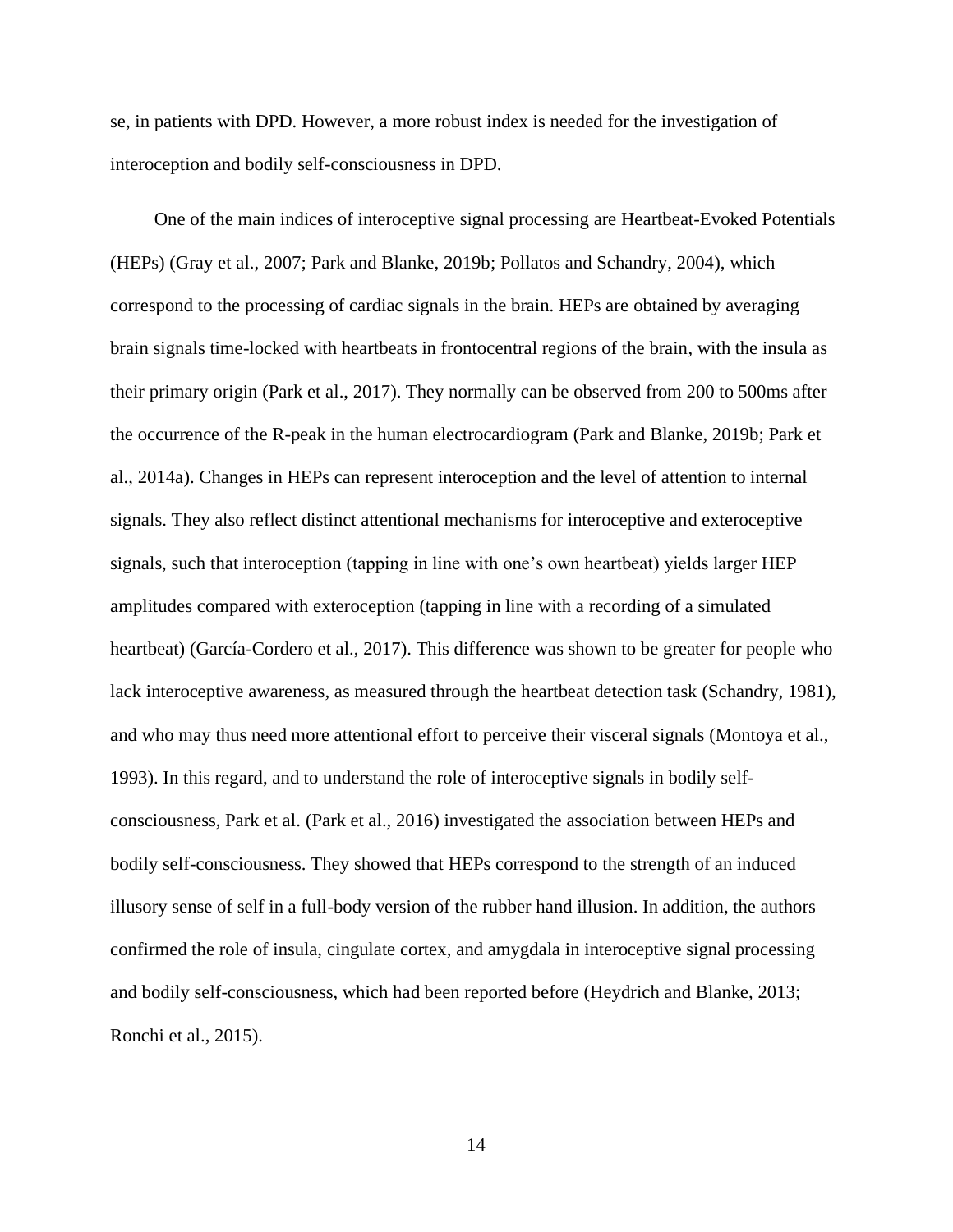se, in patients with DPD. However, a more robust index is needed for the investigation of interoception and bodily self-consciousness in DPD.

One of the main indices of interoceptive signal processing are Heartbeat-Evoked Potentials (HEPs) (Gray et al., 2007; Park and Blanke, 2019b; Pollatos and Schandry, 2004), which correspond to the processing of cardiac signals in the brain. HEPs are obtained by averaging brain signals time-locked with heartbeats in frontocentral regions of the brain, with the insula as their primary origin (Park et al., 2017). They normally can be observed from 200 to 500ms after the occurrence of the R-peak in the human electrocardiogram (Park and Blanke, 2019b; Park et al., 2014a). Changes in HEPs can represent interoception and the level of attention to internal signals. They also reflect distinct attentional mechanisms for interoceptive and exteroceptive signals, such that interoception (tapping in line with one's own heartbeat) yields larger HEP amplitudes compared with exteroception (tapping in line with a recording of a simulated heartbeat) (García-Cordero et al., 2017). This difference was shown to be greater for people who lack interoceptive awareness, as measured through the heartbeat detection task (Schandry, 1981), and who may thus need more attentional effort to perceive their visceral signals (Montoya et al., 1993). In this regard, and to understand the role of interoceptive signals in bodily self-consciousness, Park et al. (Park et al., 2016) investigated the association between HEPs and bodily self-consciousness. They showed that HEPs correspond to the strength of an induced illusory sense of self in a full-body version of the rubber hand illusion. In addition, the authors confirmed the role of insula, cingulate cortex, and amygdala in interoceptive signal processing and bodily self-consciousness, which had been reported before (Heydrich and Blanke, 2013; Ronchi et al., 2015).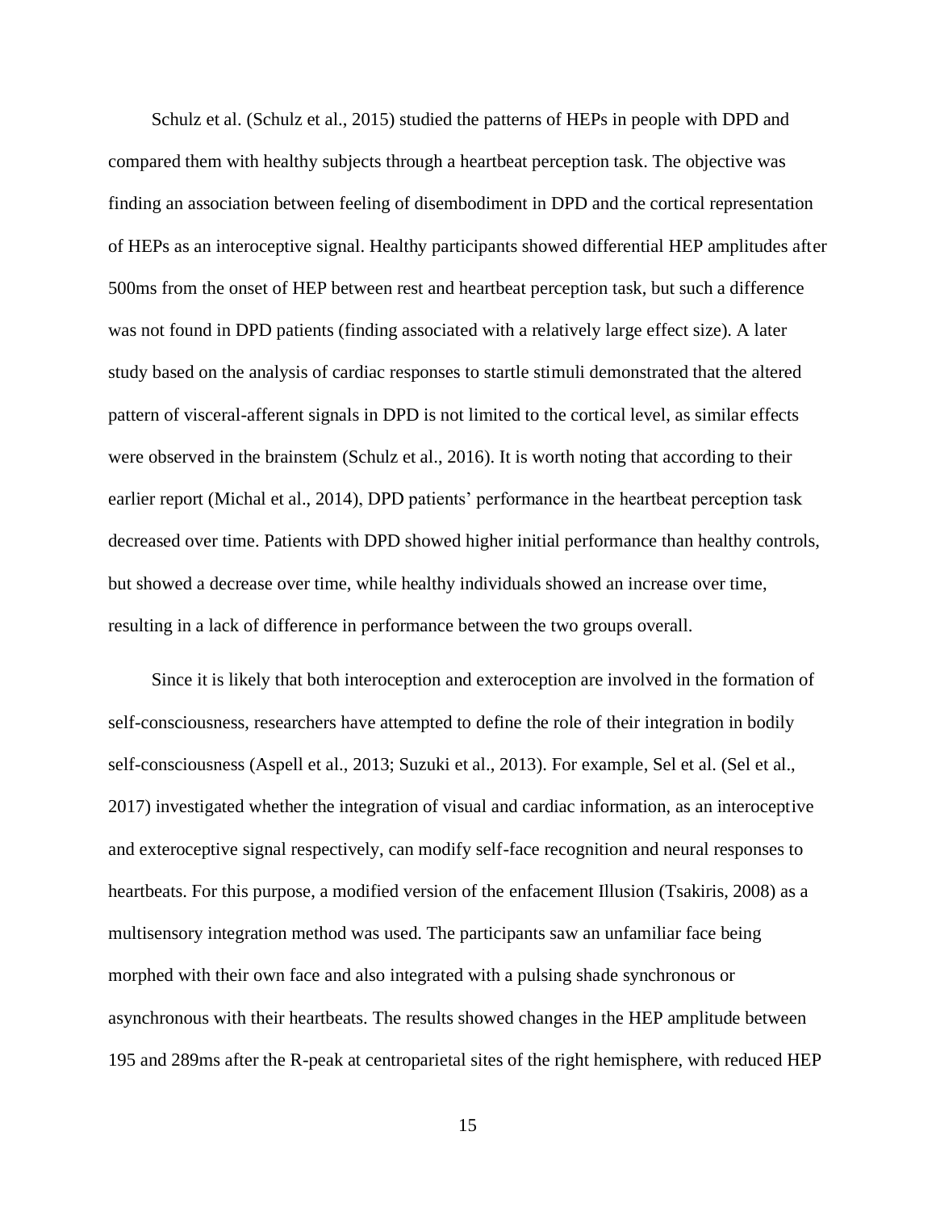Schulz et al. (Schulz et al., 2015) studied the patterns of HEPs in people with DPD and compared them with healthy subjects through a heartbeat perception task. The objective was finding an association between feeling of disembodiment in DPD and the cortical representation of HEPs as an interoceptive signal. Healthy participants showed differential HEP amplitudes after 500ms from the onset of HEP between rest and heartbeat perception task, but such a difference was not found in DPD patients (finding associated with a relatively large effect size). A later study based on the analysis of cardiac responses to startle stimuli demonstrated that the altered pattern of visceral-afferent signals in DPD is not limited to the cortical level, as similar effects were observed in the brainstem (Schulz et al., 2016). It is worth noting that according to their earlier report (Michal et al., 2014), DPD patients' performance in the heartbeat perception task decreased over time. Patients with DPD showed higher initial performance than healthy controls, but showed a decrease over time, while healthy individuals showed an increase over time, resulting in a lack of difference in performance between the two groups overall.

Since it is likely that both interoception and exteroception are involved in the formation of self-consciousness, researchers have attempted to define the role of their integration in bodily self-consciousness (Aspell et al., 2013; Suzuki et al., 2013). For example, Sel et al. (Sel et al., 2017) investigated whether the integration of visual and cardiac information, as an interoceptive and exteroceptive signal respectively, can modify self-face recognition and neural responses to heartbeats. For this purpose, a modified version of the enfacement Illusion (Tsakiris, 2008) as a multisensory integration method was used. The participants saw an unfamiliar face being morphed with their own face and also integrated with a pulsing shade synchronous or asynchronous with their heartbeats. The results showed changes in the HEP amplitude between 195 and 289ms after the R-peak at centroparietal sites of the right hemisphere, with reduced HEP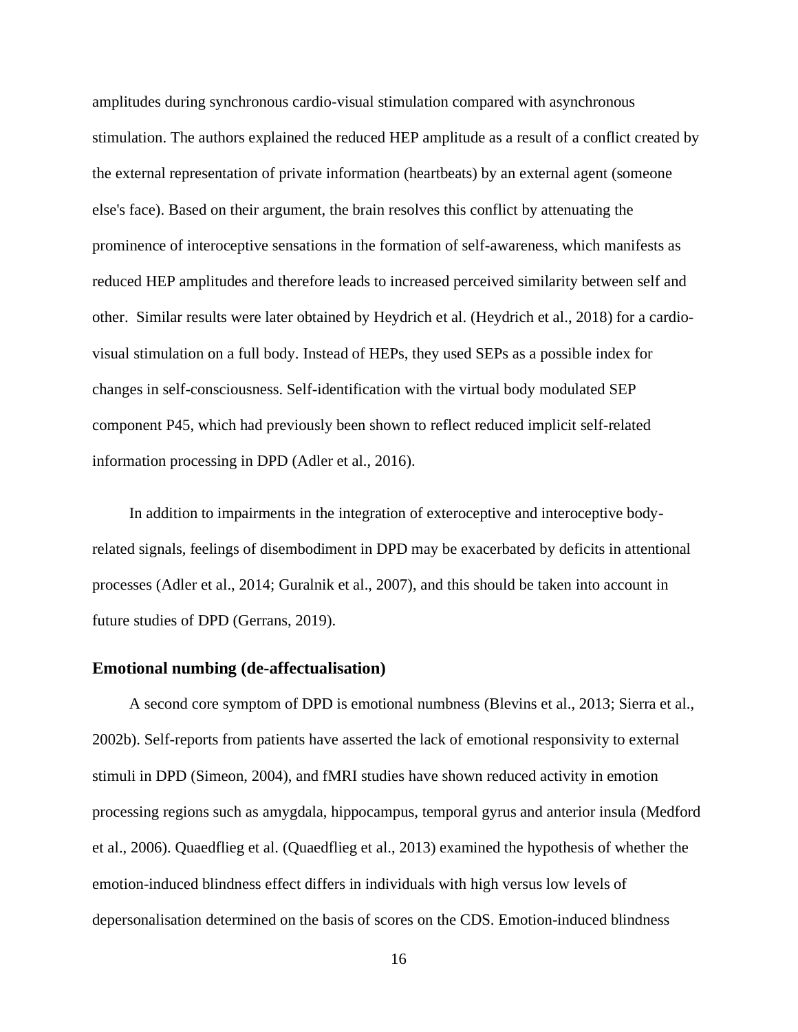amplitudes during synchronous cardio-visual stimulation compared with asynchronous stimulation. The authors explained the reduced HEP amplitude as a result of a conflict created by the external representation of private information (heartbeats) by an external agent (someone else's face). Based on their argument, the brain resolves this conflict by attenuating the prominence of interoceptive sensations in the formation of self-awareness, which manifests as reduced HEP amplitudes and therefore leads to increased perceived similarity between self and other. Similar results were later obtained by Heydrich et al. (Heydrich et al., 2018) for a cardio-visual stimulation on a full body. Instead of HEPs, they used SEPs as a possible index for changes in self-consciousness. Self-identification with the virtual body modulated SEP component P45, which had previously been shown to reflect reduced implicit self-related information processing in DPD (Adler et al., 2016).

In addition to impairments in the integration of exteroceptive and interoceptive body-related signals, feelings of disembodiment in DPD may be exacerbated by deficits in attentional processes (Adler et al., 2014; Guralnik et al., 2007), and this should be taken into account in future studies of DPD (Gerrans, 2019).

### Emotional numbing (de-affectualisation)

A second core symptom of DPD is emotional numbness (Blevins et al., 2013; Sierra et al., 2002b). Self-reports from patients have asserted the lack of emotional responsivity to external stimuli in DPD (Simeon, 2004), and fMRI studies have shown reduced activity in emotion processing regions such as amygdala, hippocampus, temporal gyrus and anterior insula (Medford et al., 2006). Quaedflieg et al. (Quaedflieg et al., 2013) examined the hypothesis of whether the emotion-induced blindness effect differs in individuals with high versus low levels of depersonalisation determined on the basis of scores on the CDS. Emotion-induced blindness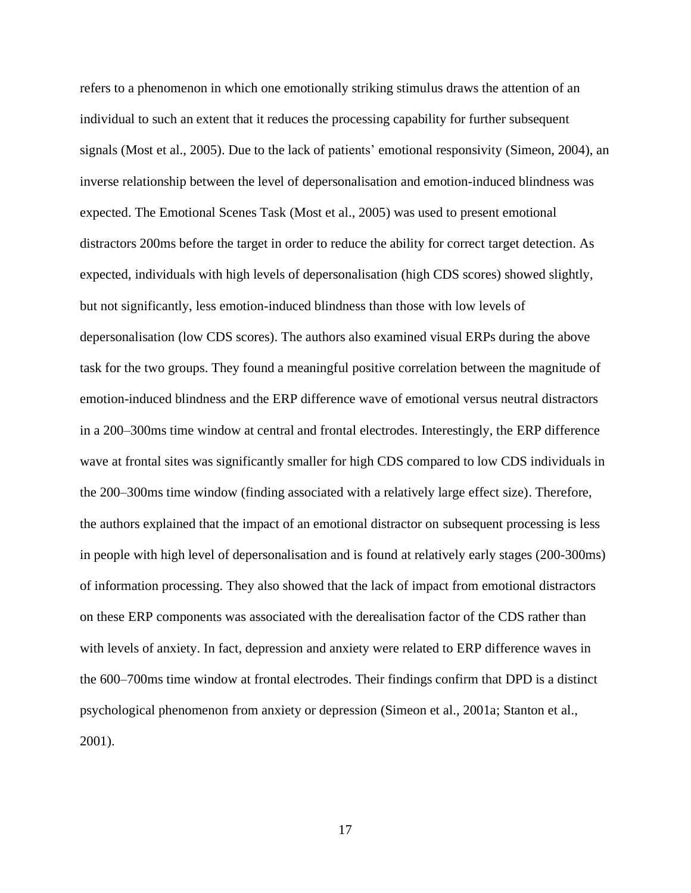refers to a phenomenon in which one emotionally striking stimulus draws the attention of an individual to such an extent that it reduces the processing capability for further subsequent signals (Most et al., 2005). Due to the lack of patients' emotional responsivity (Simeon, 2004), an inverse relationship between the level of depersonalisation and emotion-induced blindness was expected. The Emotional Scenes Task (Most et al., 2005) was used to present emotional distractors 200ms before the target in order to reduce the ability for correct target detection. As expected, individuals with high levels of depersonalisation (high CDS scores) showed slightly, but not significantly, less emotion-induced blindness than those with low levels of depersonalisation (low CDS scores). The authors also examined visual ERPs during the above task for the two groups. They found a meaningful positive correlation between the magnitude of emotion-induced blindness and the ERP difference wave of emotional versus neutral distractors in a 200–300ms time window at central and frontal electrodes. Interestingly, the ERP difference wave at frontal sites was significantly smaller for high CDS compared to low CDS individuals in the 200–300ms time window (finding associated with a relatively large effect size). Therefore, the authors explained that the impact of an emotional distractor on subsequent processing is less in people with high level of depersonalisation and is found at relatively early stages (200-300ms) of information processing. They also showed that the lack of impact from emotional distractors on these ERP components was associated with the derealisation factor of the CDS rather than with levels of anxiety. In fact, depression and anxiety were related to ERP difference waves in the 600–700ms time window at frontal electrodes. Their findings confirm that DPD is a distinct psychological phenomenon from anxiety or depression (Simeon et al., 2001a; Stanton et al., 2001).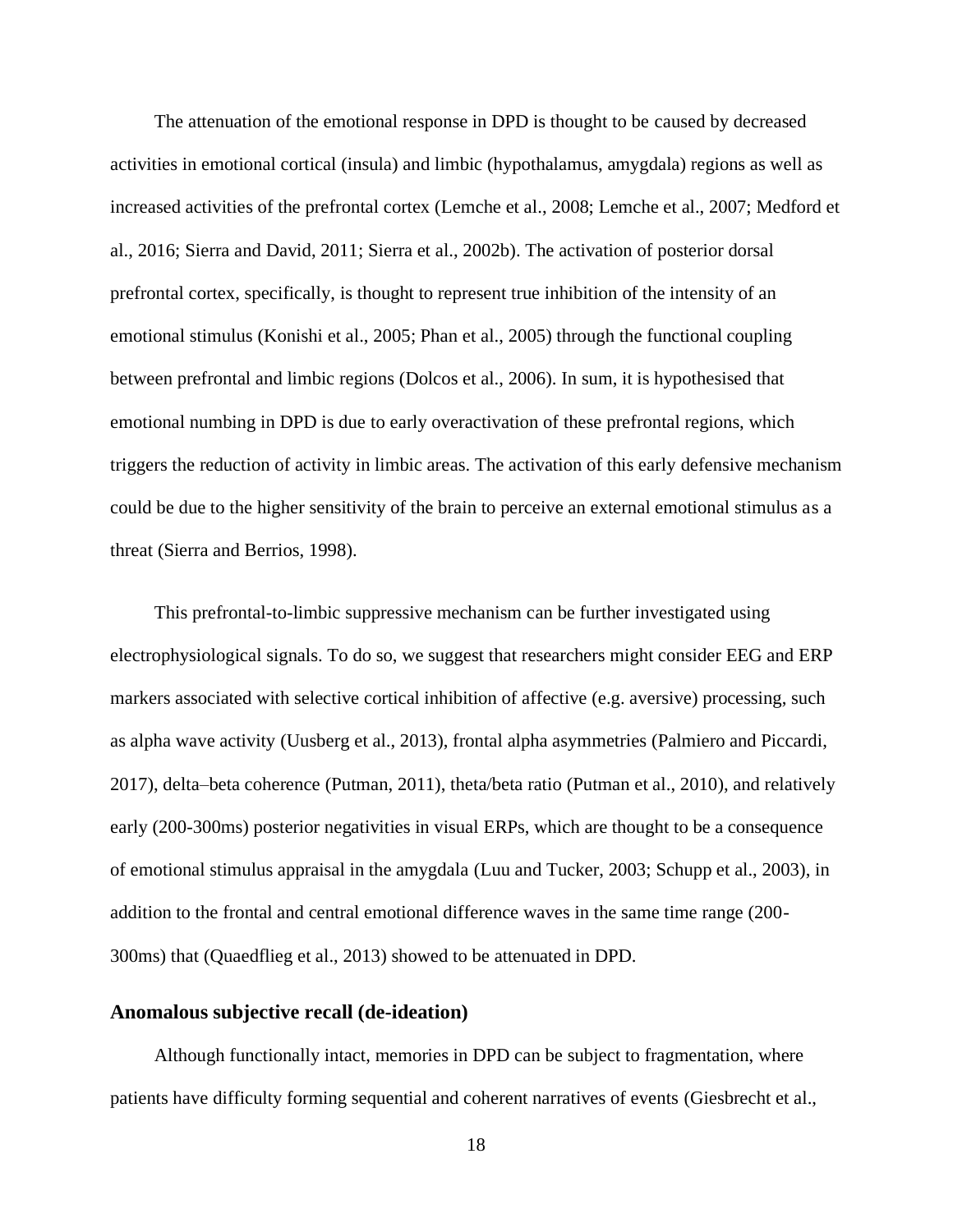The attenuation of the emotional response in DPD is thought to be caused by decreased activities in emotional cortical (insula) and limbic (hypothalamus, amygdala) regions as well as increased activities of the prefrontal cortex (Lemche et al., 2008; Lemche et al., 2007; Medford et al., 2016; Sierra and David, 2011; Sierra et al., 2002b). The activation of posterior dorsal prefrontal cortex, specifically, is thought to represent true inhibition of the intensity of an emotional stimulus (Konishi et al., 2005; Phan et al., 2005) through the functional coupling between prefrontal and limbic regions (Dolcos et al., 2006). In sum, it is hypothesised that emotional numbing in DPD is due to early overactivation of these prefrontal regions, which triggers the reduction of activity in limbic areas. The activation of this early defensive mechanism could be due to the higher sensitivity of the brain to perceive an external emotional stimulus as a threat (Sierra and Berrios, 1998).

This prefrontal-to-limbic suppressive mechanism can be further investigated using electrophysiological signals. To do so, we suggest that researchers might consider EEG and ERP markers associated with selective cortical inhibition of affective (e.g. aversive) processing, such as alpha wave activity (Uusberg et al., 2013), frontal alpha asymmetries (Palmiero and Piccardi, 2017), delta–beta coherence (Putman, 2011), theta/beta ratio (Putman et al., 2010), and relatively early (200-300ms) posterior negativities in visual ERPs, which are thought to be a consequence of emotional stimulus appraisal in the amygdala (Luu and Tucker, 2003; Schupp et al., 2003), in addition to the frontal and central emotional difference waves in the same time range (200-300ms) that (Quaedflieg et al., 2013) showed to be attenuated in DPD.

### Anomalous subjective recall (de-ideation)

Although functionally intact, memories in DPD can be subject to fragmentation, where patients have difficulty forming sequential and coherent narratives of events (Giesbrecht et al.,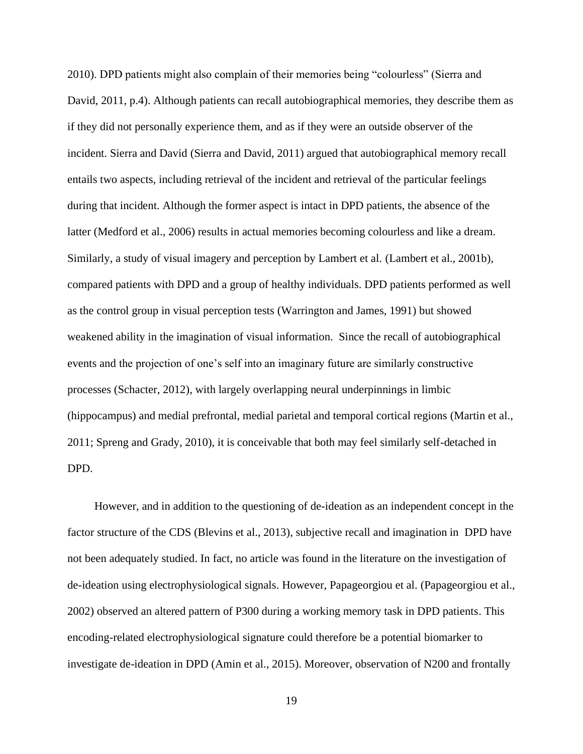2010). DPD patients might also complain of their memories being "colourless" (Sierra and David, 2011, p.4). Although patients can recall autobiographical memories, they describe them as if they did not personally experience them, and as if they were an outside observer of the incident. Sierra and David (Sierra and David, 2011) argued that autobiographical memory recall entails two aspects, including retrieval of the incident and retrieval of the particular feelings during that incident. Although the former aspect is intact in DPD patients, the absence of the latter (Medford et al., 2006) results in actual memories becoming colourless and like a dream. Similarly, a study of visual imagery and perception by Lambert et al. (Lambert et al., 2001b), compared patients with DPD and a group of healthy individuals. DPD patients performed as well as the control group in visual perception tests (Warrington and James, 1991) but showed weakened ability in the imagination of visual information. Since the recall of autobiographical events and the projection of one's self into an imaginary future are similarly constructive processes (Schacter, 2012), with largely overlapping neural underpinnings in limbic (hippocampus) and medial prefrontal, medial parietal and temporal cortical regions (Martin et al., 2011; Spreng and Grady, 2010), it is conceivable that both may feel similarly self-detached in DPD.

However, and in addition to the questioning of de-ideation as an independent concept in the factor structure of the CDS (Blevins et al., 2013), subjective recall and imagination in DPD have not been adequately studied. In fact, no article was found in the literature on the investigation of de-ideation using electrophysiological signals. However, Papageorgiou et al. (Papageorgiou et al., 2002) observed an altered pattern of P300 during a working memory task in DPD patients. This encoding-related electrophysiological signature could therefore be a potential biomarker to investigate de-ideation in DPD (Amin et al., 2015). Moreover, observation of N200 and frontally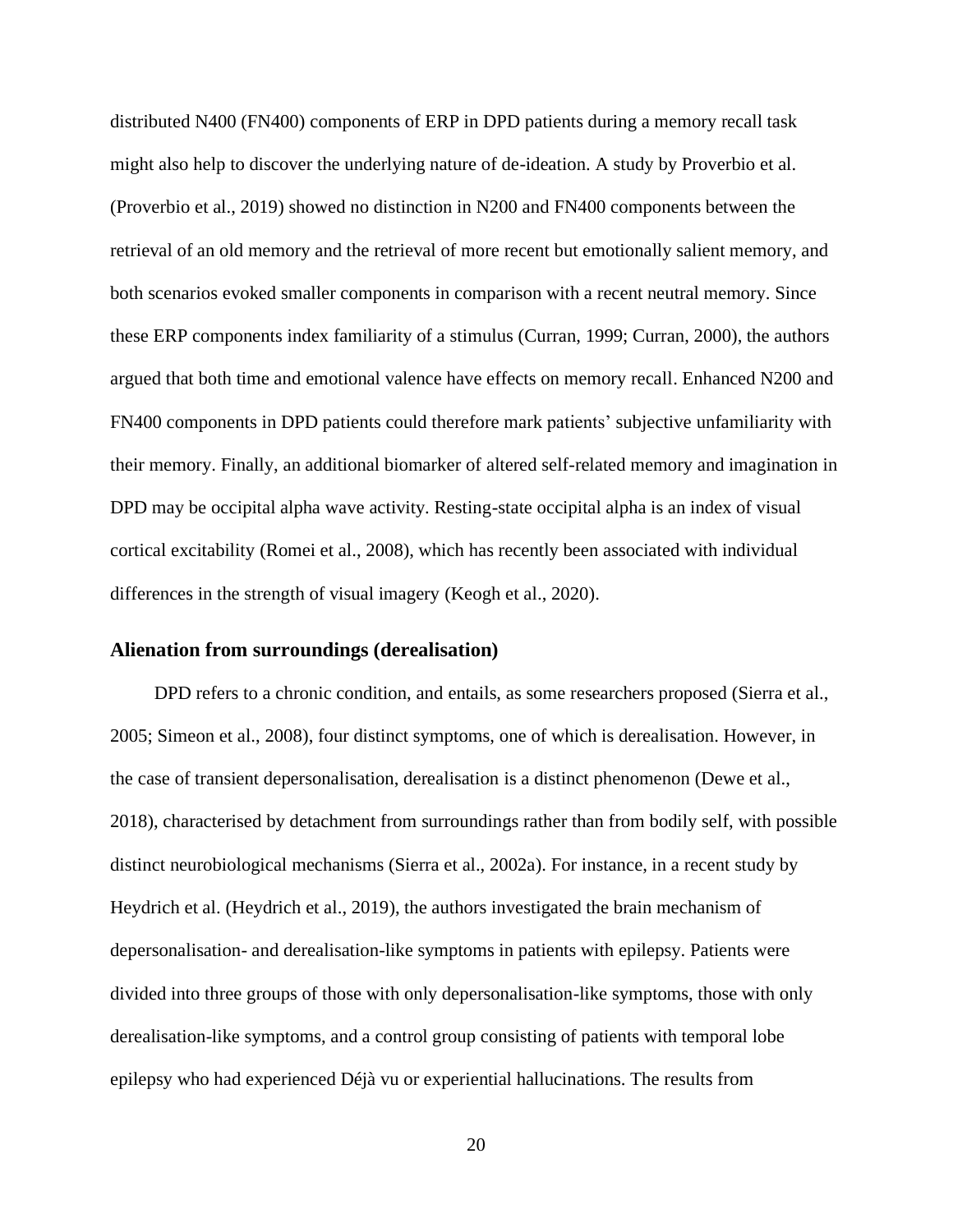distributed N400 (FN400) components of ERP in DPD patients during a memory recall task might also help to discover the underlying nature of de-ideation. A study by Proverbio et al. (Proverbio et al., 2019) showed no distinction in N200 and FN400 components between the retrieval of an old memory and the retrieval of more recent but emotionally salient memory, and both scenarios evoked smaller components in comparison with a recent neutral memory. Since these ERP components index familiarity of a stimulus (Curran, 1999; Curran, 2000), the authors argued that both time and emotional valence have effects on memory recall. Enhanced N200 and FN400 components in DPD patients could therefore mark patients' subjective unfamiliarity with their memory. Finally, an additional biomarker of altered self-related memory and imagination in DPD may be occipital alpha wave activity. Resting-state occipital alpha is an index of visual cortical excitability (Romei et al., 2008), which has recently been associated with individual differences in the strength of visual imagery (Keogh et al., 2020).

## Alienation from surroundings (derealisation)

DPD refers to a chronic condition, and entails, as some researchers proposed (Sierra et al., 2005; Simeon et al., 2008), four distinct symptoms, one of which is derealisation. However, in the case of transient depersonalisation, derealisation is a distinct phenomenon (Dewe et al., 2018), characterised by detachment from surroundings rather than from bodily self, with possible distinct neurobiological mechanisms (Sierra et al., 2002a). For instance, in a recent study by Heydrich et al. (Heydrich et al., 2019), the authors investigated the brain mechanism of depersonalisation- and derealisation-like symptoms in patients with epilepsy. Patients were divided into three groups of those with only depersonalisation-like symptoms, those with only derealisation-like symptoms, and a control group consisting of patients with temporal lobe epilepsy who had experienced Déjà vu or experiential hallucinations. The results from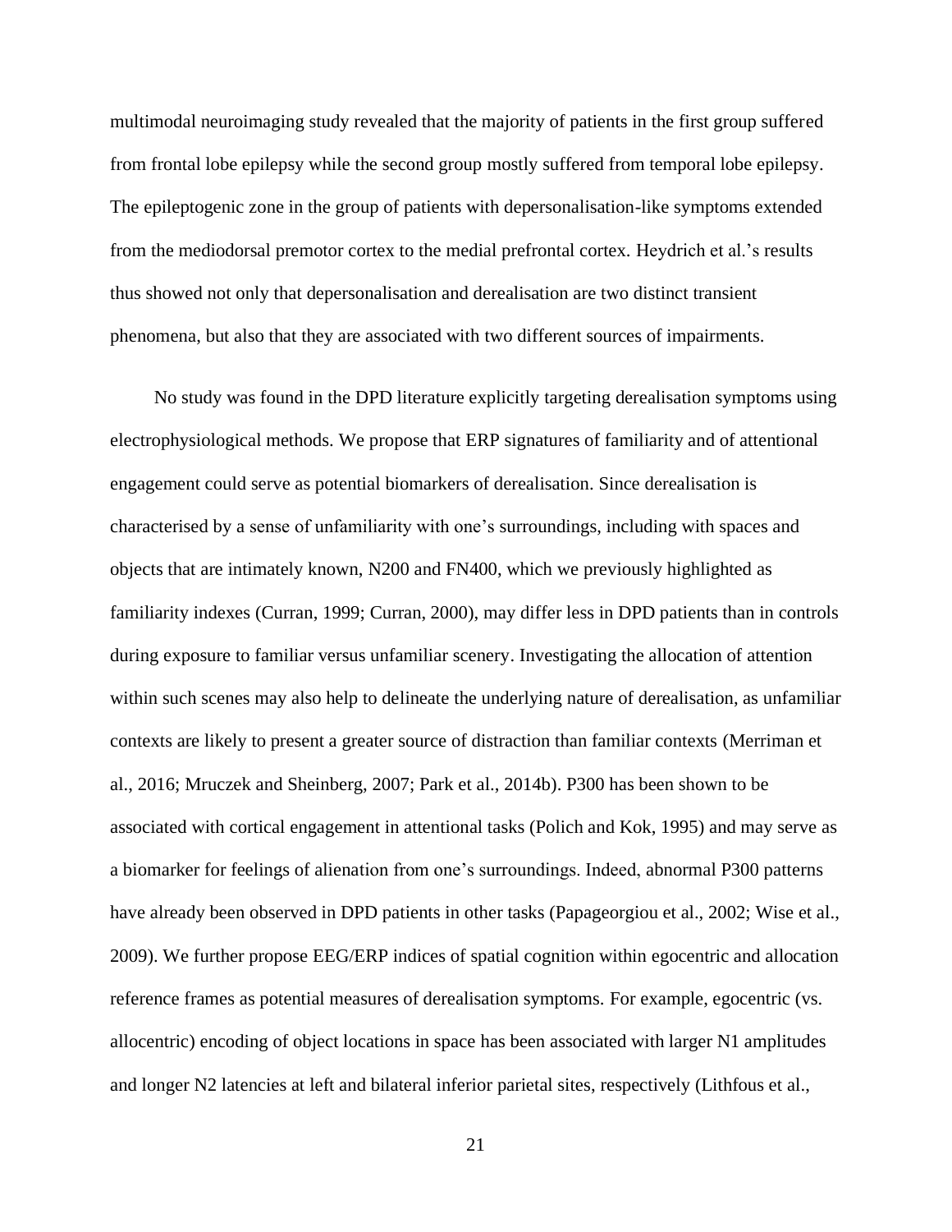multimodal neuroimaging study revealed that the majority of patients in the first group suffered from frontal lobe epilepsy while the second group mostly suffered from temporal lobe epilepsy. The epileptogenic zone in the group of patients with depersonalisation-like symptoms extended from the mediodorsal premotor cortex to the medial prefrontal cortex. Heydrich et al.'s results thus showed not only that depersonalisation and derealisation are two distinct transient phenomena, but also that they are associated with two different sources of impairments.

No study was found in the DPD literature explicitly targeting derealisation symptoms using electrophysiological methods. We propose that ERP signatures of familiarity and of attentional engagement could serve as potential biomarkers of derealisation. Since derealisation is characterised by a sense of unfamiliarity with one's surroundings, including with spaces and objects that are intimately known, N200 and FN400, which we previously highlighted as familiarity indexes (Curran, 1999; Curran, 2000), may differ less in DPD patients than in controls during exposure to familiar versus unfamiliar scenery. Investigating the allocation of attention within such scenes may also help to delineate the underlying nature of derealisation, as unfamiliar contexts are likely to present a greater source of distraction than familiar contexts (Merriman et al., 2016; Mruczek and Sheinberg, 2007; Park et al., 2014b). P300 has been shown to be associated with cortical engagement in attentional tasks (Polich and Kok, 1995) and may serve as a biomarker for feelings of alienation from one's surroundings. Indeed, abnormal P300 patterns have already been observed in DPD patients in other tasks (Papageorgiou et al., 2002; Wise et al., 2009). We further propose EEG/ERP indices of spatial cognition within egocentric and allocation reference frames as potential measures of derealisation symptoms. For example, egocentric (vs. allocentric) encoding of object locations in space has been associated with larger N1 amplitudes and longer N2 latencies at left and bilateral inferior parietal sites, respectively (Lithfous et al.,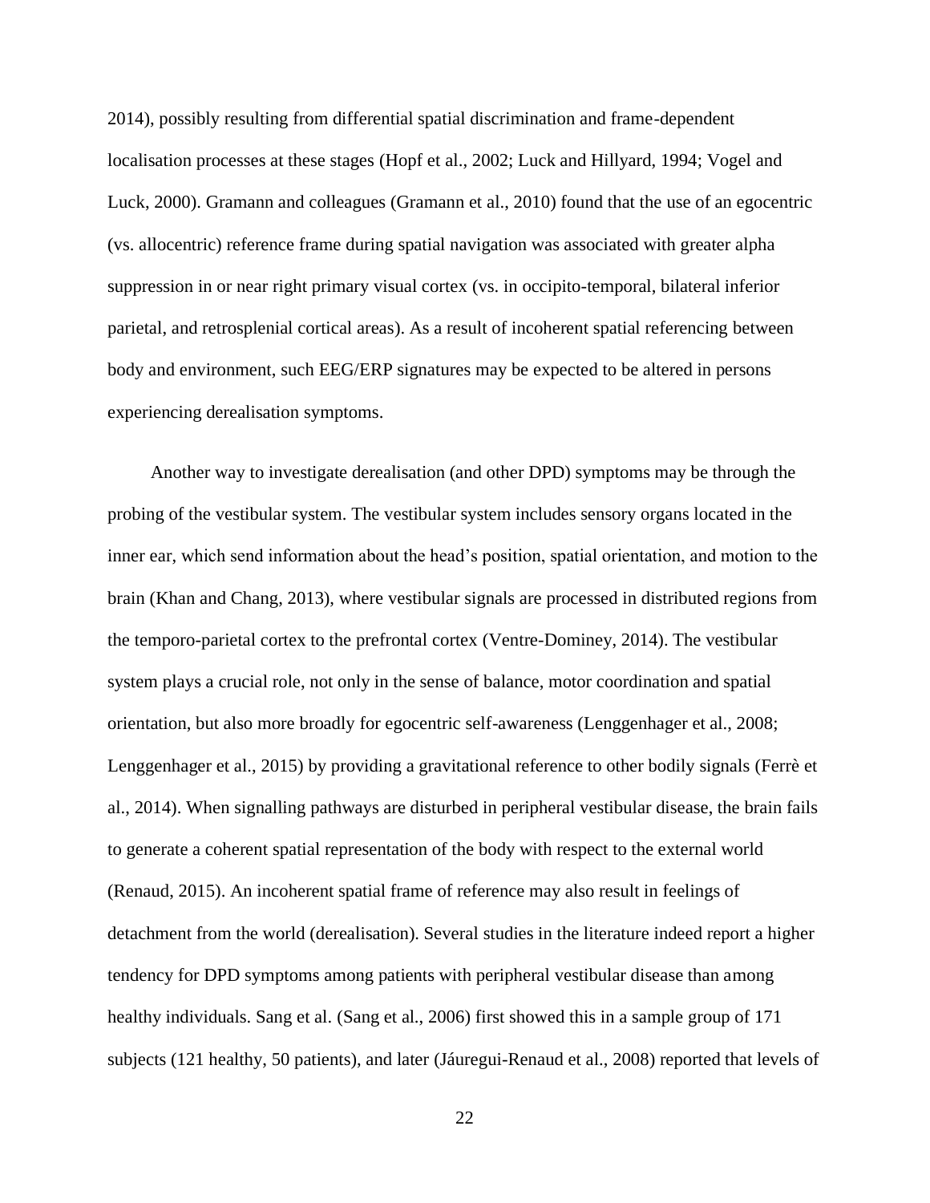2014), possibly resulting from differential spatial discrimination and frame-dependent localisation processes at these stages (Hopf et al., 2002; Luck and Hillyard, 1994; Vogel and Luck, 2000). Gramann and colleagues (Gramann et al., 2010) found that the use of an egocentric (vs. allocentric) reference frame during spatial navigation was associated with greater alpha suppression in or near right primary visual cortex (vs. in occipito-temporal, bilateral inferior parietal, and retrosplenial cortical areas). As a result of incoherent spatial referencing between body and environment, such EEG/ERP signatures may be expected to be altered in persons experiencing derealisation symptoms.

Another way to investigate derealisation (and other DPD) symptoms may be through the probing of the vestibular system. The vestibular system includes sensory organs located in the inner ear, which send information about the head's position, spatial orientation, and motion to the brain (Khan and Chang, 2013), where vestibular signals are processed in distributed regions from the temporo-parietal cortex to the prefrontal cortex (Ventre-Dominey, 2014). The vestibular system plays a crucial role, not only in the sense of balance, motor coordination and spatial orientation, but also more broadly for egocentric self-awareness (Lenggenhager et al., 2008; Lenggenhager et al., 2015) by providing a gravitational reference to other bodily signals (Ferrè et al., 2014). When signalling pathways are disturbed in peripheral vestibular disease, the brain fails to generate a coherent spatial representation of the body with respect to the external world (Renaud, 2015). An incoherent spatial frame of reference may also result in feelings of detachment from the world (derealisation). Several studies in the literature indeed report a higher tendency for DPD symptoms among patients with peripheral vestibular disease than among healthy individuals. Sang et al. (Sang et al., 2006) first showed this in a sample group of 171 subjects (121 healthy, 50 patients), and later (Jáuregui-Renaud et al., 2008) reported that levels of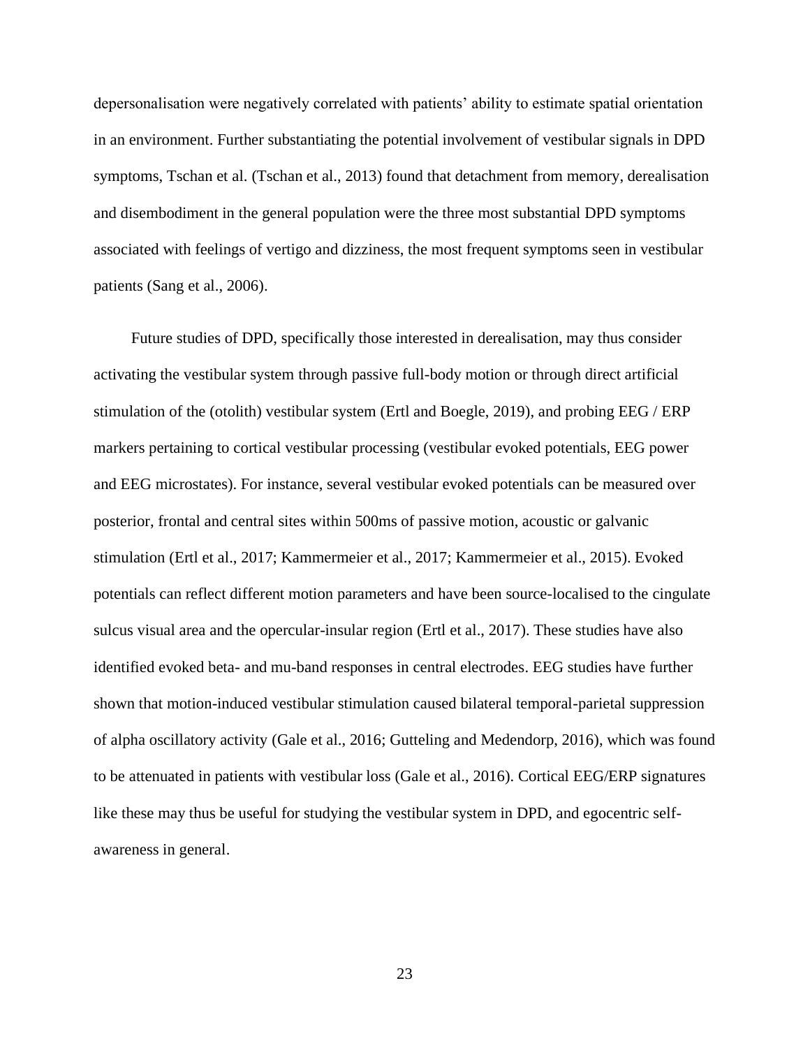depersonalisation were negatively correlated with patients' ability to estimate spatial orientation in an environment. Further substantiating the potential involvement of vestibular signals in DPD symptoms, Tschan et al. (Tschan et al., 2013) found that detachment from memory, derealisation and disembodiment in the general population were the three most substantial DPD symptoms associated with feelings of vertigo and dizziness, the most frequent symptoms seen in vestibular patients (Sang et al., 2006).

Future studies of DPD, specifically those interested in derealisation, may thus consider activating the vestibular system through passive full-body motion or through direct artificial stimulation of the (otolith) vestibular system (Ertl and Boegle, 2019), and probing EEG / ERP markers pertaining to cortical vestibular processing (vestibular evoked potentials, EEG power and EEG microstates). For instance, several vestibular evoked potentials can be measured over posterior, frontal and central sites within 500ms of passive motion, acoustic or galvanic stimulation (Ertl et al., 2017; Kammermeier et al., 2017; Kammermeier et al., 2015). Evoked potentials can reflect different motion parameters and have been source-localised to the cingulate sulcus visual area and the opercular-insular region (Ertl et al., 2017). These studies have also identified evoked beta- and mu-band responses in central electrodes. EEG studies have further shown that motion-induced vestibular stimulation caused bilateral temporal-parietal suppression of alpha oscillatory activity (Gale et al., 2016; Gutteling and Medendorp, 2016), which was found to be attenuated in patients with vestibular loss (Gale et al., 2016). Cortical EEG/ERP signatures like these may thus be useful for studying the vestibular system in DPD, and egocentric self-awareness in general.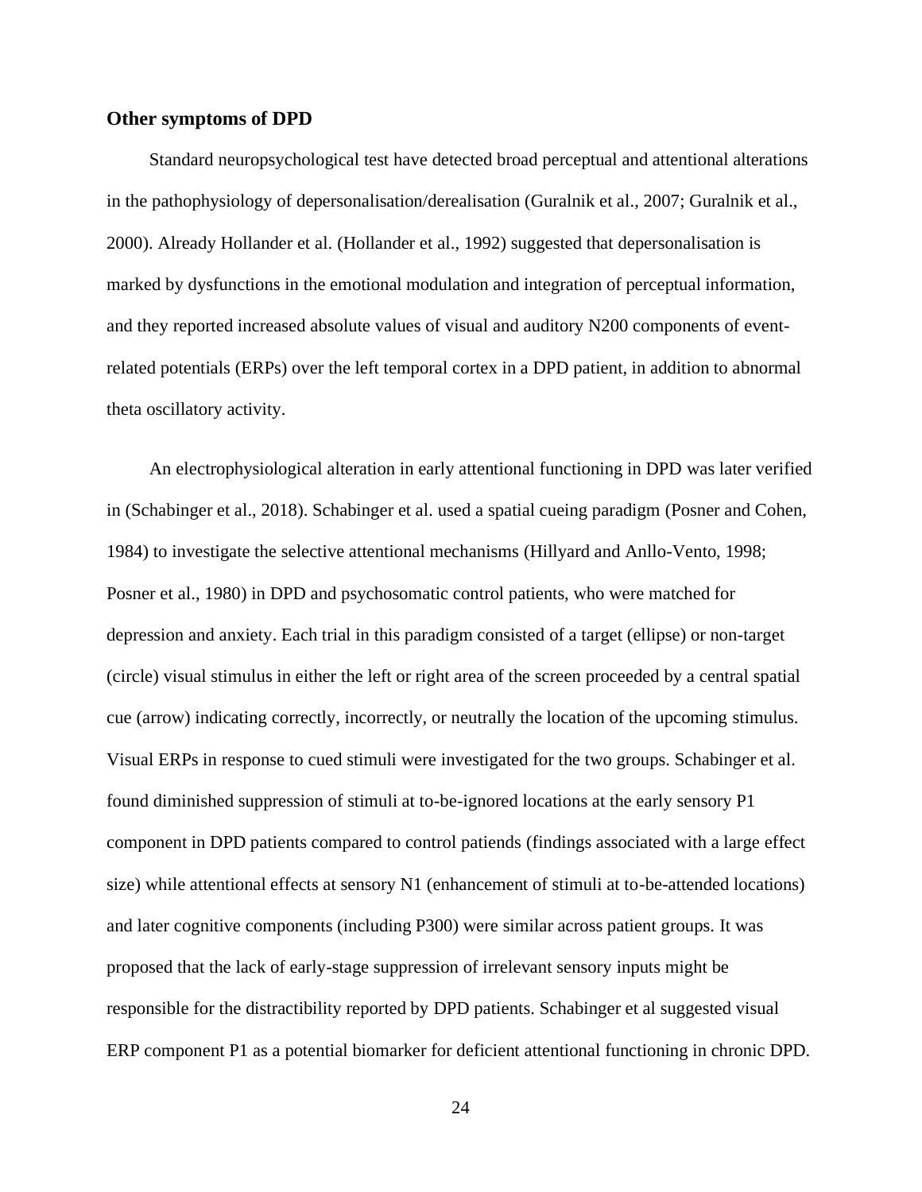### Other symptoms of DPD

Standard neuropsychological test have detected broad perceptual and attentional alterations in the pathophysiology of depersonalisation/derealisation (Guralnik et al., 2007; Guralnik et al., 2000). Already Hollander et al. (Hollander et al., 1992) suggested that depersonalisation is marked by dysfunctions in the emotional modulation and integration of perceptual information, and they reported increased absolute values of visual and auditory N200 components of event-related potentials (ERPs) over the left temporal cortex in a DPD patient, in addition to abnormal theta oscillatory activity.

An electrophysiological alteration in early attentional functioning in DPD was later verified in (Schabinger et al., 2018). Schabinger et al. used a spatial cueing paradigm (Posner and Cohen, 1984) to investigate the selective attentional mechanisms (Hillyard and Anllo-Vento, 1998; Posner et al., 1980) in DPD and psychosomatic control patients, who were matched for depression and anxiety. Each trial in this paradigm consisted of a target (ellipse) or non-target (circle) visual stimulus in either the left or right area of the screen proceeded by a central spatial cue (arrow) indicating correctly, incorrectly, or neutrally the location of the upcoming stimulus. Visual ERPs in response to cued stimuli were investigated for the two groups. Schabinger et al. found diminished suppression of stimuli at to-be-ignored locations at the early sensory P1 component in DPD patients compared to control patiends (findings associated with a large effect size) while attentional effects at sensory N1 (enhancement of stimuli at to-be-attended locations) and later cognitive components (including P300) were similar across patient groups. It was proposed that the lack of early-stage suppression of irrelevant sensory inputs might be responsible for the distractibility reported by DPD patients. Schabinger et al suggested visual ERP component P1 as a potential biomarker for deficient attentional functioning in chronic DPD.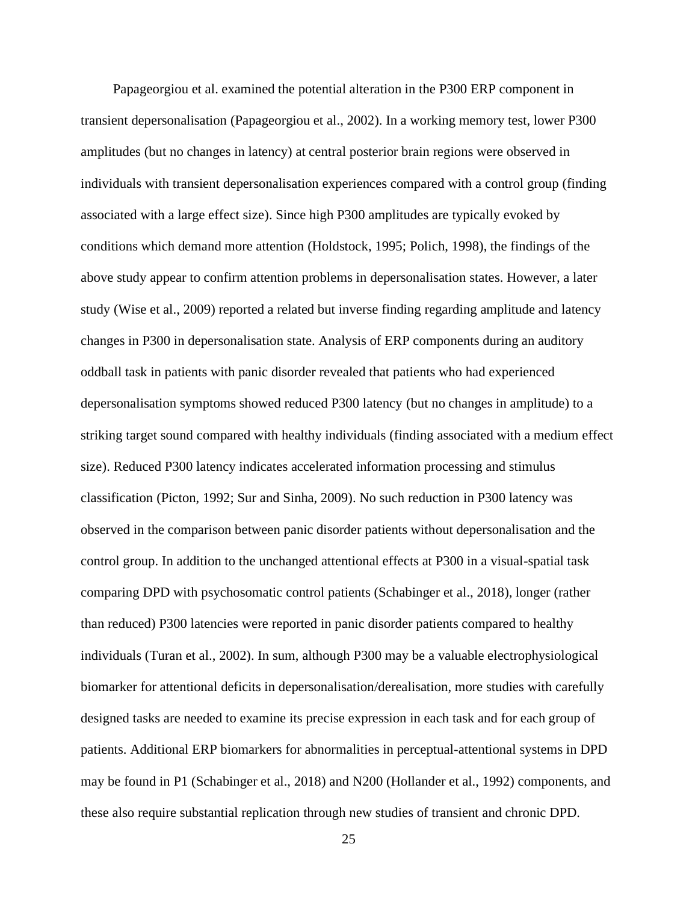Papageorgiou et al. examined the potential alteration in the P300 ERP component in transient depersonalisation (Papageorgiou et al., 2002). In a working memory test, lower P300 amplitudes (but no changes in latency) at central posterior brain regions were observed in individuals with transient depersonalisation experiences compared with a control group (finding associated with a large effect size). Since high P300 amplitudes are typically evoked by conditions which demand more attention (Holdstock, 1995; Polich, 1998), the findings of the above study appear to confirm attention problems in depersonalisation states. However, a later study (Wise et al., 2009) reported a related but inverse finding regarding amplitude and latency changes in P300 in depersonalisation state. Analysis of ERP components during an auditory oddball task in patients with panic disorder revealed that patients who had experienced depersonalisation symptoms showed reduced P300 latency (but no changes in amplitude) to a striking target sound compared with healthy individuals (finding associated with a medium effect size). Reduced P300 latency indicates accelerated information processing and stimulus classification (Picton, 1992; Sur and Sinha, 2009). No such reduction in P300 latency was observed in the comparison between panic disorder patients without depersonalisation and the control group. In addition to the unchanged attentional effects at P300 in a visual-spatial task comparing DPD with psychosomatic control patients (Schabinger et al., 2018), longer (rather than reduced) P300 latencies were reported in panic disorder patients compared to healthy individuals (Turan et al., 2002). In sum, although P300 may be a valuable electrophysiological biomarker for attentional deficits in depersonalisation/derealisation, more studies with carefully designed tasks are needed to examine its precise expression in each task and for each group of patients. Additional ERP biomarkers for abnormalities in perceptual-attentional systems in DPD may be found in P1 (Schabinger et al., 2018) and N200 (Hollander et al., 1992) components, and these also require substantial replication through new studies of transient and chronic DPD.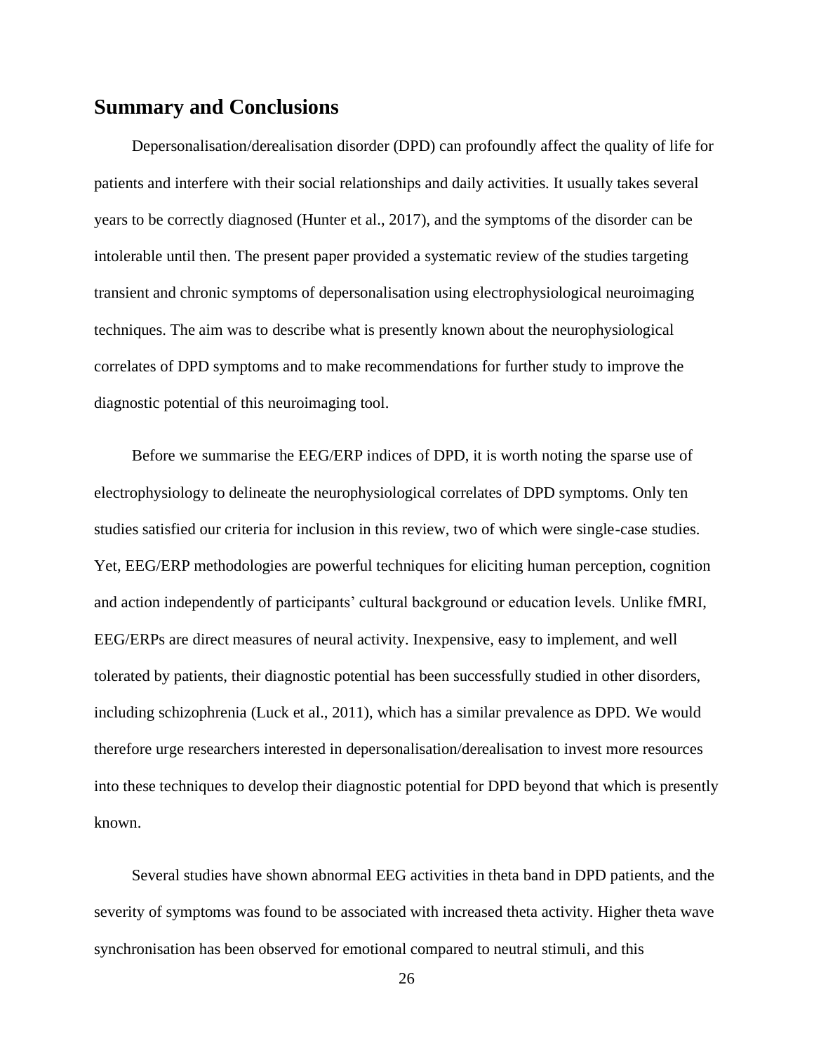## Summary and Conclusions

Depersonalisation/derealisation disorder (DPD) can profoundly affect the quality of life for patients and interfere with their social relationships and daily activities. It usually takes several years to be correctly diagnosed (Hunter et al., 2017), and the symptoms of the disorder can be intolerable until then. The present paper provided a systematic review of the studies targeting transient and chronic symptoms of depersonalisation using electrophysiological neuroimaging techniques. The aim was to describe what is presently known about the neurophysiological correlates of DPD symptoms and to make recommendations for further study to improve the diagnostic potential of this neuroimaging tool.

Before we summarise the EEG/ERP indices of DPD, it is worth noting the sparse use of electrophysiology to delineate the neurophysiological correlates of DPD symptoms. Only ten studies satisfied our criteria for inclusion in this review, two of which were single-case studies. Yet, EEG/ERP methodologies are powerful techniques for eliciting human perception, cognition and action independently of participants' cultural background or education levels. Unlike fMRI, EEG/ERPs are direct measures of neural activity. Inexpensive, easy to implement, and well tolerated by patients, their diagnostic potential has been successfully studied in other disorders, including schizophrenia (Luck et al., 2011), which has a similar prevalence as DPD. We would therefore urge researchers interested in depersonalisation/derealisation to invest more resources into these techniques to develop their diagnostic potential for DPD beyond that which is presently known.

Several studies have shown abnormal EEG activities in theta band in DPD patients, and the severity of symptoms was found to be associated with increased theta activity. Higher theta wave synchronisation has been observed for emotional compared to neutral stimuli, and this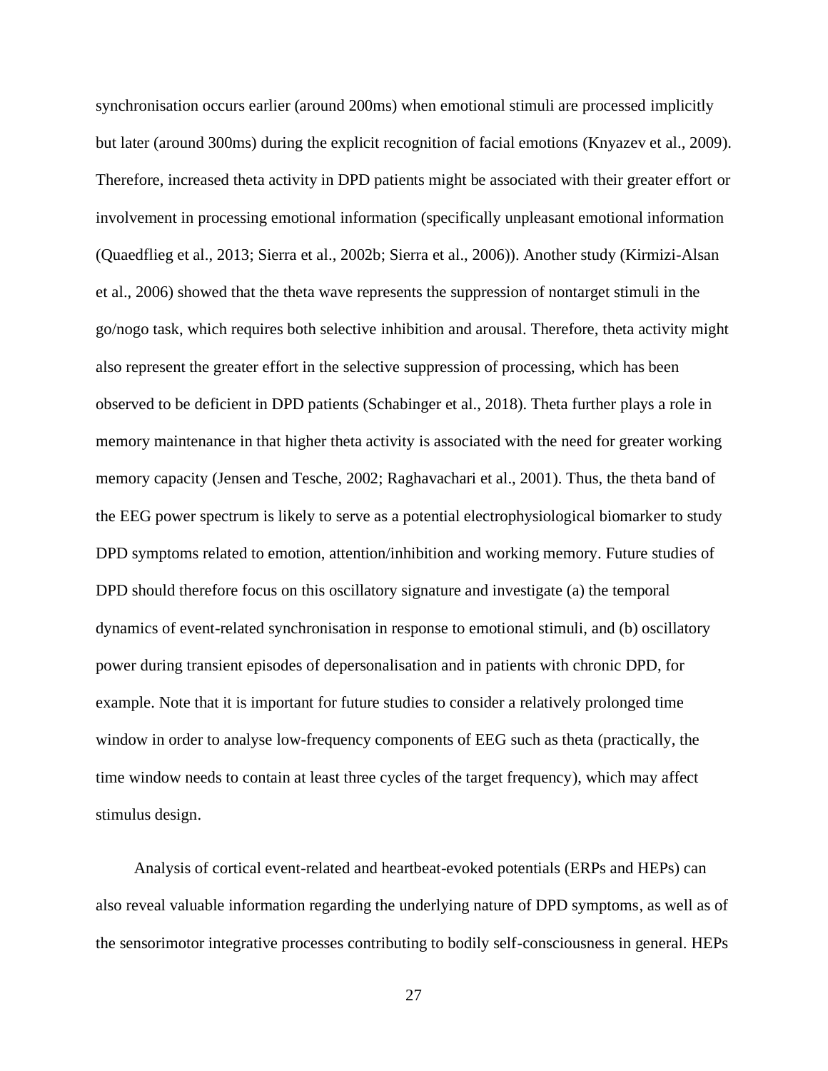synchronisation occurs earlier (around 200ms) when emotional stimuli are processed implicitly but later (around 300ms) during the explicit recognition of facial emotions (Knyazev et al., 2009). Therefore, increased theta activity in DPD patients might be associated with their greater effort or involvement in processing emotional information (specifically unpleasant emotional information (Quaedflieg et al., 2013; Sierra et al., 2002b; Sierra et al., 2006)). Another study (Kirmizi-Alsan et al., 2006) showed that the theta wave represents the suppression of nontarget stimuli in the go/nogo task, which requires both selective inhibition and arousal. Therefore, theta activity might also represent the greater effort in the selective suppression of processing, which has been observed to be deficient in DPD patients (Schabinger et al., 2018). Theta further plays a role in memory maintenance in that higher theta activity is associated with the need for greater working memory capacity (Jensen and Tesche, 2002; Raghavachari et al., 2001). Thus, the theta band of the EEG power spectrum is likely to serve as a potential electrophysiological biomarker to study DPD symptoms related to emotion, attention/inhibition and working memory. Future studies of DPD should therefore focus on this oscillatory signature and investigate (a) the temporal dynamics of event-related synchronisation in response to emotional stimuli, and (b) oscillatory power during transient episodes of depersonalisation and in patients with chronic DPD, for example. Note that it is important for future studies to consider a relatively prolonged time window in order to analyse low-frequency components of EEG such as theta (practically, the time window needs to contain at least three cycles of the target frequency), which may affect stimulus design.

Analysis of cortical event-related and heartbeat-evoked potentials (ERPs and HEPs) can also reveal valuable information regarding the underlying nature of DPD symptoms, as well as of the sensorimotor integrative processes contributing to bodily self-consciousness in general. HEPs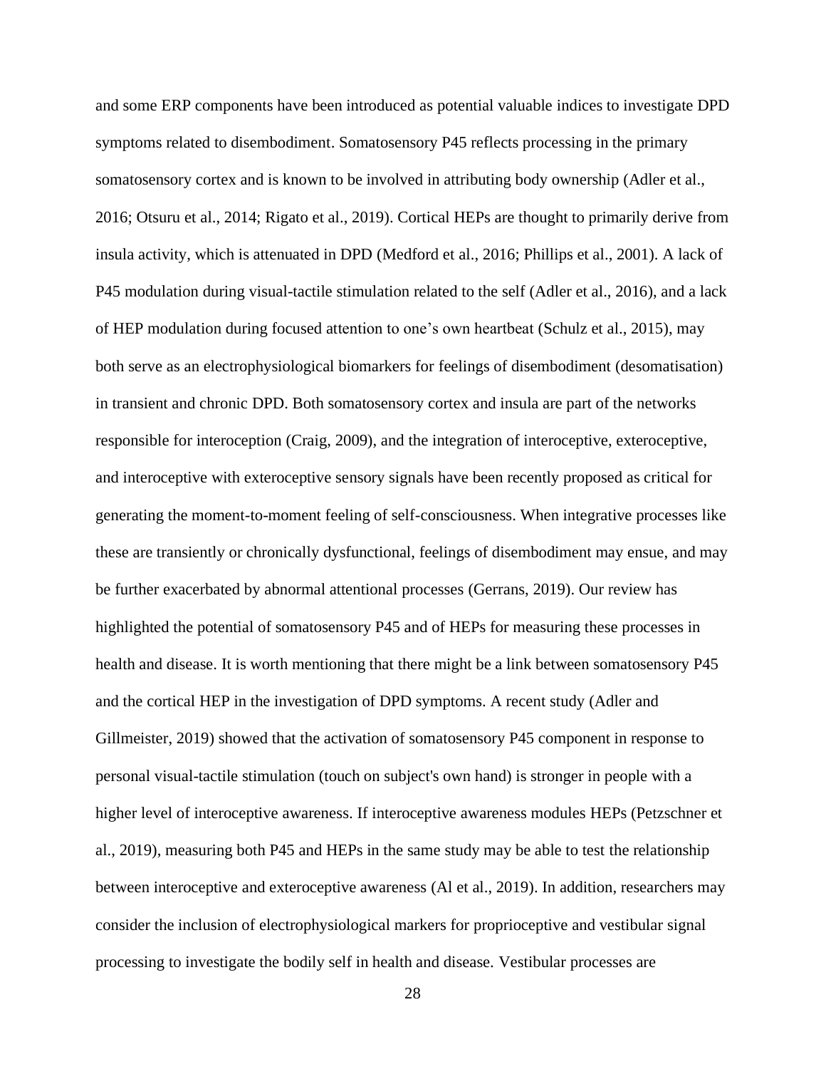and some ERP components have been introduced as potential valuable indices to investigate DPD symptoms related to disembodiment. Somatosensory P45 reflects processing in the primary somatosensory cortex and is known to be involved in attributing body ownership (Adler et al., 2016; Otsuru et al., 2014; Rigato et al., 2019). Cortical HEPs are thought to primarily derive from insula activity, which is attenuated in DPD (Medford et al., 2016; Phillips et al., 2001). A lack of P45 modulation during visual-tactile stimulation related to the self (Adler et al., 2016), and a lack of HEP modulation during focused attention to one's own heartbeat (Schulz et al., 2015), may both serve as an electrophysiological biomarkers for feelings of disembodiment (desomatisation) in transient and chronic DPD. Both somatosensory cortex and insula are part of the networks responsible for interoception (Craig, 2009), and the integration of interoceptive, exteroceptive, and interoceptive with exteroceptive sensory signals have been recently proposed as critical for generating the moment-to-moment feeling of self-consciousness. When integrative processes like these are transiently or chronically dysfunctional, feelings of disembodiment may ensue, and may be further exacerbated by abnormal attentional processes (Gerrans, 2019). Our review has highlighted the potential of somatosensory P45 and of HEPs for measuring these processes in health and disease. It is worth mentioning that there might be a link between somatosensory P45 and the cortical HEP in the investigation of DPD symptoms. A recent study (Adler and Gillmeister, 2019) showed that the activation of somatosensory P45 component in response to personal visual-tactile stimulation (touch on subject's own hand) is stronger in people with a higher level of interoceptive awareness. If interoceptive awareness modules HEPs (Petzschner et al., 2019), measuring both P45 and HEPs in the same study may be able to test the relationship between interoceptive and exteroceptive awareness (Al et al., 2019). In addition, researchers may consider the inclusion of electrophysiological markers for proprioceptive and vestibular signal processing to investigate the bodily self in health and disease. Vestibular processes are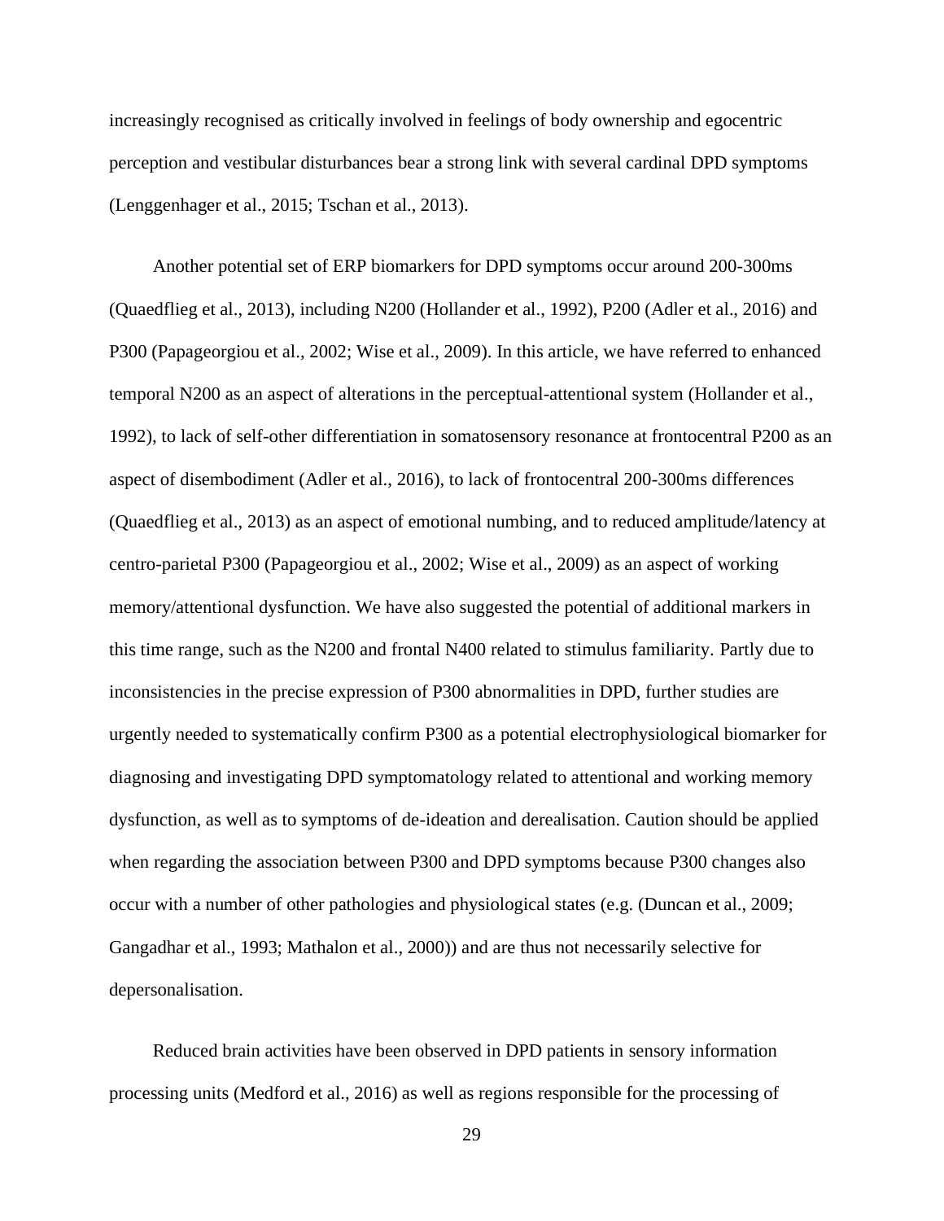increasingly recognised as critically involved in feelings of body ownership and egocentric perception and vestibular disturbances bear a strong link with several cardinal DPD symptoms (Lenggenhager et al., 2015; Tschan et al., 2013).

Another potential set of ERP biomarkers for DPD symptoms occur around 200-300ms (Quaedflieg et al., 2013), including N200 (Hollander et al., 1992), P200 (Adler et al., 2016) and P300 (Papageorgiou et al., 2002; Wise et al., 2009). In this article, we have referred to enhanced temporal N200 as an aspect of alterations in the perceptual-attentional system (Hollander et al., 1992), to lack of self-other differentiation in somatosensory resonance at frontocentral P200 as an aspect of disembodiment (Adler et al., 2016), to lack of frontocentral 200-300ms differences (Quaedflieg et al., 2013) as an aspect of emotional numbing, and to reduced amplitude/latency at centro-parietal P300 (Papageorgiou et al., 2002; Wise et al., 2009) as an aspect of working memory/attentional dysfunction. We have also suggested the potential of additional markers in this time range, such as the N200 and frontal N400 related to stimulus familiarity. Partly due to inconsistencies in the precise expression of P300 abnormalities in DPD, further studies are urgently needed to systematically confirm P300 as a potential electrophysiological biomarker for diagnosing and investigating DPD symptomatology related to attentional and working memory dysfunction, as well as to symptoms of de-ideation and derealisation. Caution should be applied when regarding the association between P300 and DPD symptoms because P300 changes also occur with a number of other pathologies and physiological states (e.g. (Duncan et al., 2009; Gangadhar et al., 1993; Mathalon et al., 2000)) and are thus not necessarily selective for depersonalisation.

Reduced brain activities have been observed in DPD patients in sensory information processing units (Medford et al., 2016) as well as regions responsible for the processing of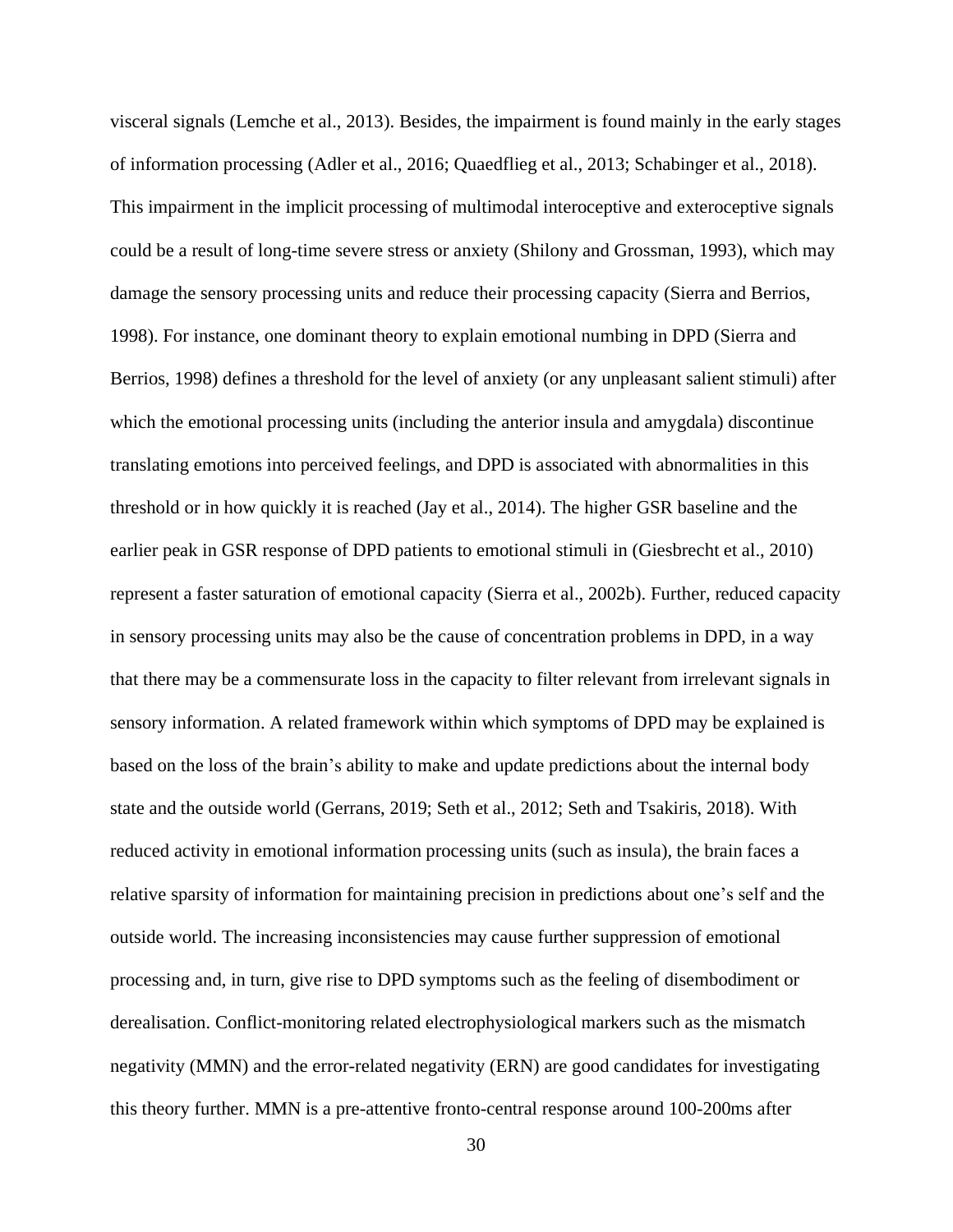visceral signals (Lemche et al., 2013). Besides, the impairment is found mainly in the early stages of information processing (Adler et al., 2016; Quaedflieg et al., 2013; Schabinger et al., 2018). This impairment in the implicit processing of multimodal interoceptive and exteroceptive signals could be a result of long-time severe stress or anxiety (Shilony and Grossman, 1993), which may damage the sensory processing units and reduce their processing capacity (Sierra and Berrios, 1998). For instance, one dominant theory to explain emotional numbing in DPD (Sierra and Berrios, 1998) defines a threshold for the level of anxiety (or any unpleasant salient stimuli) after which the emotional processing units (including the anterior insula and amygdala) discontinue translating emotions into perceived feelings, and DPD is associated with abnormalities in this threshold or in how quickly it is reached (Jay et al., 2014). The higher GSR baseline and the earlier peak in GSR response of DPD patients to emotional stimuli in (Giesbrecht et al., 2010) represent a faster saturation of emotional capacity (Sierra et al., 2002b). Further, reduced capacity in sensory processing units may also be the cause of concentration problems in DPD, in a way that there may be a commensurate loss in the capacity to filter relevant from irrelevant signals in sensory information. A related framework within which symptoms of DPD may be explained is based on the loss of the brain's ability to make and update predictions about the internal body state and the outside world (Gerrans, 2019; Seth et al., 2012; Seth and Tsakiris, 2018). With reduced activity in emotional information processing units (such as insula), the brain faces a relative sparsity of information for maintaining precision in predictions about one's self and the outside world. The increasing inconsistencies may cause further suppression of emotional processing and, in turn, give rise to DPD symptoms such as the feeling of disembodiment or derealisation. Conflict-monitoring related electrophysiological markers such as the mismatch negativity (MMN) and the error-related negativity (ERN) are good candidates for investigating this theory further. MMN is a pre-attentive fronto-central response around 100-200ms after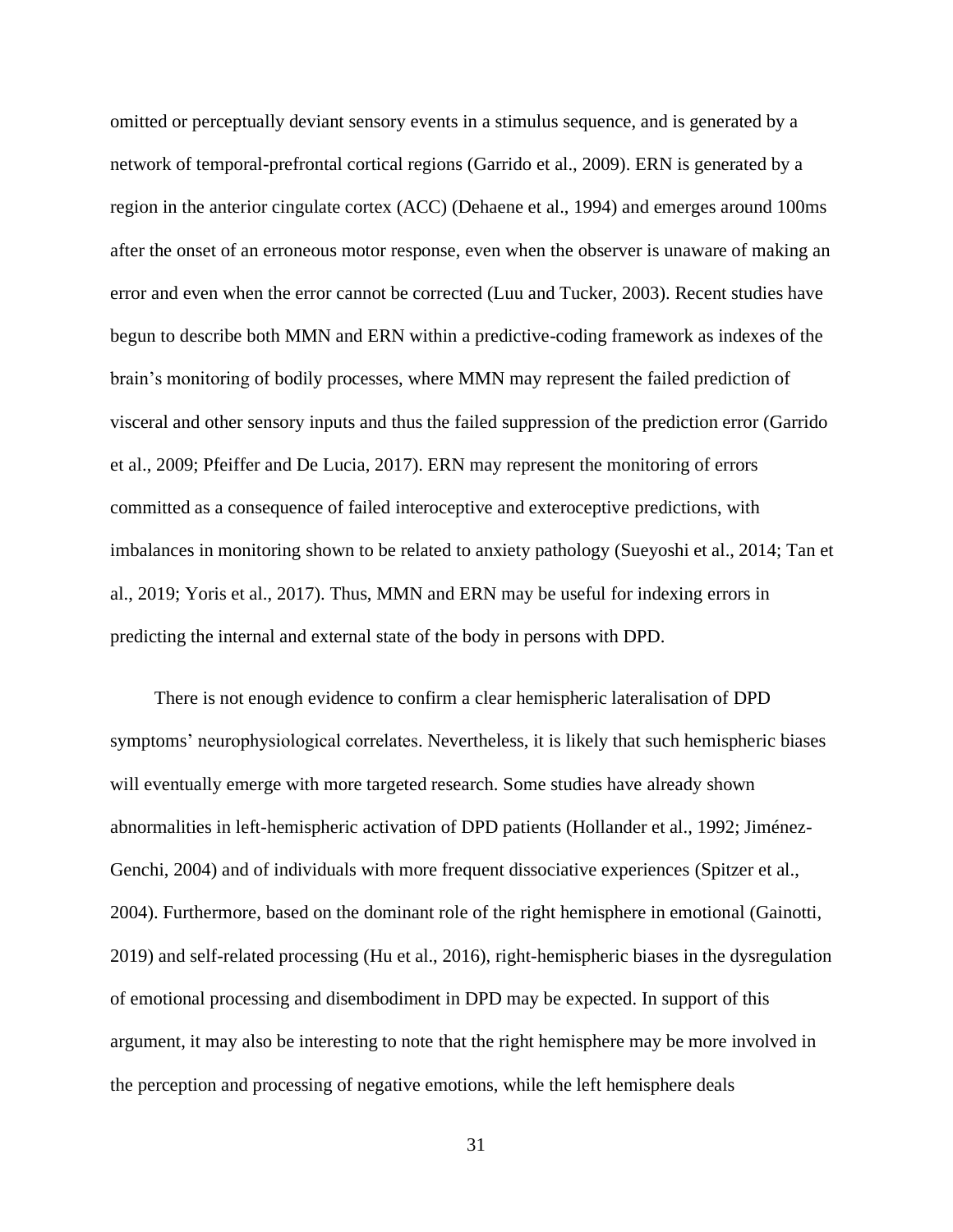omitted or perceptually deviant sensory events in a stimulus sequence, and is generated by a network of temporal-prefrontal cortical regions (Garrido et al., 2009). ERN is generated by a region in the anterior cingulate cortex (ACC) (Dehaene et al., 1994) and emerges around 100ms after the onset of an erroneous motor response, even when the observer is unaware of making an error and even when the error cannot be corrected (Luu and Tucker, 2003). Recent studies have begun to describe both MMN and ERN within a predictive-coding framework as indexes of the brain's monitoring of bodily processes, where MMN may represent the failed prediction of visceral and other sensory inputs and thus the failed suppression of the prediction error (Garrido et al., 2009; Pfeiffer and De Lucia, 2017). ERN may represent the monitoring of errors committed as a consequence of failed interoceptive and exteroceptive predictions, with imbalances in monitoring shown to be related to anxiety pathology (Sueyoshi et al., 2014; Tan et al., 2019; Yoris et al., 2017). Thus, MMN and ERN may be useful for indexing errors in predicting the internal and external state of the body in persons with DPD.

There is not enough evidence to confirm a clear hemispheric lateralisation of DPD symptoms' neurophysiological correlates. Nevertheless, it is likely that such hemispheric biases will eventually emerge with more targeted research. Some studies have already shown abnormalities in left-hemispheric activation of DPD patients (Hollander et al., 1992; Jiménez-Genchi, 2004) and of individuals with more frequent dissociative experiences (Spitzer et al., 2004). Furthermore, based on the dominant role of the right hemisphere in emotional (Gainotti, 2019) and self-related processing (Hu et al., 2016), right-hemispheric biases in the dysregulation of emotional processing and disembodiment in DPD may be expected. In support of this argument, it may also be interesting to note that the right hemisphere may be more involved in the perception and processing of negative emotions, while the left hemisphere deals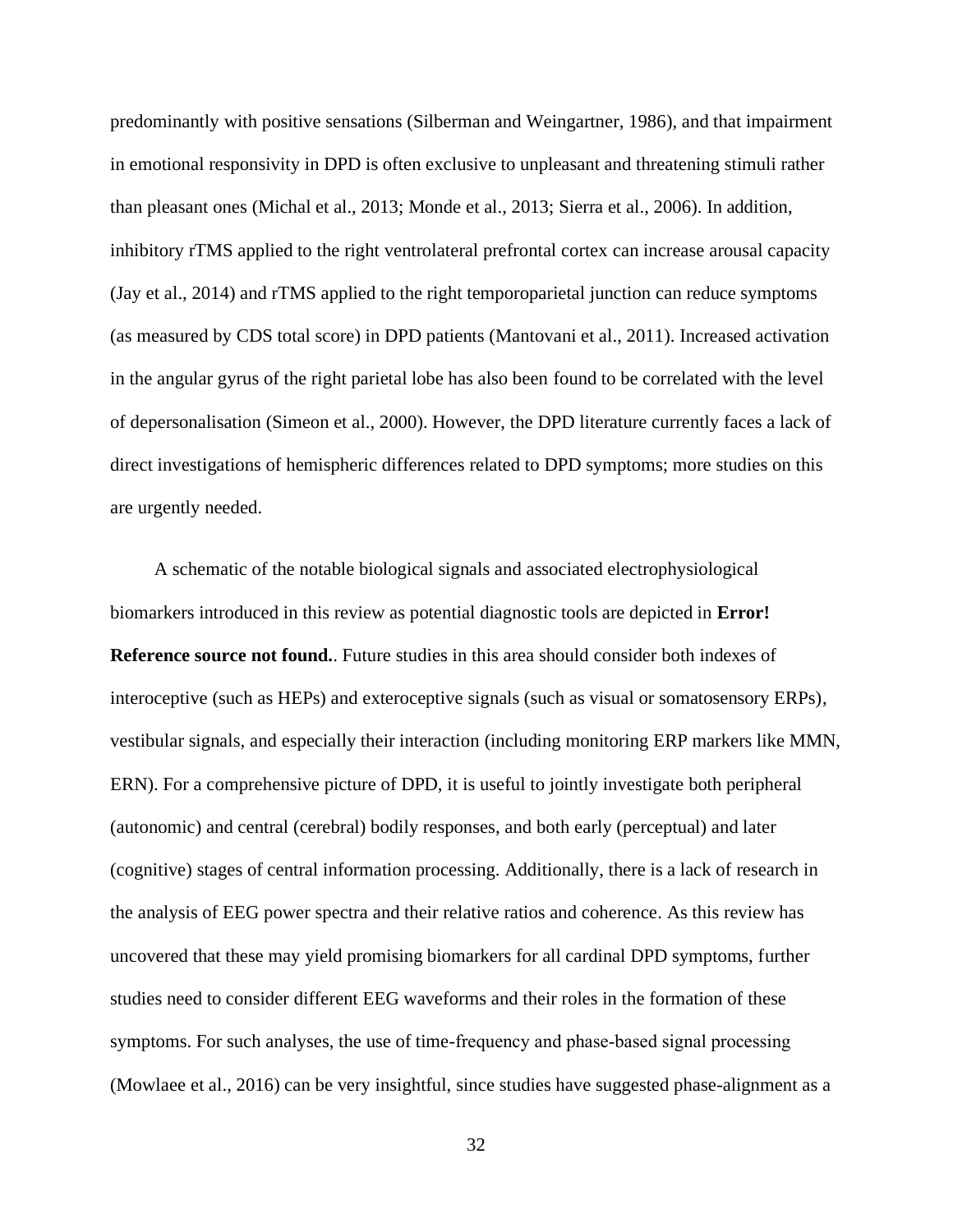predominantly with positive sensations (Silberman and Weingartner, 1986), and that impairment in emotional responsivity in DPD is often exclusive to unpleasant and threatening stimuli rather than pleasant ones (Michal et al., 2013; Monde et al., 2013; Sierra et al., 2006). In addition, inhibitory rTMS applied to the right ventrolateral prefrontal cortex can increase arousal capacity (Jay et al., 2014) and rTMS applied to the right temporoparietal junction can reduce symptoms (as measured by CDS total score) in DPD patients (Mantovani et al., 2011). Increased activation in the angular gyrus of the right parietal lobe has also been found to be correlated with the level of depersonalisation (Simeon et al., 2000). However, the DPD literature currently faces a lack of direct investigations of hemispheric differences related to DPD symptoms; more studies on this are urgently needed.

A schematic of the notable biological signals and associated electrophysiological biomarkers introduced in this review as potential diagnostic tools are depicted in **Error! Reference source not found.**. Future studies in this area should consider both indexes of interoceptive (such as HEPs) and exteroceptive signals (such as visual or somatosensory ERPs), vestibular signals, and especially their interaction (including monitoring ERP markers like MMN, ERN). For a comprehensive picture of DPD, it is useful to jointly investigate both peripheral (autonomic) and central (cerebral) bodily responses, and both early (perceptual) and later (cognitive) stages of central information processing. Additionally, there is a lack of research in the analysis of EEG power spectra and their relative ratios and coherence. As this review has uncovered that these may yield promising biomarkers for all cardinal DPD symptoms, further studies need to consider different EEG waveforms and their roles in the formation of these symptoms. For such analyses, the use of time-frequency and phase-based signal processing (Mowlaee et al., 2016) can be very insightful, since studies have suggested phase-alignment as a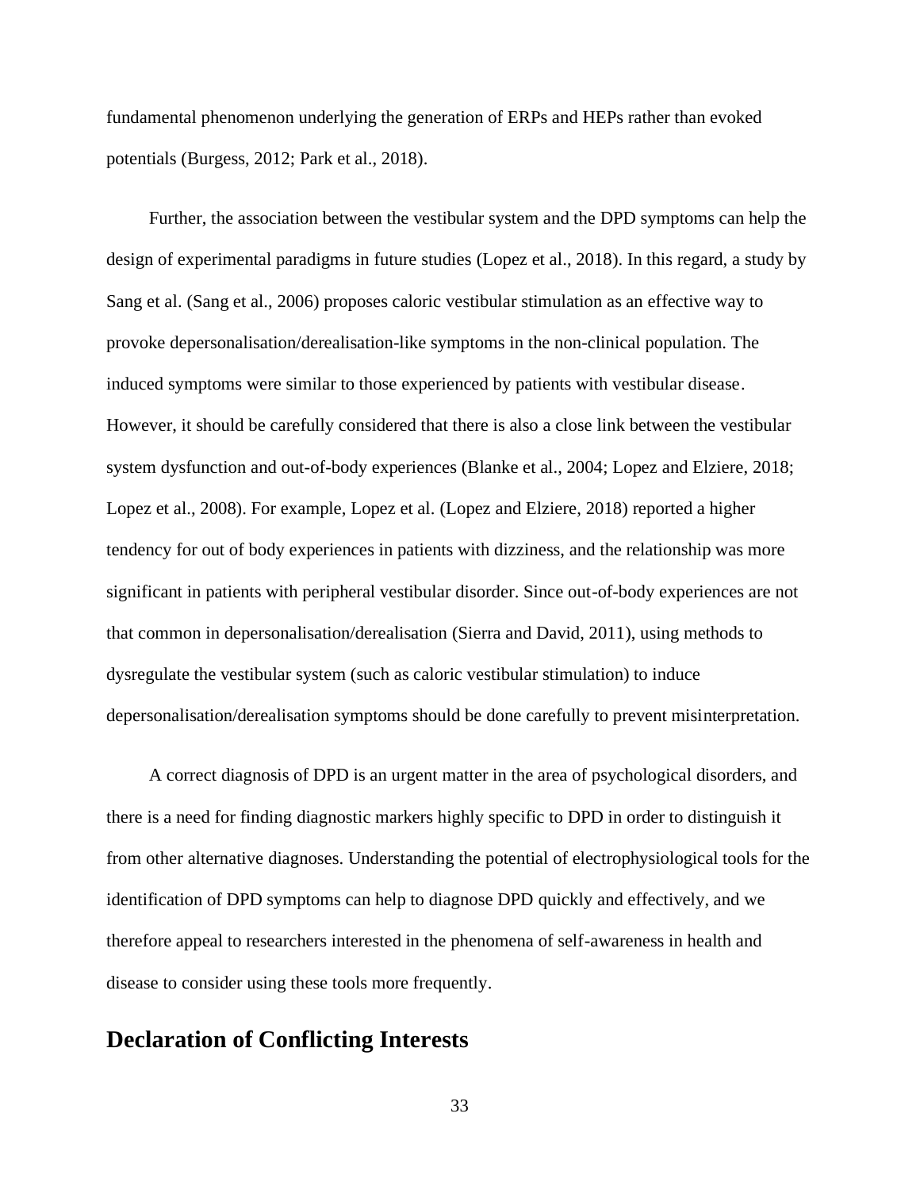fundamental phenomenon underlying the generation of ERPs and HEPs rather than evoked potentials (Burgess, 2012; Park et al., 2018).

Further, the association between the vestibular system and the DPD symptoms can help the design of experimental paradigms in future studies (Lopez et al., 2018). In this regard, a study by Sang et al. (Sang et al., 2006) proposes caloric vestibular stimulation as an effective way to provoke depersonalisation/derealisation-like symptoms in the non-clinical population. The induced symptoms were similar to those experienced by patients with vestibular disease. However, it should be carefully considered that there is also a close link between the vestibular system dysfunction and out-of-body experiences (Blanke et al., 2004; Lopez and Elziere, 2018; Lopez et al., 2008). For example, Lopez et al. (Lopez and Elziere, 2018) reported a higher tendency for out of body experiences in patients with dizziness, and the relationship was more significant in patients with peripheral vestibular disorder. Since out-of-body experiences are not that common in depersonalisation/derealisation (Sierra and David, 2011), using methods to dysregulate the vestibular system (such as caloric vestibular stimulation) to induce depersonalisation/derealisation symptoms should be done carefully to prevent misinterpretation.

A correct diagnosis of DPD is an urgent matter in the area of psychological disorders, and there is a need for finding diagnostic markers highly specific to DPD in order to distinguish it from other alternative diagnoses. Understanding the potential of electrophysiological tools for the identification of DPD symptoms can help to diagnose DPD quickly and effectively, and we therefore appeal to researchers interested in the phenomena of self-awareness in health and disease to consider using these tools more frequently.

## Declaration of Conflicting Interests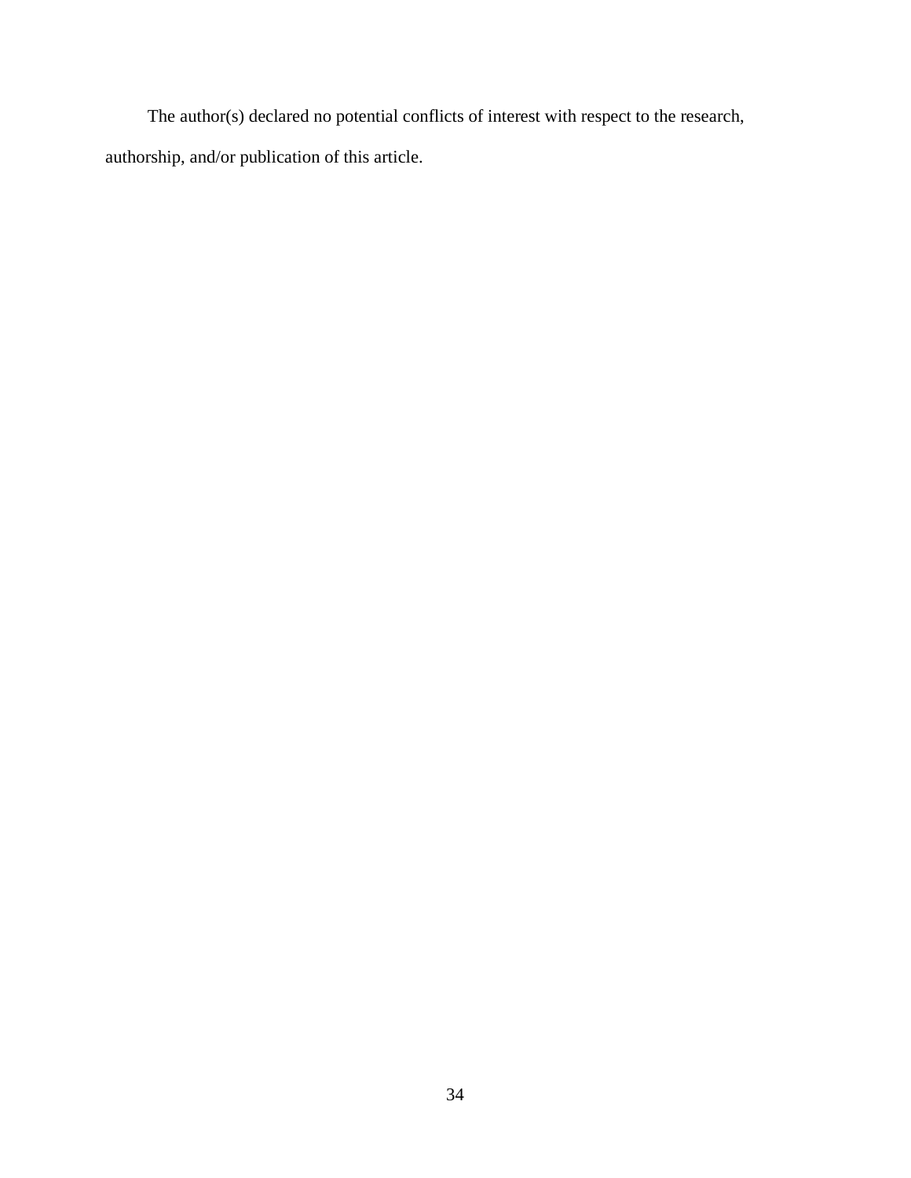The author(s) declared no potential conflicts of interest with respect to the research, authorship, and/or publication of this article.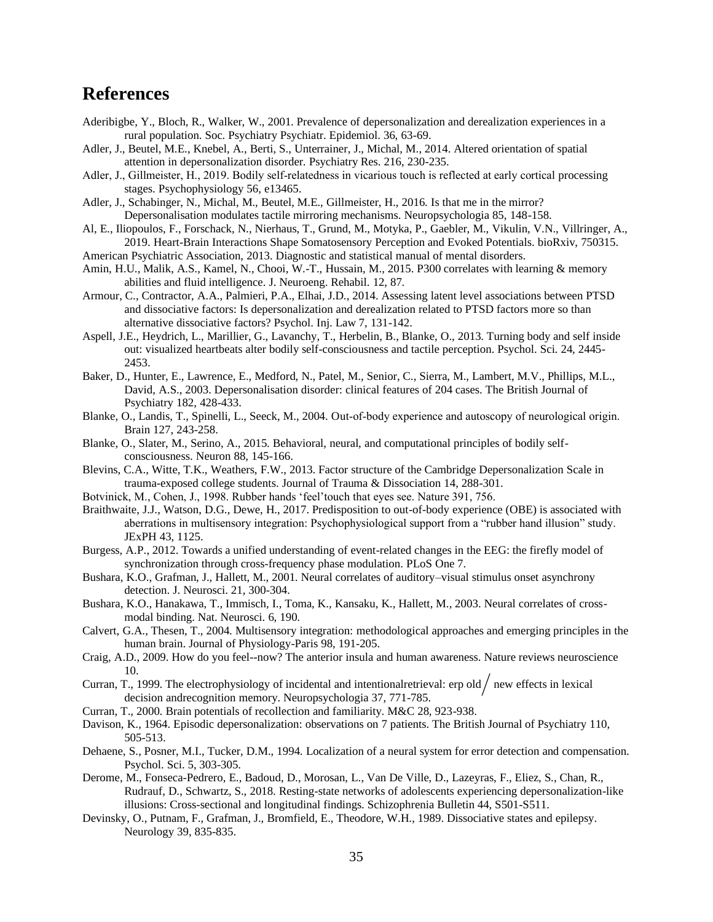# References

Aderibigbe, Y., Bloch, R., Walker, W., 2001. Prevalence of depersonalization and derealization experiences in a rural population. Soc. Psychiatry Psychiatr. Epidemiol. 36, 63-69.

Adler, J., Beutel, M.E., Knebel, A., Berti, S., Unterrainer, J., Michal, M., 2014. Altered orientation of spatial attention in depersonalization disorder. Psychiatry Res. 216, 230-235.

Adler, J., Gillmeister, H., 2019. Bodily self-relatedness in vicarious touch is reflected at early cortical processing stages. Psychophysiology 56, e13465.

Adler, J., Schabinger, N., Michal, M., Beutel, M.E., Gillmeister, H., 2016. Is that me in the mirror? Depersonalisation modulates tactile mirroring mechanisms. Neuropsychologia 85, 148-158.

Al, E., Iliopoulos, F., Forschack, N., Nierhaus, T., Grund, M., Motyka, P., Gaebler, M., Vikulin, V.N., Villringer, A., 2019. Heart-Brain Interactions Shape Somatosensory Perception and Evoked Potentials. bioRxiv, 750315.

American Psychiatric Association, 2013. Diagnostic and statistical manual of mental disorders.

Amin, H.U., Malik, A.S., Kamel, N., Chooi, W.-T., Hussain, M., 2015. P300 correlates with learning & memory abilities and fluid intelligence. J. Neuroeng. Rehabil. 12, 87.

Armour, C., Contractor, A.A., Palmieri, P.A., Elhai, J.D., 2014. Assessing latent level associations between PTSD and dissociative factors: Is depersonalization and derealization related to PTSD factors more so than alternative dissociative factors? Psychol. Inj. Law 7, 131-142.

Aspell, J.E., Heydrich, L., Marillier, G., Lavanchy, T., Herbelin, B., Blanke, O., 2013. Turning body and self inside out: visualized heartbeats alter bodily self-consciousness and tactile perception. Psychol. Sci. 24, 2445-2453.

Baker, D., Hunter, E., Lawrence, E., Medford, N., Patel, M., Senior, C., Sierra, M., Lambert, M.V., Phillips, M.L., David, A.S., 2003. Depersonalisation disorder: clinical features of 204 cases. The British Journal of Psychiatry 182, 428-433.

Blanke, O., Landis, T., Spinelli, L., Seeck, M., 2004. Out-of-body experience and autoscopy of neurological origin. Brain 127, 243-258.

Blanke, O., Slater, M., Serino, A., 2015. Behavioral, neural, and computational principles of bodily self-consciousness. Neuron 88, 145-166.

Blevins, C.A., Witte, T.K., Weathers, F.W., 2013. Factor structure of the Cambridge Depersonalization Scale in trauma-exposed college students. Journal of Trauma & Dissociation 14, 288-301.

Botvinick, M., Cohen, J., 1998. Rubber hands 'feel'touch that eyes see. Nature 391, 756.

Braithwaite, J.J., Watson, D.G., Dewe, H., 2017. Predisposition to out-of-body experience (OBE) is associated with aberrations in multisensory integration: Psychophysiological support from a "rubber hand illusion" study. JExPH 43, 1125.

Burgess, A.P., 2012. Towards a unified understanding of event-related changes in the EEG: the firefly model of synchronization through cross-frequency phase modulation. PLoS One 7.

Bushara, K.O., Grafman, J., Hallett, M., 2001. Neural correlates of auditory–visual stimulus onset asynchrony detection. J. Neurosci. 21, 300-304.

Bushara, K.O., Hanakawa, T., Immisch, I., Toma, K., Kansaku, K., Hallett, M., 2003. Neural correlates of cross-modal binding. Nat. Neurosci. 6, 190.

Calvert, G.A., Thesen, T., 2004. Multisensory integration: methodological approaches and emerging principles in the human brain. Journal of Physiology-Paris 98, 191-205.

Craig, A.D., 2009. How do you feel--now? The anterior insula and human awareness. Nature reviews neuroscience 10.

Curran, T., 1999. The electrophysiology of incidental and intentionalretrieval: erp old/new effects in lexical decision andrecognition memory. Neuropsychologia 37, 771-785.

Curran, T., 2000. Brain potentials of recollection and familiarity. M&C 28, 923-938.

Davison, K., 1964. Episodic depersonalization: observations on 7 patients. The British Journal of Psychiatry 110, 505-513.

Dehaene, S., Posner, M.I., Tucker, D.M., 1994. Localization of a neural system for error detection and compensation. Psychol. Sci. 5, 303-305.

Derome, M., Fonseca-Pedrero, E., Badoud, D., Morosan, L., Van De Ville, D., Lazeyras, F., Eliez, S., Chan, R., Rudrauf, D., Schwartz, S., 2018. Resting-state networks of adolescents experiencing depersonalization-like illusions: Cross-sectional and longitudinal findings. Schizophrenia Bulletin 44, S501-S511.

Devinsky, O., Putnam, F., Grafman, J., Bromfield, E., Theodore, W.H., 1989. Dissociative states and epilepsy. Neurology 39, 835-835.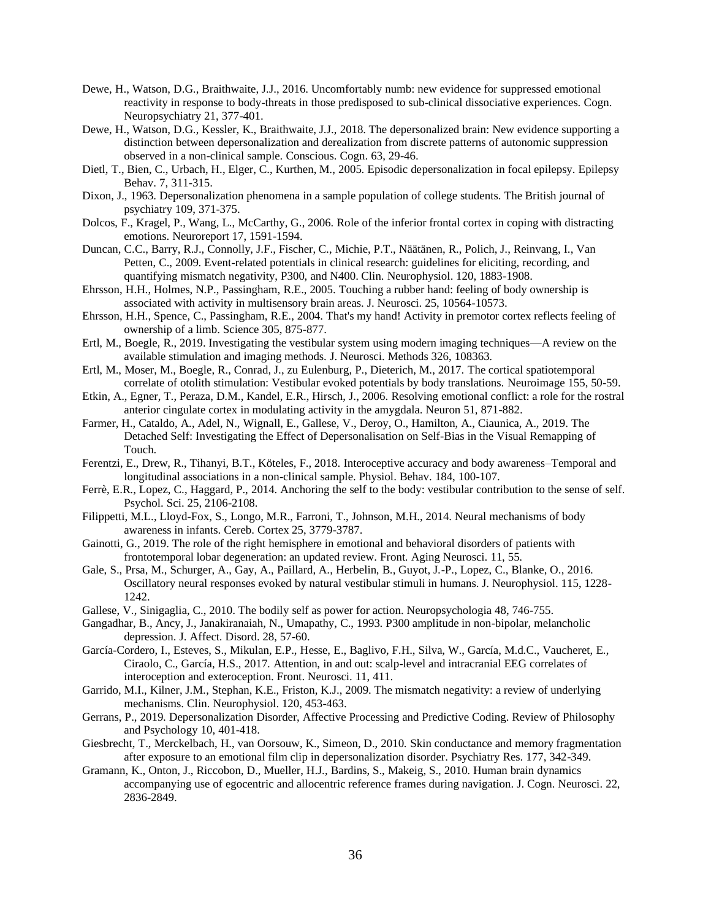Dewe, H., Watson, D.G., Braithwaite, J.J., 2016. Uncomfortably numb: new evidence for suppressed emotional reactivity in response to body-threats in those predisposed to sub-clinical dissociative experiences. Cogn. Neuropsychiatry 21, 377-401.

Dewe, H., Watson, D.G., Kessler, K., Braithwaite, J.J., 2018. The depersonalized brain: New evidence supporting a distinction between depersonalization and derealization from discrete patterns of autonomic suppression observed in a non-clinical sample. Conscious. Cogn. 63, 29-46.

Dietl, T., Bien, C., Urbach, H., Elger, C., Kurthen, M., 2005. Episodic depersonalization in focal epilepsy. Epilepsy Behav. 7, 311-315.

Dixon, J., 1963. Depersonalization phenomena in a sample population of college students. The British journal of psychiatry 109, 371-375.

Dolcos, F., Kragel, P., Wang, L., McCarthy, G., 2006. Role of the inferior frontal cortex in coping with distracting emotions. Neuroreport 17, 1591-1594.

Duncan, C.C., Barry, R.J., Connolly, J.F., Fischer, C., Michie, P.T., Näätänen, R., Polich, J., Reinvang, I., Van Petten, C., 2009. Event-related potentials in clinical research: guidelines for eliciting, recording, and quantifying mismatch negativity, P300, and N400. Clin. Neurophysiol. 120, 1883-1908.

Ehrsson, H.H., Holmes, N.P., Passingham, R.E., 2005. Touching a rubber hand: feeling of body ownership is associated with activity in multisensory brain areas. J. Neurosci. 25, 10564-10573.

Ehrsson, H.H., Spence, C., Passingham, R.E., 2004. That's my hand! Activity in premotor cortex reflects feeling of ownership of a limb. Science 305, 875-877.

Ertl, M., Boegle, R., 2019. Investigating the vestibular system using modern imaging techniques—A review on the available stimulation and imaging methods. J. Neurosci. Methods 326, 108363.

Ertl, M., Moser, M., Boegle, R., Conrad, J., zu Eulenburg, P., Dieterich, M., 2017. The cortical spatiotemporal correlate of otolith stimulation: Vestibular evoked potentials by body translations. Neuroimage 155, 50-59.

Etkin, A., Egner, T., Peraza, D.M., Kandel, E.R., Hirsch, J., 2006. Resolving emotional conflict: a role for the rostral anterior cingulate cortex in modulating activity in the amygdala. Neuron 51, 871-882.

Farmer, H., Cataldo, A., Adel, N., Wignall, E., Gallese, V., Deroy, O., Hamilton, A., Ciaunica, A., 2019. The Detached Self: Investigating the Effect of Depersonalisation on Self-Bias in the Visual Remapping of Touch.

Ferentzi, E., Drew, R., Tihanyi, B.T., Köteles, F., 2018. Interoceptive accuracy and body awareness–Temporal and longitudinal associations in a non-clinical sample. Physiol. Behav. 184, 100-107.

Ferrè, E.R., Lopez, C., Haggard, P., 2014. Anchoring the self to the body: vestibular contribution to the sense of self. Psychol. Sci. 25, 2106-2108.

Filippetti, M.L., Lloyd-Fox, S., Longo, M.R., Farroni, T., Johnson, M.H., 2014. Neural mechanisms of body awareness in infants. Cereb. Cortex 25, 3779-3787.

Gainotti, G., 2019. The role of the right hemisphere in emotional and behavioral disorders of patients with frontotemporal lobar degeneration: an updated review. Front. Aging Neurosci. 11, 55.

Gale, S., Prsa, M., Schurger, A., Gay, A., Paillard, A., Herbelin, B., Guyot, J.-P., Lopez, C., Blanke, O., 2016. Oscillatory neural responses evoked by natural vestibular stimuli in humans. J. Neurophysiol. 115, 1228-1242.

Gallese, V., Sinigaglia, C., 2010. The bodily self as power for action. Neuropsychologia 48, 746-755.

Gangadhar, B., Ancy, J., Janakiranaiah, N., Umapathy, C., 1993. P300 amplitude in non-bipolar, melancholic depression. J. Affect. Disord. 28, 57-60.

García-Cordero, I., Esteves, S., Mikulan, E.P., Hesse, E., Baglivo, F.H., Silva, W., García, M.d.C., Vaucheret, E., Ciraolo, C., García, H.S., 2017. Attention, in and out: scalp-level and intracranial EEG correlates of interoception and exteroception. Front. Neurosci. 11, 411.

Garrido, M.I., Kilner, J.M., Stephan, K.E., Friston, K.J., 2009. The mismatch negativity: a review of underlying mechanisms. Clin. Neurophysiol. 120, 453-463.

Gerrans, P., 2019. Depersonalization Disorder, Affective Processing and Predictive Coding. Review of Philosophy and Psychology 10, 401-418.

Giesbrecht, T., Merckelbach, H., van Oorsouw, K., Simeon, D., 2010. Skin conductance and memory fragmentation after exposure to an emotional film clip in depersonalization disorder. Psychiatry Res. 177, 342-349.

Gramann, K., Onton, J., Riccobon, D., Mueller, H.J., Bardins, S., Makeig, S., 2010. Human brain dynamics accompanying use of egocentric and allocentric reference frames during navigation. J. Cogn. Neurosci. 22, 2836-2849.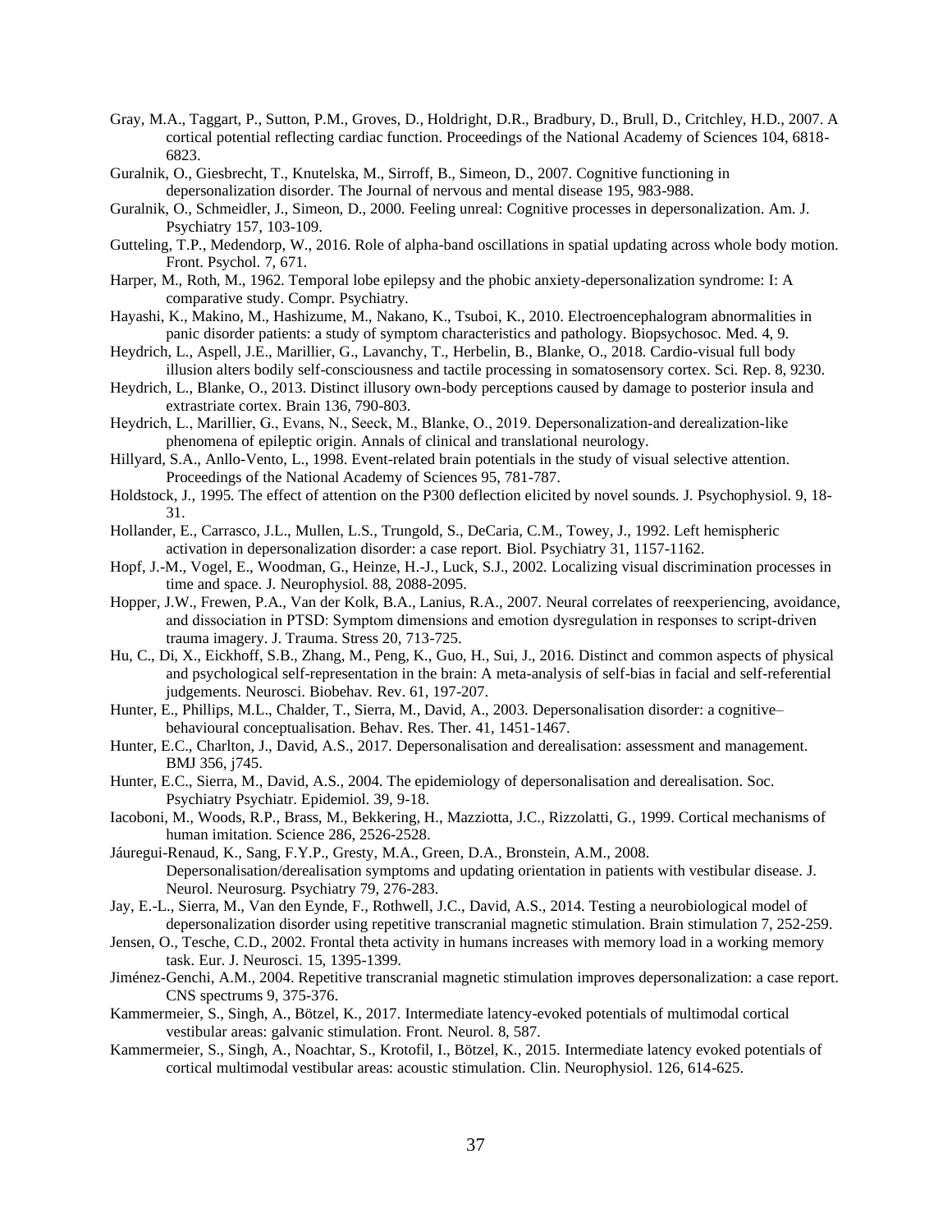Gray, M.A., Taggart, P., Sutton, P.M., Groves, D., Holdright, D.R., Bradbury, D., Brull, D., Critchley, H.D., 2007. A cortical potential reflecting cardiac function. Proceedings of the National Academy of Sciences 104, 6818-6823.

Guralnik, O., Giesbrecht, T., Knutelska, M., Sirroff, B., Simeon, D., 2007. Cognitive functioning in depersonalization disorder. The Journal of nervous and mental disease 195, 983-988.

Guralnik, O., Schmeidler, J., Simeon, D., 2000. Feeling unreal: Cognitive processes in depersonalization. Am. J. Psychiatry 157, 103-109.

Gutteling, T.P., Medendorp, W., 2016. Role of alpha-band oscillations in spatial updating across whole body motion. Front. Psychol. 7, 671.

Harper, M., Roth, M., 1962. Temporal lobe epilepsy and the phobic anxiety-depersonalization syndrome: I: A comparative study. Compr. Psychiatry.

Hayashi, K., Makino, M., Hashizume, M., Nakano, K., Tsuboi, K., 2010. Electroencephalogram abnormalities in panic disorder patients: a study of symptom characteristics and pathology. Biopsychosoc. Med. 4, 9.

Heydrich, L., Aspell, J.E., Marillier, G., Lavanchy, T., Herbelin, B., Blanke, O., 2018. Cardio-visual full body illusion alters bodily self-consciousness and tactile processing in somatosensory cortex. Sci. Rep. 8, 9230.

Heydrich, L., Blanke, O., 2013. Distinct illusory own-body perceptions caused by damage to posterior insula and extrastriate cortex. Brain 136, 790-803.

Heydrich, L., Marillier, G., Evans, N., Seeck, M., Blanke, O., 2019. Depersonalization-and derealization-like phenomena of epileptic origin. Annals of clinical and translational neurology.

Hillyard, S.A., Anllo-Vento, L., 1998. Event-related brain potentials in the study of visual selective attention. Proceedings of the National Academy of Sciences 95, 781-787.

Holdstock, J., 1995. The effect of attention on the P300 deflection elicited by novel sounds. J. Psychophysiol. 9, 18-31.

Hollander, E., Carrasco, J.L., Mullen, L.S., Trungold, S., DeCaria, C.M., Towey, J., 1992. Left hemispheric activation in depersonalization disorder: a case report. Biol. Psychiatry 31, 1157-1162.

Hopf, J.-M., Vogel, E., Woodman, G., Heinze, H.-J., Luck, S.J., 2002. Localizing visual discrimination processes in time and space. J. Neurophysiol. 88, 2088-2095.

Hopper, J.W., Frewen, P.A., Van der Kolk, B.A., Lanius, R.A., 2007. Neural correlates of reexperiencing, avoidance, and dissociation in PTSD: Symptom dimensions and emotion dysregulation in responses to script-driven trauma imagery. J. Trauma. Stress 20, 713-725.

Hu, C., Di, X., Eickhoff, S.B., Zhang, M., Peng, K., Guo, H., Sui, J., 2016. Distinct and common aspects of physical and psychological self-representation in the brain: A meta-analysis of self-bias in facial and self-referential judgements. Neurosci. Biobehav. Rev. 61, 197-207.

Hunter, E., Phillips, M.L., Chalder, T., Sierra, M., David, A., 2003. Depersonalisation disorder: a cognitive–behavioural conceptualisation. Behav. Res. Ther. 41, 1451-1467.

Hunter, E.C., Charlton, J., David, A.S., 2017. Depersonalisation and derealisation: assessment and management. BMJ 356, j745.

Hunter, E.C., Sierra, M., David, A.S., 2004. The epidemiology of depersonalisation and derealisation. Soc. Psychiatry Psychiatr. Epidemiol. 39, 9-18.

Iacoboni, M., Woods, R.P., Brass, M., Bekkering, H., Mazziotta, J.C., Rizzolatti, G., 1999. Cortical mechanisms of human imitation. Science 286, 2526-2528.

Jáuregui-Renaud, K., Sang, F.Y.P., Gresty, M.A., Green, D.A., Bronstein, A.M., 2008. Depersonalisation/derealisation symptoms and updating orientation in patients with vestibular disease. J. Neurol. Neurosurg. Psychiatry 79, 276-283.

Jay, E.-L., Sierra, M., Van den Eynde, F., Rothwell, J.C., David, A.S., 2014. Testing a neurobiological model of depersonalization disorder using repetitive transcranial magnetic stimulation. Brain stimulation 7, 252-259.

Jensen, O., Tesche, C.D., 2002. Frontal theta activity in humans increases with memory load in a working memory task. Eur. J. Neurosci. 15, 1395-1399.

Jiménez-Genchi, A.M., 2004. Repetitive transcranial magnetic stimulation improves depersonalization: a case report. CNS spectrums 9, 375-376.

Kammermeier, S., Singh, A., Bötzel, K., 2017. Intermediate latency-evoked potentials of multimodal cortical vestibular areas: galvanic stimulation. Front. Neurol. 8, 587.

Kammermeier, S., Singh, A., Noachtar, S., Krotofil, I., Bötzel, K., 2015. Intermediate latency evoked potentials of cortical multimodal vestibular areas: acoustic stimulation. Clin. Neurophysiol. 126, 614-625.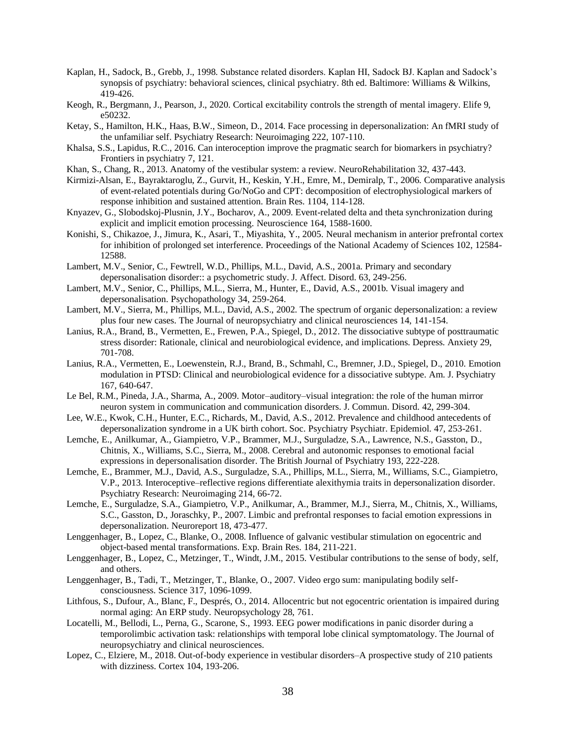Kaplan, H., Sadock, B., Grebb, J., 1998. Substance related disorders. Kaplan HI, Sadock BJ. Kaplan and Sadock's synopsis of psychiatry: behavioral sciences, clinical psychiatry. 8th ed. Baltimore: Williams & Wilkins, 419-426.

Keogh, R., Bergmann, J., Pearson, J., 2020. Cortical excitability controls the strength of mental imagery. Elife 9, e50232.

Ketay, S., Hamilton, H.K., Haas, B.W., Simeon, D., 2014. Face processing in depersonalization: An fMRI study of the unfamiliar self. Psychiatry Research: Neuroimaging 222, 107-110.

Khalsa, S.S., Lapidus, R.C., 2016. Can interoception improve the pragmatic search for biomarkers in psychiatry? Frontiers in psychiatry 7, 121.

Khan, S., Chang, R., 2013. Anatomy of the vestibular system: a review. NeuroRehabilitation 32, 437-443.

Kirmizi-Alsan, E., Bayraktaroglu, Z., Gurvit, H., Keskin, Y.H., Emre, M., Demiralp, T., 2006. Comparative analysis of event-related potentials during Go/NoGo and CPT: decomposition of electrophysiological markers of response inhibition and sustained attention. Brain Res. 1104, 114-128.

Knyazev, G., Slobodskoj-Plusnin, J.Y., Bocharov, A., 2009. Event-related delta and theta synchronization during explicit and implicit emotion processing. Neuroscience 164, 1588-1600.

Konishi, S., Chikazoe, J., Jimura, K., Asari, T., Miyashita, Y., 2005. Neural mechanism in anterior prefrontal cortex for inhibition of prolonged set interference. Proceedings of the National Academy of Sciences 102, 12584-12588.

Lambert, M.V., Senior, C., Fewtrell, W.D., Phillips, M.L., David, A.S., 2001a. Primary and secondary depersonalisation disorder:: a psychometric study. J. Affect. Disord. 63, 249-256.

Lambert, M.V., Senior, C., Phillips, M.L., Sierra, M., Hunter, E., David, A.S., 2001b. Visual imagery and depersonalisation. Psychopathology 34, 259-264.

Lambert, M.V., Sierra, M., Phillips, M.L., David, A.S., 2002. The spectrum of organic depersonalization: a review plus four new cases. The Journal of neuropsychiatry and clinical neurosciences 14, 141-154.

Lanius, R.A., Brand, B., Vermetten, E., Frewen, P.A., Spiegel, D., 2012. The dissociative subtype of posttraumatic stress disorder: Rationale, clinical and neurobiological evidence, and implications. Depress. Anxiety 29, 701-708.

Lanius, R.A., Vermetten, E., Loewenstein, R.J., Brand, B., Schmahl, C., Bremner, J.D., Spiegel, D., 2010. Emotion modulation in PTSD: Clinical and neurobiological evidence for a dissociative subtype. Am. J. Psychiatry 167, 640-647.

Le Bel, R.M., Pineda, J.A., Sharma, A., 2009. Motor–auditory–visual integration: the role of the human mirror neuron system in communication and communication disorders. J. Commun. Disord. 42, 299-304.

Lee, W.E., Kwok, C.H., Hunter, E.C., Richards, M., David, A.S., 2012. Prevalence and childhood antecedents of depersonalization syndrome in a UK birth cohort. Soc. Psychiatry Psychiatr. Epidemiol. 47, 253-261.

Lemche, E., Anilkumar, A., Giampietro, V.P., Brammer, M.J., Surguladze, S.A., Lawrence, N.S., Gasston, D., Chitnis, X., Williams, S.C., Sierra, M., 2008. Cerebral and autonomic responses to emotional facial expressions in depersonalisation disorder. The British Journal of Psychiatry 193, 222-228.

Lemche, E., Brammer, M.J., David, A.S., Surguladze, S.A., Phillips, M.L., Sierra, M., Williams, S.C., Giampietro, V.P., 2013. Interoceptive–reflective regions differentiate alexithymia traits in depersonalization disorder. Psychiatry Research: Neuroimaging 214, 66-72.

Lemche, E., Surguladze, S.A., Giampietro, V.P., Anilkumar, A., Brammer, M.J., Sierra, M., Chitnis, X., Williams, S.C., Gasston, D., Joraschky, P., 2007. Limbic and prefrontal responses to facial emotion expressions in depersonalization. Neuroreport 18, 473-477.

Lenggenhager, B., Lopez, C., Blanke, O., 2008. Influence of galvanic vestibular stimulation on egocentric and object-based mental transformations. Exp. Brain Res. 184, 211-221.

Lenggenhager, B., Lopez, C., Metzinger, T., Windt, J.M., 2015. Vestibular contributions to the sense of body, self, and others.

Lenggenhager, B., Tadi, T., Metzinger, T., Blanke, O., 2007. Video ergo sum: manipulating bodily self-consciousness. Science 317, 1096-1099.

Lithfous, S., Dufour, A., Blanc, F., Després, O., 2014. Allocentric but not egocentric orientation is impaired during normal aging: An ERP study. Neuropsychology 28, 761.

Locatelli, M., Bellodi, L., Perna, G., Scarone, S., 1993. EEG power modifications in panic disorder during a temporolimbic activation task: relationships with temporal lobe clinical symptomatology. The Journal of neuropsychiatry and clinical neurosciences.

Lopez, C., Elziere, M., 2018. Out-of-body experience in vestibular disorders–A prospective study of 210 patients with dizziness. Cortex 104, 193-206.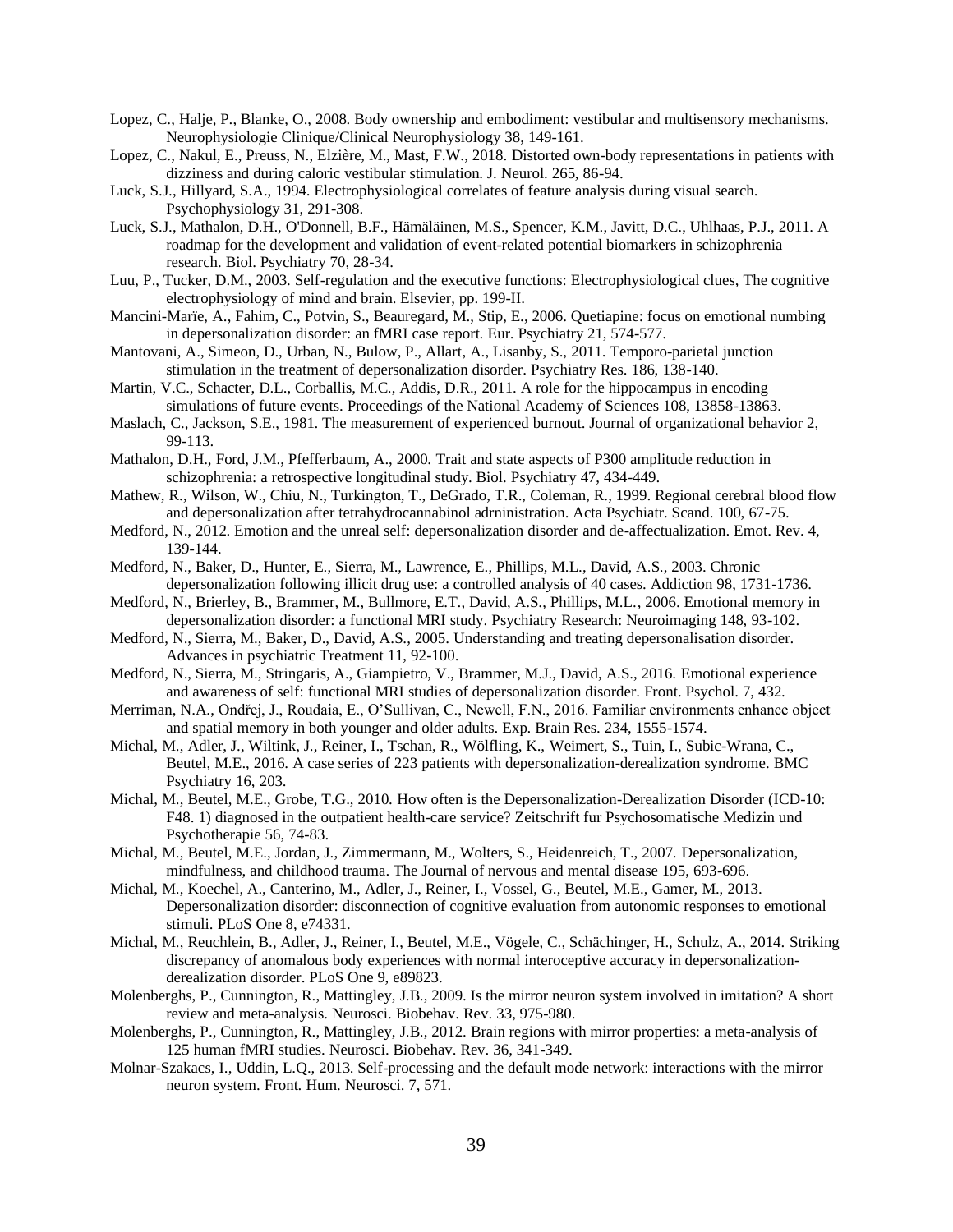Lopez, C., Halje, P., Blanke, O., 2008. Body ownership and embodiment: vestibular and multisensory mechanisms. Neurophysiologie Clinique/Clinical Neurophysiology 38, 149-161.

Lopez, C., Nakul, E., Preuss, N., Elzière, M., Mast, F.W., 2018. Distorted own-body representations in patients with dizziness and during caloric vestibular stimulation. J. Neurol. 265, 86-94.

Luck, S.J., Hillyard, S.A., 1994. Electrophysiological correlates of feature analysis during visual search. Psychophysiology 31, 291-308.

Luck, S.J., Mathalon, D.H., O'Donnell, B.F., Hämäläinen, M.S., Spencer, K.M., Javitt, D.C., Uhlhaas, P.J., 2011. A roadmap for the development and validation of event-related potential biomarkers in schizophrenia research. Biol. Psychiatry 70, 28-34.

Luu, P., Tucker, D.M., 2003. Self-regulation and the executive functions: Electrophysiological clues, The cognitive electrophysiology of mind and brain. Elsevier, pp. 199-II.

Mancini-Marïe, A., Fahim, C., Potvin, S., Beauregard, M., Stip, E., 2006. Quetiapine: focus on emotional numbing in depersonalization disorder: an fMRI case report. Eur. Psychiatry 21, 574-577.

Mantovani, A., Simeon, D., Urban, N., Bulow, P., Allart, A., Lisanby, S., 2011. Temporo-parietal junction stimulation in the treatment of depersonalization disorder. Psychiatry Res. 186, 138-140.

Martin, V.C., Schacter, D.L., Corballis, M.C., Addis, D.R., 2011. A role for the hippocampus in encoding simulations of future events. Proceedings of the National Academy of Sciences 108, 13858-13863.

Maslach, C., Jackson, S.E., 1981. The measurement of experienced burnout. Journal of organizational behavior 2, 99-113.

Mathalon, D.H., Ford, J.M., Pfefferbaum, A., 2000. Trait and state aspects of P300 amplitude reduction in schizophrenia: a retrospective longitudinal study. Biol. Psychiatry 47, 434-449.

Mathew, R., Wilson, W., Chiu, N., Turkington, T., DeGrado, T.R., Coleman, R., 1999. Regional cerebral blood flow and depersonalization after tetrahydrocannabinol adrninistration. Acta Psychiatr. Scand. 100, 67-75.

Medford, N., 2012. Emotion and the unreal self: depersonalization disorder and de-affectualization. Emot. Rev. 4, 139-144.

Medford, N., Baker, D., Hunter, E., Sierra, M., Lawrence, E., Phillips, M.L., David, A.S., 2003. Chronic depersonalization following illicit drug use: a controlled analysis of 40 cases. Addiction 98, 1731-1736.

Medford, N., Brierley, B., Brammer, M., Bullmore, E.T., David, A.S., Phillips, M.L., 2006. Emotional memory in depersonalization disorder: a functional MRI study. Psychiatry Research: Neuroimaging 148, 93-102.

Medford, N., Sierra, M., Baker, D., David, A.S., 2005. Understanding and treating depersonalisation disorder. Advances in psychiatric Treatment 11, 92-100.

Medford, N., Sierra, M., Stringaris, A., Giampietro, V., Brammer, M.J., David, A.S., 2016. Emotional experience and awareness of self: functional MRI studies of depersonalization disorder. Front. Psychol. 7, 432.

Merriman, N.A., Ondřej, J., Roudaia, E., O'Sullivan, C., Newell, F.N., 2016. Familiar environments enhance object and spatial memory in both younger and older adults. Exp. Brain Res. 234, 1555-1574.

Michal, M., Adler, J., Wiltink, J., Reiner, I., Tschan, R., Wölfling, K., Weimert, S., Tuin, I., Subic-Wrana, C., Beutel, M.E., 2016. A case series of 223 patients with depersonalization-derealization syndrome. BMC Psychiatry 16, 203.

Michal, M., Beutel, M.E., Grobe, T.G., 2010. How often is the Depersonalization-Derealization Disorder (ICD-10: F48. 1) diagnosed in the outpatient health-care service? Zeitschrift fur Psychosomatische Medizin und Psychotherapie 56, 74-83.

Michal, M., Beutel, M.E., Jordan, J., Zimmermann, M., Wolters, S., Heidenreich, T., 2007. Depersonalization, mindfulness, and childhood trauma. The Journal of nervous and mental disease 195, 693-696.

Michal, M., Koechel, A., Canterino, M., Adler, J., Reiner, I., Vossel, G., Beutel, M.E., Gamer, M., 2013. Depersonalization disorder: disconnection of cognitive evaluation from autonomic responses to emotional stimuli. PLoS One 8, e74331.

Michal, M., Reuchlein, B., Adler, J., Reiner, I., Beutel, M.E., Vögele, C., Schächinger, H., Schulz, A., 2014. Striking discrepancy of anomalous body experiences with normal interoceptive accuracy in depersonalization-derealization disorder. PLoS One 9, e89823.

Molenberghs, P., Cunnington, R., Mattingley, J.B., 2009. Is the mirror neuron system involved in imitation? A short review and meta-analysis. Neurosci. Biobehav. Rev. 33, 975-980.

Molenberghs, P., Cunnington, R., Mattingley, J.B., 2012. Brain regions with mirror properties: a meta-analysis of 125 human fMRI studies. Neurosci. Biobehav. Rev. 36, 341-349.

Molnar-Szakacs, I., Uddin, L.Q., 2013. Self-processing and the default mode network: interactions with the mirror neuron system. Front. Hum. Neurosci. 7, 571.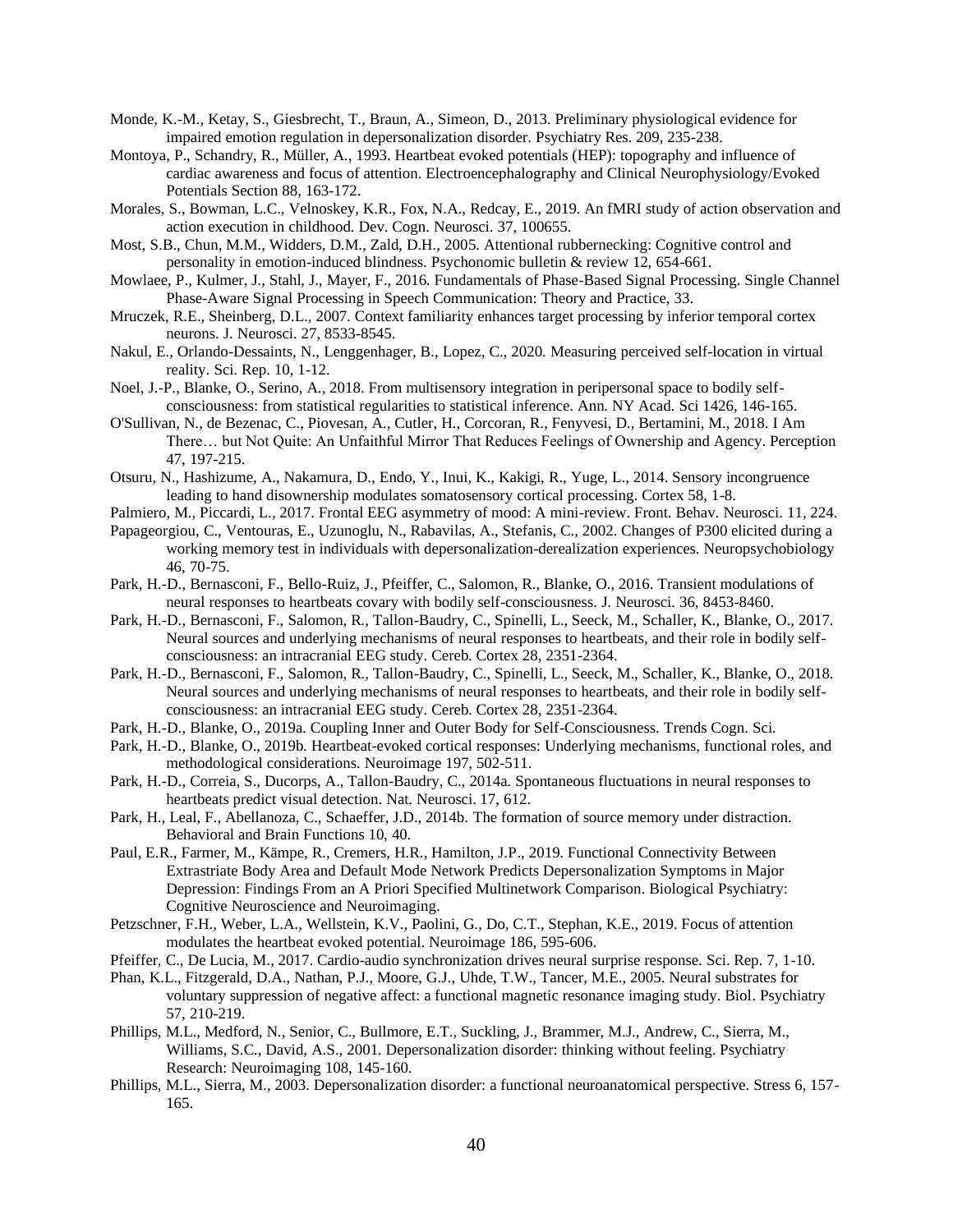Monde, K.-M., Ketay, S., Giesbrecht, T., Braun, A., Simeon, D., 2013. Preliminary physiological evidence for impaired emotion regulation in depersonalization disorder. Psychiatry Res. 209, 235-238.

Montoya, P., Schandry, R., Müller, A., 1993. Heartbeat evoked potentials (HEP): topography and influence of cardiac awareness and focus of attention. Electroencephalography and Clinical Neurophysiology/Evoked Potentials Section 88, 163-172.

Morales, S., Bowman, L.C., Velnoskey, K.R., Fox, N.A., Redcay, E., 2019. An fMRI study of action observation and action execution in childhood. Dev. Cogn. Neurosci. 37, 100655.

Most, S.B., Chun, M.M., Widders, D.M., Zald, D.H., 2005. Attentional rubbernecking: Cognitive control and personality in emotion-induced blindness. Psychonomic bulletin & review 12, 654-661.

Mowlaee, P., Kulmer, J., Stahl, J., Mayer, F., 2016. Fundamentals of Phase-Based Signal Processing. Single Channel Phase-Aware Signal Processing in Speech Communication: Theory and Practice, 33.

Mruczek, R.E., Sheinberg, D.L., 2007. Context familiarity enhances target processing by inferior temporal cortex neurons. J. Neurosci. 27, 8533-8545.

Nakul, E., Orlando-Dessaints, N., Lenggenhager, B., Lopez, C., 2020. Measuring perceived self-location in virtual reality. Sci. Rep. 10, 1-12.

Noel, J.-P., Blanke, O., Serino, A., 2018. From multisensory integration in peripersonal space to bodily self-consciousness: from statistical regularities to statistical inference. Ann. NY Acad. Sci 1426, 146-165.

O'Sullivan, N., de Bezenac, C., Piovesan, A., Cutler, H., Corcoran, R., Fenyvesi, D., Bertamini, M., 2018. I Am There… but Not Quite: An Unfaithful Mirror That Reduces Feelings of Ownership and Agency. Perception 47, 197-215.

Otsuru, N., Hashizume, A., Nakamura, D., Endo, Y., Inui, K., Kakigi, R., Yuge, L., 2014. Sensory incongruence leading to hand disownership modulates somatosensory cortical processing. Cortex 58, 1-8.

Palmiero, M., Piccardi, L., 2017. Frontal EEG asymmetry of mood: A mini-review. Front. Behav. Neurosci. 11, 224.

Papageorgiou, C., Ventouras, E., Uzunoglu, N., Rabavilas, A., Stefanis, C., 2002. Changes of P300 elicited during a working memory test in individuals with depersonalization-derealization experiences. Neuropsychobiology 46, 70-75.

Park, H.-D., Bernasconi, F., Bello-Ruiz, J., Pfeiffer, C., Salomon, R., Blanke, O., 2016. Transient modulations of neural responses to heartbeats covary with bodily self-consciousness. J. Neurosci. 36, 8453-8460.

Park, H.-D., Bernasconi, F., Salomon, R., Tallon-Baudry, C., Spinelli, L., Seeck, M., Schaller, K., Blanke, O., 2017. Neural sources and underlying mechanisms of neural responses to heartbeats, and their role in bodily self-consciousness: an intracranial EEG study. Cereb. Cortex 28, 2351-2364.

Park, H.-D., Bernasconi, F., Salomon, R., Tallon-Baudry, C., Spinelli, L., Seeck, M., Schaller, K., Blanke, O., 2018. Neural sources and underlying mechanisms of neural responses to heartbeats, and their role in bodily self-consciousness: an intracranial EEG study. Cereb. Cortex 28, 2351-2364.

Park, H.-D., Blanke, O., 2019a. Coupling Inner and Outer Body for Self-Consciousness. Trends Cogn. Sci.

Park, H.-D., Blanke, O., 2019b. Heartbeat-evoked cortical responses: Underlying mechanisms, functional roles, and methodological considerations. Neuroimage 197, 502-511.

Park, H.-D., Correia, S., Ducorps, A., Tallon-Baudry, C., 2014a. Spontaneous fluctuations in neural responses to heartbeats predict visual detection. Nat. Neurosci. 17, 612.

Park, H., Leal, F., Abellanoza, C., Schaeffer, J.D., 2014b. The formation of source memory under distraction. Behavioral and Brain Functions 10, 40.

Paul, E.R., Farmer, M., Kämpe, R., Cremers, H.R., Hamilton, J.P., 2019. Functional Connectivity Between Extrastriate Body Area and Default Mode Network Predicts Depersonalization Symptoms in Major Depression: Findings From an A Priori Specified Multinetwork Comparison. Biological Psychiatry: Cognitive Neuroscience and Neuroimaging.

Petzschner, F.H., Weber, L.A., Wellstein, K.V., Paolini, G., Do, C.T., Stephan, K.E., 2019. Focus of attention modulates the heartbeat evoked potential. Neuroimage 186, 595-606.

Pfeiffer, C., De Lucia, M., 2017. Cardio-audio synchronization drives neural surprise response. Sci. Rep. 7, 1-10.

Phan, K.L., Fitzgerald, D.A., Nathan, P.J., Moore, G.J., Uhde, T.W., Tancer, M.E., 2005. Neural substrates for voluntary suppression of negative affect: a functional magnetic resonance imaging study. Biol. Psychiatry 57, 210-219.

Phillips, M.L., Medford, N., Senior, C., Bullmore, E.T., Suckling, J., Brammer, M.J., Andrew, C., Sierra, M., Williams, S.C., David, A.S., 2001. Depersonalization disorder: thinking without feeling. Psychiatry Research: Neuroimaging 108, 145-160.

Phillips, M.L., Sierra, M., 2003. Depersonalization disorder: a functional neuroanatomical perspective. Stress 6, 157-165.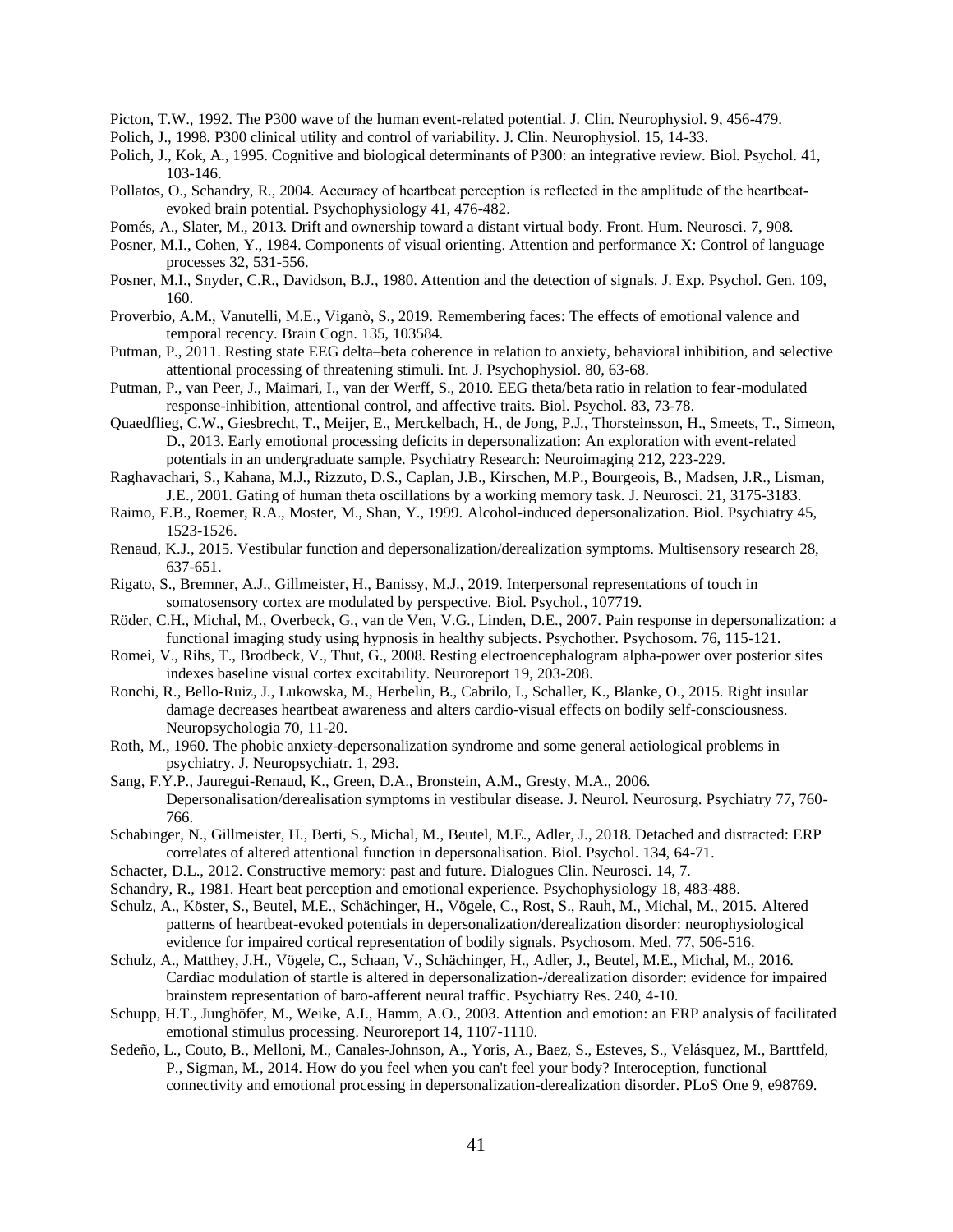Picton, T.W., 1992. The P300 wave of the human event-related potential. J. Clin. Neurophysiol. 9, 456-479.

Polich, J., 1998. P300 clinical utility and control of variability. J. Clin. Neurophysiol. 15, 14-33.

Polich, J., Kok, A., 1995. Cognitive and biological determinants of P300: an integrative review. Biol. Psychol. 41, 103-146.

Pollatos, O., Schandry, R., 2004. Accuracy of heartbeat perception is reflected in the amplitude of the heartbeat-evoked brain potential. Psychophysiology 41, 476-482.

Pomés, A., Slater, M., 2013. Drift and ownership toward a distant virtual body. Front. Hum. Neurosci. 7, 908.

Posner, M.I., Cohen, Y., 1984. Components of visual orienting. Attention and performance X: Control of language processes 32, 531-556.

Posner, M.I., Snyder, C.R., Davidson, B.J., 1980. Attention and the detection of signals. J. Exp. Psychol. Gen. 109, 160.

Proverbio, A.M., Vanutelli, M.E., Viganò, S., 2019. Remembering faces: The effects of emotional valence and temporal recency. Brain Cogn. 135, 103584.

Putman, P., 2011. Resting state EEG delta–beta coherence in relation to anxiety, behavioral inhibition, and selective attentional processing of threatening stimuli. Int. J. Psychophysiol. 80, 63-68.

Putman, P., van Peer, J., Maimari, I., van der Werff, S., 2010. EEG theta/beta ratio in relation to fear-modulated response-inhibition, attentional control, and affective traits. Biol. Psychol. 83, 73-78.

Quaedflieg, C.W., Giesbrecht, T., Meijer, E., Merckelbach, H., de Jong, P.J., Thorsteinsson, H., Smeets, T., Simeon, D., 2013. Early emotional processing deficits in depersonalization: An exploration with event-related potentials in an undergraduate sample. Psychiatry Research: Neuroimaging 212, 223-229.

Raghavachari, S., Kahana, M.J., Rizzuto, D.S., Caplan, J.B., Kirschen, M.P., Bourgeois, B., Madsen, J.R., Lisman, J.E., 2001. Gating of human theta oscillations by a working memory task. J. Neurosci. 21, 3175-3183.

Raimo, E.B., Roemer, R.A., Moster, M., Shan, Y., 1999. Alcohol-induced depersonalization. Biol. Psychiatry 45, 1523-1526.

Renaud, K.J., 2015. Vestibular function and depersonalization/derealization symptoms. Multisensory research 28, 637-651.

Rigato, S., Bremner, A.J., Gillmeister, H., Banissy, M.J., 2019. Interpersonal representations of touch in somatosensory cortex are modulated by perspective. Biol. Psychol., 107719.

Röder, C.H., Michal, M., Overbeck, G., van de Ven, V.G., Linden, D.E., 2007. Pain response in depersonalization: a functional imaging study using hypnosis in healthy subjects. Psychother. Psychosom. 76, 115-121.

Romei, V., Rihs, T., Brodbeck, V., Thut, G., 2008. Resting electroencephalogram alpha-power over posterior sites indexes baseline visual cortex excitability. Neuroreport 19, 203-208.

Ronchi, R., Bello-Ruiz, J., Lukowska, M., Herbelin, B., Cabrilo, I., Schaller, K., Blanke, O., 2015. Right insular damage decreases heartbeat awareness and alters cardio-visual effects on bodily self-consciousness. Neuropsychologia 70, 11-20.

Roth, M., 1960. The phobic anxiety-depersonalization syndrome and some general aetiological problems in psychiatry. J. Neuropsychiatr. 1, 293.

Sang, F.Y.P., Jauregui-Renaud, K., Green, D.A., Bronstein, A.M., Gresty, M.A., 2006. Depersonalisation/derealisation symptoms in vestibular disease. J. Neurol. Neurosurg. Psychiatry 77, 760-766.

Schabinger, N., Gillmeister, H., Berti, S., Michal, M., Beutel, M.E., Adler, J., 2018. Detached and distracted: ERP correlates of altered attentional function in depersonalisation. Biol. Psychol. 134, 64-71.

Schacter, D.L., 2012. Constructive memory: past and future. Dialogues Clin. Neurosci. 14, 7.

Schandry, R., 1981. Heart beat perception and emotional experience. Psychophysiology 18, 483-488.

Schulz, A., Köster, S., Beutel, M.E., Schächinger, H., Vögele, C., Rost, S., Rauh, M., Michal, M., 2015. Altered patterns of heartbeat-evoked potentials in depersonalization/derealization disorder: neurophysiological evidence for impaired cortical representation of bodily signals. Psychosom. Med. 77, 506-516.

Schulz, A., Matthey, J.H., Vögele, C., Schaan, V., Schächinger, H., Adler, J., Beutel, M.E., Michal, M., 2016. Cardiac modulation of startle is altered in depersonalization-/derealization disorder: evidence for impaired brainstem representation of baro-afferent neural traffic. Psychiatry Res. 240, 4-10.

Schupp, H.T., Junghöfer, M., Weike, A.I., Hamm, A.O., 2003. Attention and emotion: an ERP analysis of facilitated emotional stimulus processing. Neuroreport 14, 1107-1110.

Sedeño, L., Couto, B., Melloni, M., Canales-Johnson, A., Yoris, A., Baez, S., Esteves, S., Velásquez, M., Barttfeld, P., Sigman, M., 2014. How do you feel when you can't feel your body? Interoception, functional connectivity and emotional processing in depersonalization-derealization disorder. PLoS One 9, e98769.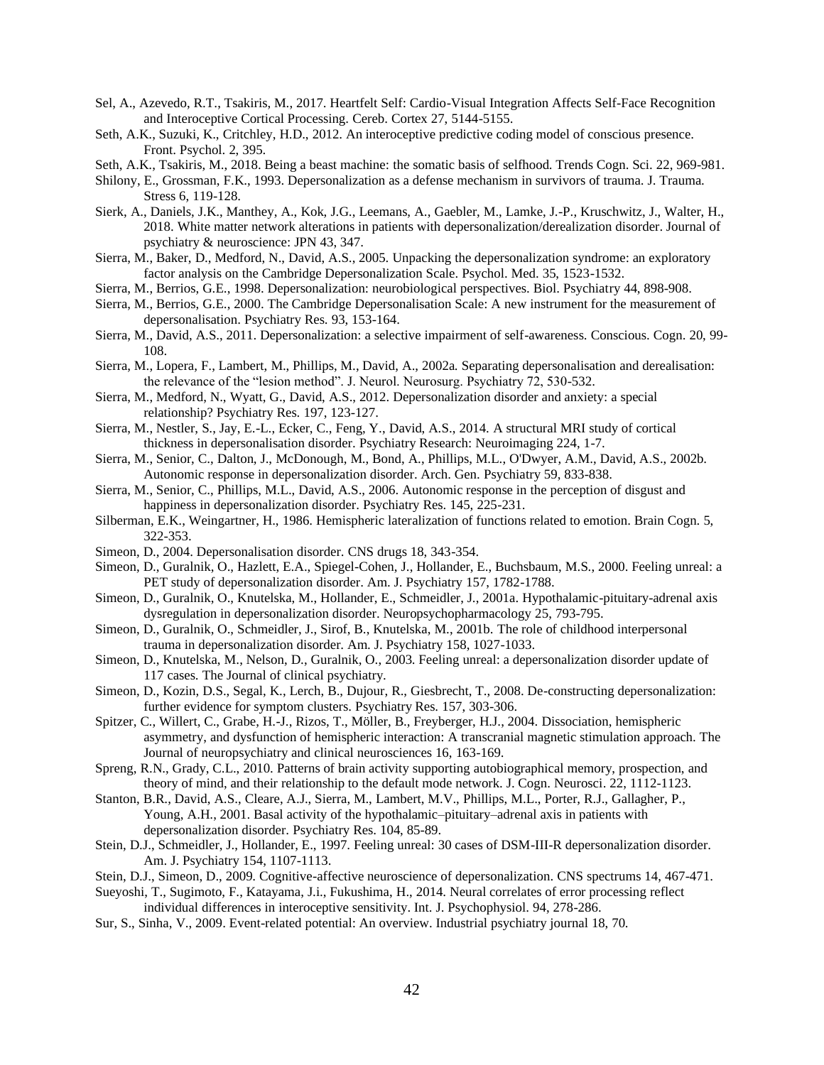Sel, A., Azevedo, R.T., Tsakiris, M., 2017. Heartfelt Self: Cardio-Visual Integration Affects Self-Face Recognition and Interoceptive Cortical Processing. Cereb. Cortex 27, 5144-5155.

Seth, A.K., Suzuki, K., Critchley, H.D., 2012. An interoceptive predictive coding model of conscious presence. Front. Psychol. 2, 395.

Seth, A.K., Tsakiris, M., 2018. Being a beast machine: the somatic basis of selfhood. Trends Cogn. Sci. 22, 969-981.

Shilony, E., Grossman, F.K., 1993. Depersonalization as a defense mechanism in survivors of trauma. J. Trauma. Stress 6, 119-128.

Sierk, A., Daniels, J.K., Manthey, A., Kok, J.G., Leemans, A., Gaebler, M., Lamke, J.-P., Kruschwitz, J., Walter, H., 2018. White matter network alterations in patients with depersonalization/derealization disorder. Journal of psychiatry & neuroscience: JPN 43, 347.

Sierra, M., Baker, D., Medford, N., David, A.S., 2005. Unpacking the depersonalization syndrome: an exploratory factor analysis on the Cambridge Depersonalization Scale. Psychol. Med. 35, 1523-1532.

Sierra, M., Berrios, G.E., 1998. Depersonalization: neurobiological perspectives. Biol. Psychiatry 44, 898-908.

Sierra, M., Berrios, G.E., 2000. The Cambridge Depersonalisation Scale: A new instrument for the measurement of depersonalisation. Psychiatry Res. 93, 153-164.

Sierra, M., David, A.S., 2011. Depersonalization: a selective impairment of self-awareness. Conscious. Cogn. 20, 99-108.

Sierra, M., Lopera, F., Lambert, M., Phillips, M., David, A., 2002a. Separating depersonalisation and derealisation: the relevance of the "lesion method". J. Neurol. Neurosurg. Psychiatry 72, 530-532.

Sierra, M., Medford, N., Wyatt, G., David, A.S., 2012. Depersonalization disorder and anxiety: a special relationship? Psychiatry Res. 197, 123-127.

Sierra, M., Nestler, S., Jay, E.-L., Ecker, C., Feng, Y., David, A.S., 2014. A structural MRI study of cortical thickness in depersonalisation disorder. Psychiatry Research: Neuroimaging 224, 1-7.

Sierra, M., Senior, C., Dalton, J., McDonough, M., Bond, A., Phillips, M.L., O'Dwyer, A.M., David, A.S., 2002b. Autonomic response in depersonalization disorder. Arch. Gen. Psychiatry 59, 833-838.

Sierra, M., Senior, C., Phillips, M.L., David, A.S., 2006. Autonomic response in the perception of disgust and happiness in depersonalization disorder. Psychiatry Res. 145, 225-231.

Silberman, E.K., Weingartner, H., 1986. Hemispheric lateralization of functions related to emotion. Brain Cogn. 5, 322-353.

Simeon, D., 2004. Depersonalisation disorder. CNS drugs 18, 343-354.

Simeon, D., Guralnik, O., Hazlett, E.A., Spiegel-Cohen, J., Hollander, E., Buchsbaum, M.S., 2000. Feeling unreal: a PET study of depersonalization disorder. Am. J. Psychiatry 157, 1782-1788.

Simeon, D., Guralnik, O., Knutelska, M., Hollander, E., Schmeidler, J., 2001a. Hypothalamic-pituitary-adrenal axis dysregulation in depersonalization disorder. Neuropsychopharmacology 25, 793-795.

Simeon, D., Guralnik, O., Schmeidler, J., Sirof, B., Knutelska, M., 2001b. The role of childhood interpersonal trauma in depersonalization disorder. Am. J. Psychiatry 158, 1027-1033.

Simeon, D., Knutelska, M., Nelson, D., Guralnik, O., 2003. Feeling unreal: a depersonalization disorder update of 117 cases. The Journal of clinical psychiatry.

Simeon, D., Kozin, D.S., Segal, K., Lerch, B., Dujour, R., Giesbrecht, T., 2008. De-constructing depersonalization: further evidence for symptom clusters. Psychiatry Res. 157, 303-306.

Spitzer, C., Willert, C., Grabe, H.-J., Rizos, T., Möller, B., Freyberger, H.J., 2004. Dissociation, hemispheric asymmetry, and dysfunction of hemispheric interaction: A transcranial magnetic stimulation approach. The Journal of neuropsychiatry and clinical neurosciences 16, 163-169.

Spreng, R.N., Grady, C.L., 2010. Patterns of brain activity supporting autobiographical memory, prospection, and theory of mind, and their relationship to the default mode network. J. Cogn. Neurosci. 22, 1112-1123.

Stanton, B.R., David, A.S., Cleare, A.J., Sierra, M., Lambert, M.V., Phillips, M.L., Porter, R.J., Gallagher, P., Young, A.H., 2001. Basal activity of the hypothalamic–pituitary–adrenal axis in patients with depersonalization disorder. Psychiatry Res. 104, 85-89.

Stein, D.J., Schmeidler, J., Hollander, E., 1997. Feeling unreal: 30 cases of DSM-III-R depersonalization disorder. Am. J. Psychiatry 154, 1107-1113.

Stein, D.J., Simeon, D., 2009. Cognitive-affective neuroscience of depersonalization. CNS spectrums 14, 467-471.

Sueyoshi, T., Sugimoto, F., Katayama, J.i., Fukushima, H., 2014. Neural correlates of error processing reflect individual differences in interoceptive sensitivity. Int. J. Psychophysiol. 94, 278-286.

Sur, S., Sinha, V., 2009. Event-related potential: An overview. Industrial psychiatry journal 18, 70.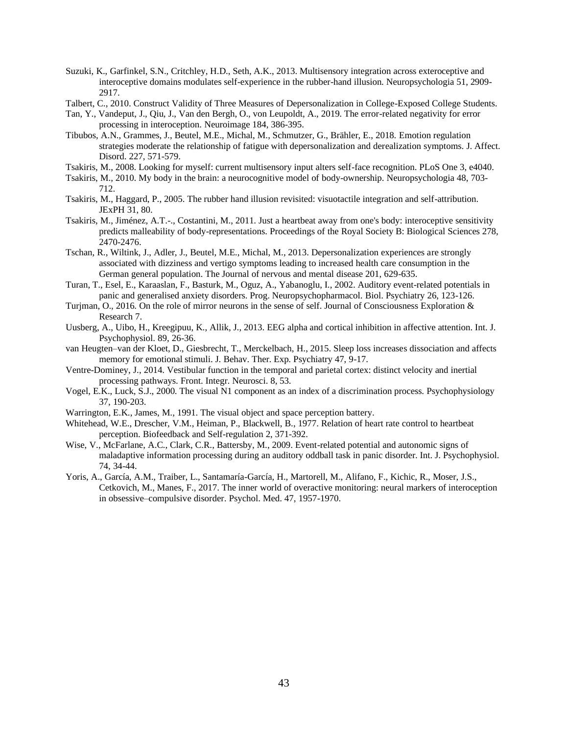Suzuki, K., Garfinkel, S.N., Critchley, H.D., Seth, A.K., 2013. Multisensory integration across exteroceptive and interoceptive domains modulates self-experience in the rubber-hand illusion. Neuropsychologia 51, 2909-2917.

Talbert, C., 2010. Construct Validity of Three Measures of Depersonalization in College-Exposed College Students.

Tan, Y., Vandeput, J., Qiu, J., Van den Bergh, O., von Leupoldt, A., 2019. The error-related negativity for error processing in interoception. Neuroimage 184, 386-395.

Tibubos, A.N., Grammes, J., Beutel, M.E., Michal, M., Schmutzer, G., Brähler, E., 2018. Emotion regulation strategies moderate the relationship of fatigue with depersonalization and derealization symptoms. J. Affect. Disord. 227, 571-579.

Tsakiris, M., 2008. Looking for myself: current multisensory input alters self-face recognition. PLoS One 3, e4040.

Tsakiris, M., 2010. My body in the brain: a neurocognitive model of body-ownership. Neuropsychologia 48, 703-712.

Tsakiris, M., Haggard, P., 2005. The rubber hand illusion revisited: visuotactile integration and self-attribution. JExPH 31, 80.

Tsakiris, M., Jiménez, A.T.-., Costantini, M., 2011. Just a heartbeat away from one's body: interoceptive sensitivity predicts malleability of body-representations. Proceedings of the Royal Society B: Biological Sciences 278, 2470-2476.

Tschan, R., Wiltink, J., Adler, J., Beutel, M.E., Michal, M., 2013. Depersonalization experiences are strongly associated with dizziness and vertigo symptoms leading to increased health care consumption in the German general population. The Journal of nervous and mental disease 201, 629-635.

Turan, T., Esel, E., Karaaslan, F., Basturk, M., Oguz, A., Yabanoglu, I., 2002. Auditory event-related potentials in panic and generalised anxiety disorders. Prog. Neuropsychopharmacol. Biol. Psychiatry 26, 123-126.

Turjman, O., 2016. On the role of mirror neurons in the sense of self. Journal of Consciousness Exploration & Research 7.

Uusberg, A., Uibo, H., Kreegipuu, K., Allik, J., 2013. EEG alpha and cortical inhibition in affective attention. Int. J. Psychophysiol. 89, 26-36.

van Heugten–van der Kloet, D., Giesbrecht, T., Merckelbach, H., 2015. Sleep loss increases dissociation and affects memory for emotional stimuli. J. Behav. Ther. Exp. Psychiatry 47, 9-17.

Ventre-Dominey, J., 2014. Vestibular function in the temporal and parietal cortex: distinct velocity and inertial processing pathways. Front. Integr. Neurosci. 8, 53.

Vogel, E.K., Luck, S.J., 2000. The visual N1 component as an index of a discrimination process. Psychophysiology 37, 190-203.

Warrington, E.K., James, M., 1991. The visual object and space perception battery.

Whitehead, W.E., Drescher, V.M., Heiman, P., Blackwell, B., 1977. Relation of heart rate control to heartbeat perception. Biofeedback and Self-regulation 2, 371-392.

Wise, V., McFarlane, A.C., Clark, C.R., Battersby, M., 2009. Event-related potential and autonomic signs of maladaptive information processing during an auditory oddball task in panic disorder. Int. J. Psychophysiol. 74, 34-44.

Yoris, A., García, A.M., Traiber, L., Santamaría-García, H., Martorell, M., Alifano, F., Kichic, R., Moser, J.S., Cetkovich, M., Manes, F., 2017. The inner world of overactive monitoring: neural markers of interoception in obsessive–compulsive disorder. Psychol. Med. 47, 1957-1970.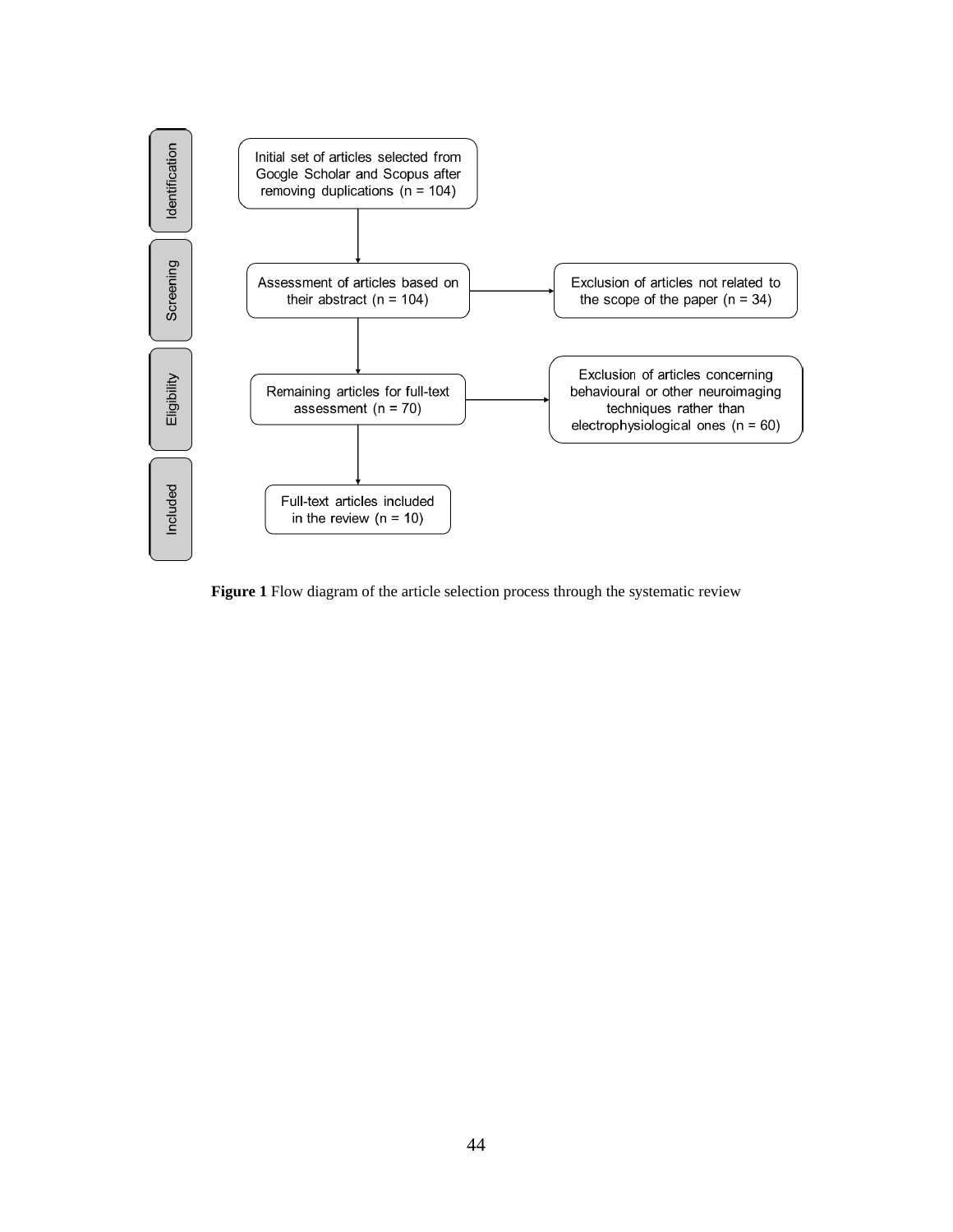Identification

Initial set of articles selected from Google Scholar and Scopus after removing duplications (n = 104)

Screening

Assessment of articles based on their abstract (n = 104)

Exclusion of articles not related to the scope of the paper (n = 34)

Eligibility

Remaining articles for full-text assessment (n = 70)

Exclusion of articles concerning behavioural or other neuroimaging techniques rather than electrophysiological ones (n = 60)

Included

Full-text articles included in the review (n = 10)

**Figure 1** Flow diagram of the article selection process through the systematic review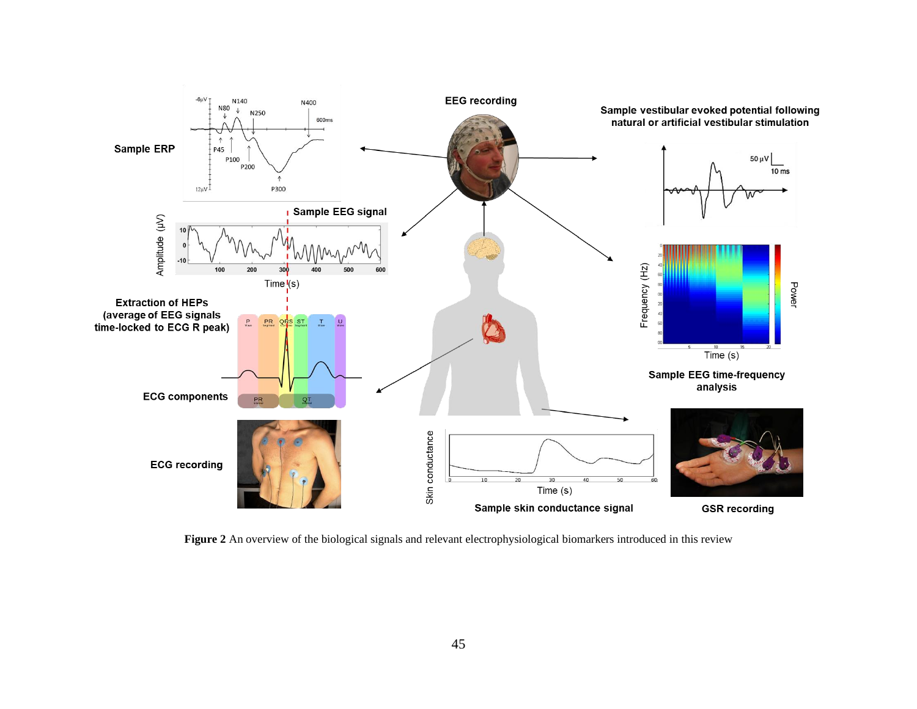**Figure 2** An overview of the biological signals and relevant electrophysiological biomarkers introduced in this review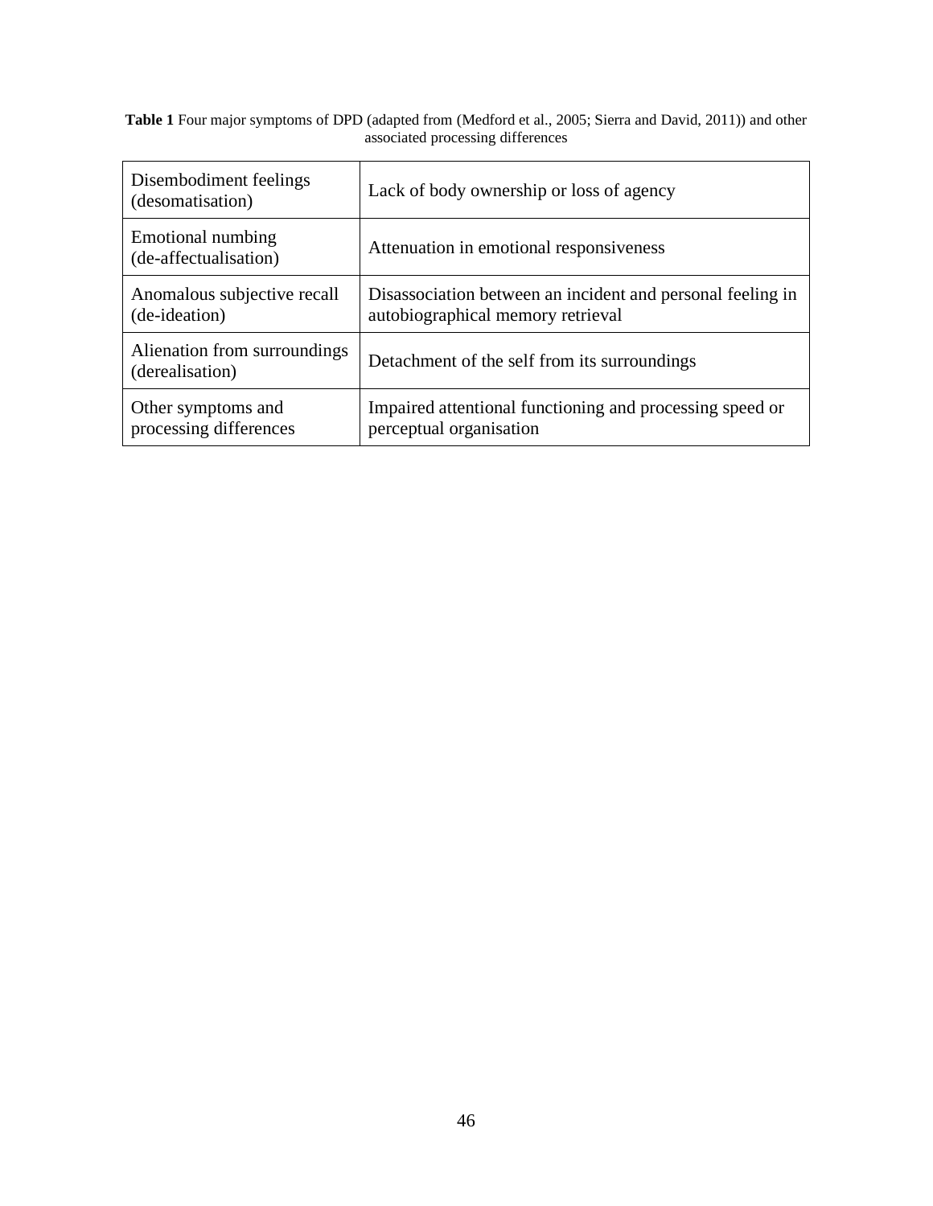**Table 1** Four major symptoms of DPD (adapted from (Medford et al., 2005; Sierra and David, 2011)) and other associated processing differences

| | |
|---|---|
| Disembodiment feelings (desomatisation) | Lack of body ownership or loss of agency |
| Emotional numbing (de-affectualisation) | Attenuation in emotional responsiveness |
| Anomalous subjective recall (de-ideation) | Disassociation between an incident and personal feeling in autobiographical memory retrieval |
| Alienation from surroundings (derealisation) | Detachment of the self from its surroundings |
| Other symptoms and processing differences | Impaired attentional functioning and processing speed or perceptual organisation |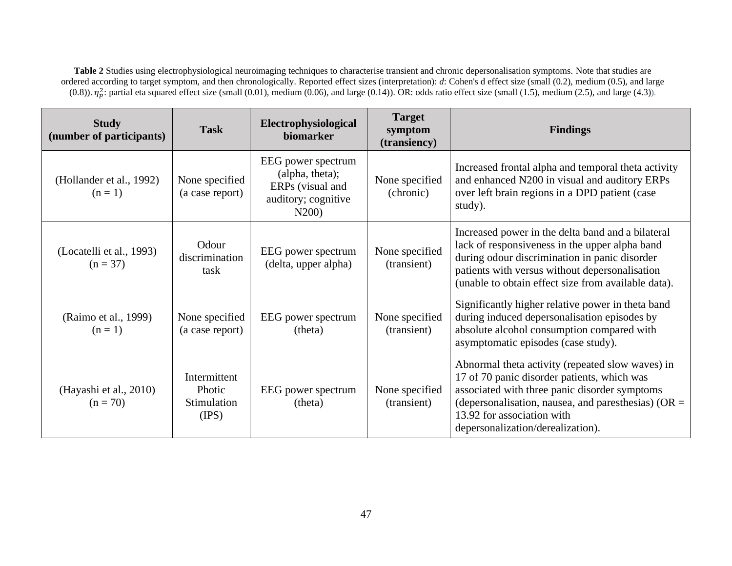**Table 2** Studies using electrophysiological neuroimaging techniques to characterise transient and chronic depersonalisation symptoms. Note that studies are ordered according to target symptom, and then chronologically. Reported effect sizes (interpretation): *d*: Cohen's d effect size (small (0.2), medium (0.5), and large (0.8)). $\eta_p^2$: partial eta squared effect size (small (0.01), medium (0.06), and large (0.14)). OR: odds ratio effect size (small (1.5), medium (2.5), and large (4.3)).

| Study (number of participants) | Task | Electrophysiological biomarker | Target symptom (transiency) | Findings |
|---|---|---|---|---|
| (Hollander et al., 1992) (n = 1) | None specified (a case report) | EEG power spectrum (alpha, theta); ERPs (visual and auditory; cognitive N200) | None specified (chronic) | Increased frontal alpha and temporal theta activity and enhanced N200 in visual and auditory ERPs over left brain regions in a DPD patient (case study). |
| (Locatelli et al., 1993) (n = 37) | Odour discrimination task | EEG power spectrum (delta, upper alpha) | None specified (transient) | Increased power in the delta band and a bilateral lack of responsiveness in the upper alpha band during odour discrimination in panic disorder patients with versus without depersonalisation (unable to obtain effect size from available data). |
| (Raimo et al., 1999) (n = 1) | None specified (a case report) | EEG power spectrum (theta) | None specified (transient) | Significantly higher relative power in theta band during induced depersonalisation episodes by absolute alcohol consumption compared with asymptomatic episodes (case study). |
| (Hayashi et al., 2010) (n = 70) | Intermittent Photic Stimulation (IPS) | EEG power spectrum (theta) | None specified (transient) | Abnormal theta activity (repeated slow waves) in 17 of 70 panic disorder patients, which was associated with three panic disorder symptoms (depersonalisation, nausea, and paresthesias) (OR = 13.92 for association with depersonalization/derealization). |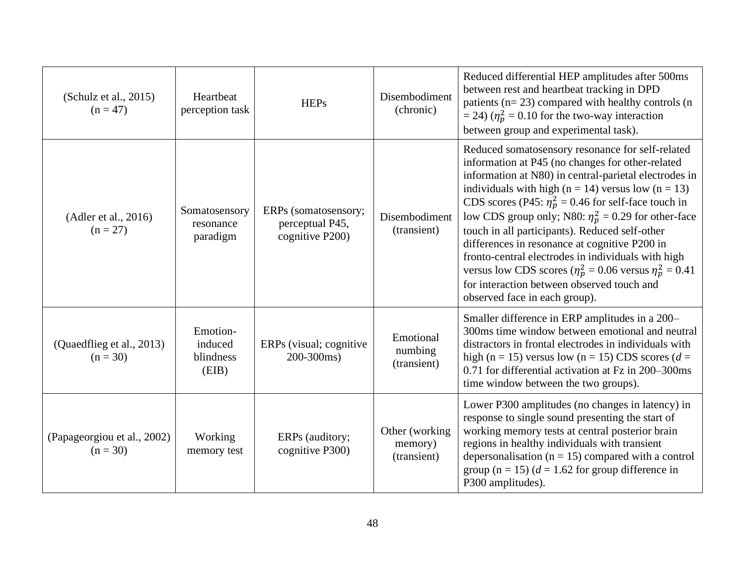| (Schulz et al., 2015) (n = 47) | Heartbeat perception task | HEPs | Disembodiment (chronic) | Reduced differential HEP amplitudes after 500ms between rest and heartbeat tracking in DPD patients (n= 23) compared with healthy controls (n = 24) ($\eta_p^2$ = 0.10 for the two-way interaction between group and experimental task). |
|---|---|---|---|---|
| (Adler et al., 2016) (n = 27) | Somatosensory resonance paradigm | ERPs (somatosensory; perceptual P45, cognitive P200) | Disembodiment (transient) | Reduced somatosensory resonance for self-related information at P45 (no changes for other-related information at N80) in central-parietal electrodes in individuals with high (n = 14) versus low (n = 13) CDS scores (P45: $\eta_p^2$ = 0.46 for self-face touch in low CDS group only; N80: $\eta_p^2$ = 0.29 for other-face touch in all participants). Reduced self-other differences in resonance at cognitive P200 in fronto-central electrodes in individuals with high versus low CDS scores ($\eta_p^2$ = 0.06 versus $\eta_p^2$ = 0.41 for interaction between observed touch and observed face in each group). |
| (Quaedflieg et al., 2013) (n = 30) | Emotion-induced blindness (EIB) | ERPs (visual; cognitive 200-300ms) | Emotional numbing (transient) | Smaller difference in ERP amplitudes in a 200–300ms time window between emotional and neutral distractors in frontal electrodes in individuals with high (n = 15) versus low (n = 15) CDS scores (*d* = 0.71 for differential activation at Fz in 200–300ms time window between the two groups). |
| (Papageorgiou et al., 2002) (n = 30) | Working memory test | ERPs (auditory; cognitive P300) | Other (working memory) (transient) | Lower P300 amplitudes (no changes in latency) in response to single sound presenting the start of working memory tests at central posterior brain regions in healthy individuals with transient depersonalisation (n = 15) compared with a control group (n = 15) (*d* = 1.62 for group difference in P300 amplitudes). |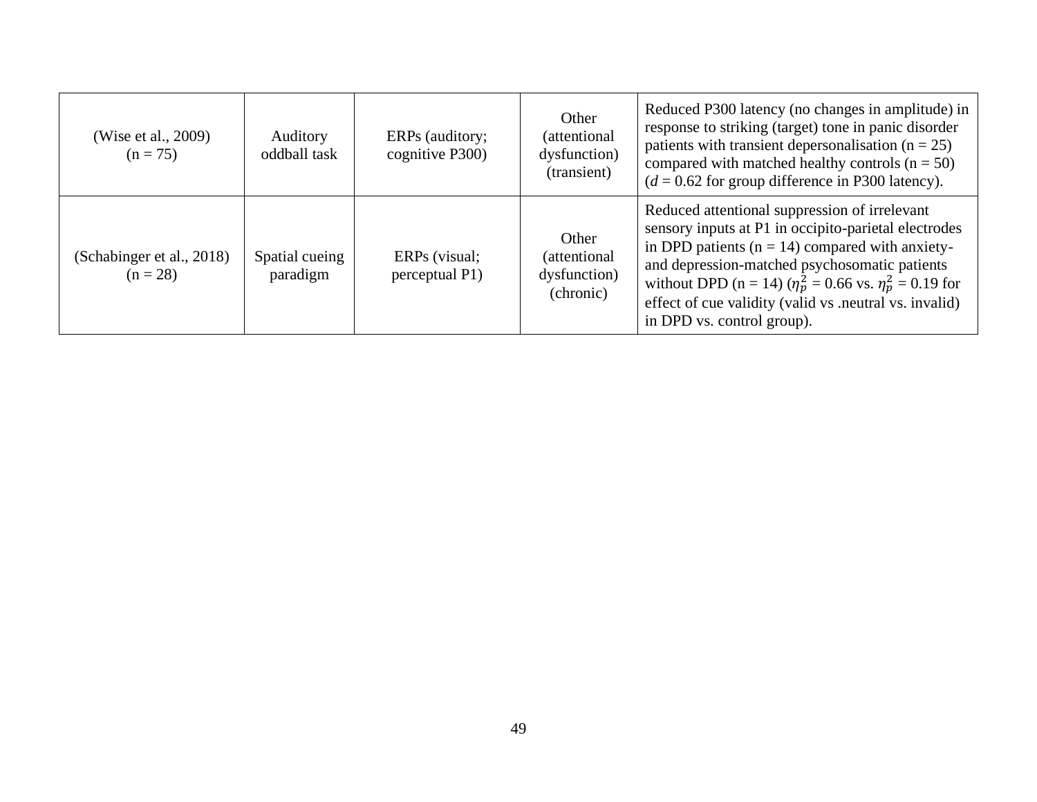| | | | | |
|---|---|---|---|---|
| (Wise et al., 2009) (n = 75) | Auditory oddball task | ERPs (auditory; cognitive P300) | Other (attentional dysfunction) (transient) | Reduced P300 latency (no changes in amplitude) in response to striking (target) tone in panic disorder patients with transient depersonalisation (n = 25) compared with matched healthy controls (n = 50) (*d* = 0.62 for group difference in P300 latency). |
| (Schabinger et al., 2018) (n = 28) | Spatial cueing paradigm | ERPs (visual; perceptual P1) | Other (attentional dysfunction) (chronic) | Reduced attentional suppression of irrelevant sensory inputs at P1 in occipito-parietal electrodes in DPD patients (n = 14) compared with anxiety- and depression-matched psychosomatic patients without DPD (n = 14) ($\eta_p^2$ = 0.66 vs. $\eta_p^2$ = 0.19 for effect of cue validity (valid vs .neutral vs. invalid) in DPD vs. control group). |